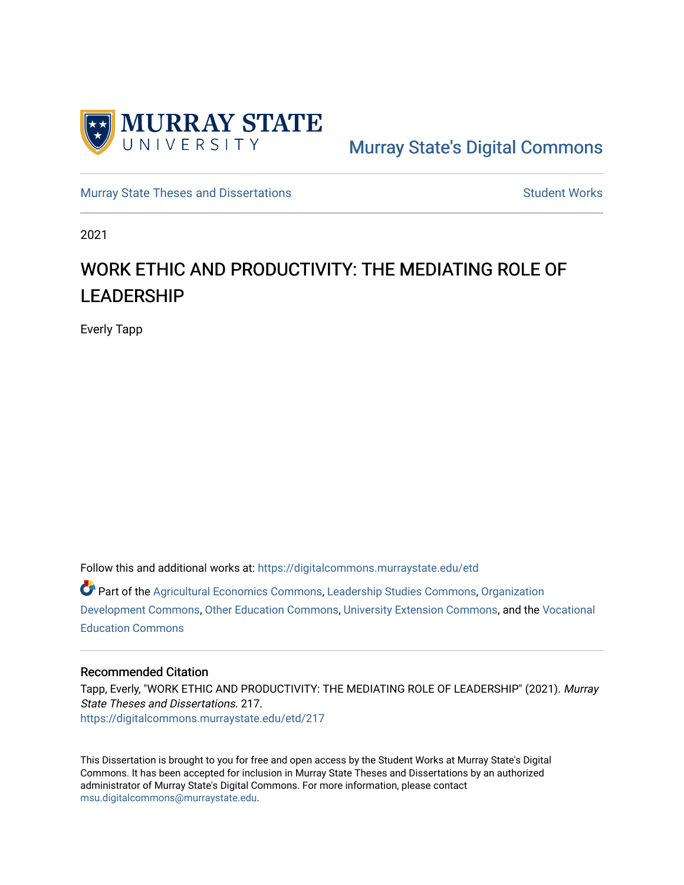Murray State's Digital Commons

Murray State Theses and Dissertations

Student Works

2021

# WORK ETHIC AND PRODUCTIVITY: THE MEDIATING ROLE OF LEADERSHIP

Everly Tapp

Follow this and additional works at: https://digitalcommons.murraystate.edu/etd

Part of the Agricultural Economics Commons, Leadership Studies Commons, Organization Development Commons, Other Education Commons, University Extension Commons, and the Vocational Education Commons

## Recommended Citation

Tapp, Everly, "WORK ETHIC AND PRODUCTIVITY: THE MEDIATING ROLE OF LEADERSHIP" (2021). *Murray State Theses and Dissertations*. 217.
https://digitalcommons.murraystate.edu/etd/217

This Dissertation is brought to you for free and open access by the Student Works at Murray State's Digital Commons. It has been accepted for inclusion in Murray State Theses and Dissertations by an authorized administrator of Murray State's Digital Commons. For more information, please contact msu.digitalcommons@murraystate.edu.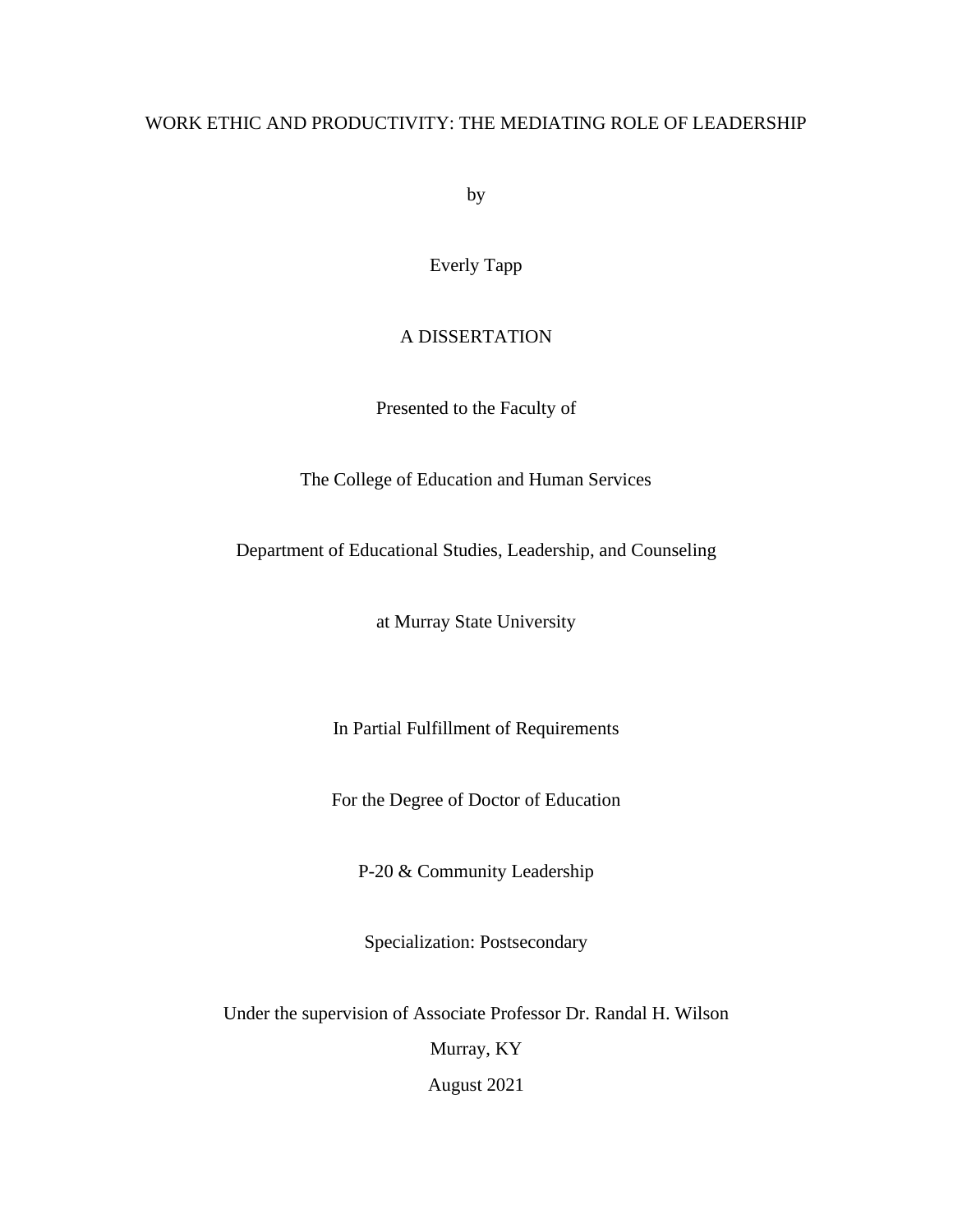# WORK ETHIC AND PRODUCTIVITY: THE MEDIATING ROLE OF LEADERSHIP

by

Everly Tapp

A DISSERTATION

Presented to the Faculty of

The College of Education and Human Services

Department of Educational Studies, Leadership, and Counseling

at Murray State University

In Partial Fulfillment of Requirements

For the Degree of Doctor of Education

P-20 & Community Leadership

Specialization: Postsecondary

Under the supervision of Associate Professor Dr. Randal H. Wilson

Murray, KY

August 2021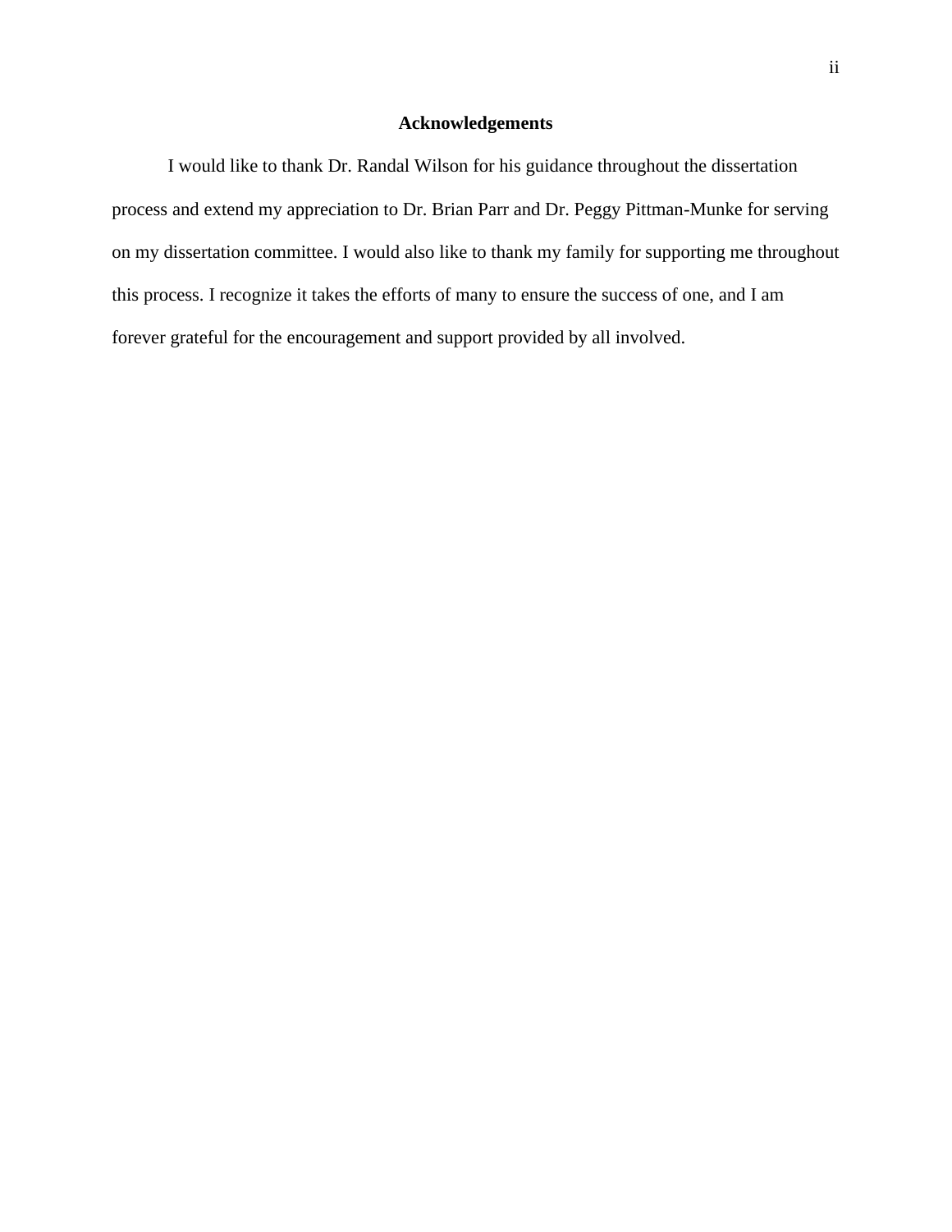# Acknowledgements

I would like to thank Dr. Randal Wilson for his guidance throughout the dissertation process and extend my appreciation to Dr. Brian Parr and Dr. Peggy Pittman-Munke for serving on my dissertation committee. I would also like to thank my family for supporting me throughout this process. I recognize it takes the efforts of many to ensure the success of one, and I am forever grateful for the encouragement and support provided by all involved.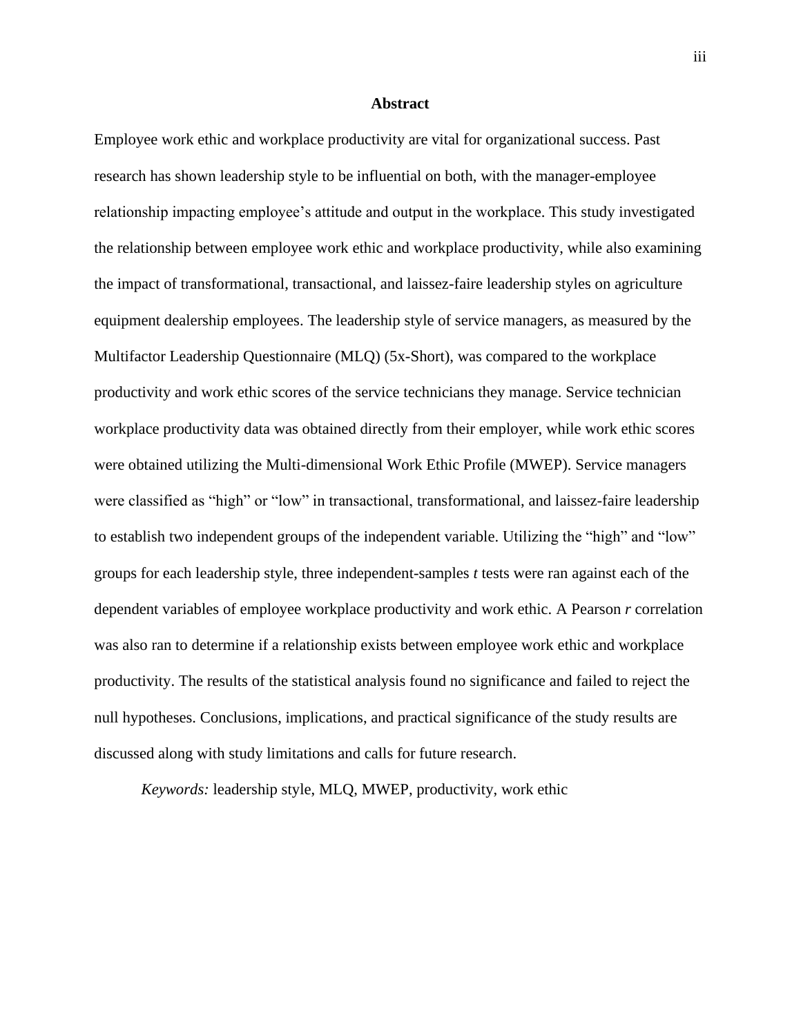# Abstract

Employee work ethic and workplace productivity are vital for organizational success. Past research has shown leadership style to be influential on both, with the manager-employee relationship impacting employee's attitude and output in the workplace. This study investigated the relationship between employee work ethic and workplace productivity, while also examining the impact of transformational, transactional, and laissez-faire leadership styles on agriculture equipment dealership employees. The leadership style of service managers, as measured by the Multifactor Leadership Questionnaire (MLQ) (5x-Short), was compared to the workplace productivity and work ethic scores of the service technicians they manage. Service technician workplace productivity data was obtained directly from their employer, while work ethic scores were obtained utilizing the Multi-dimensional Work Ethic Profile (MWEP). Service managers were classified as "high" or "low" in transactional, transformational, and laissez-faire leadership to establish two independent groups of the independent variable. Utilizing the "high" and "low" groups for each leadership style, three independent-samples *t* tests were ran against each of the dependent variables of employee workplace productivity and work ethic. A Pearson *r* correlation was also ran to determine if a relationship exists between employee work ethic and workplace productivity. The results of the statistical analysis found no significance and failed to reject the null hypotheses. Conclusions, implications, and practical significance of the study results are discussed along with study limitations and calls for future research.

*Keywords:* leadership style, MLQ, MWEP, productivity, work ethic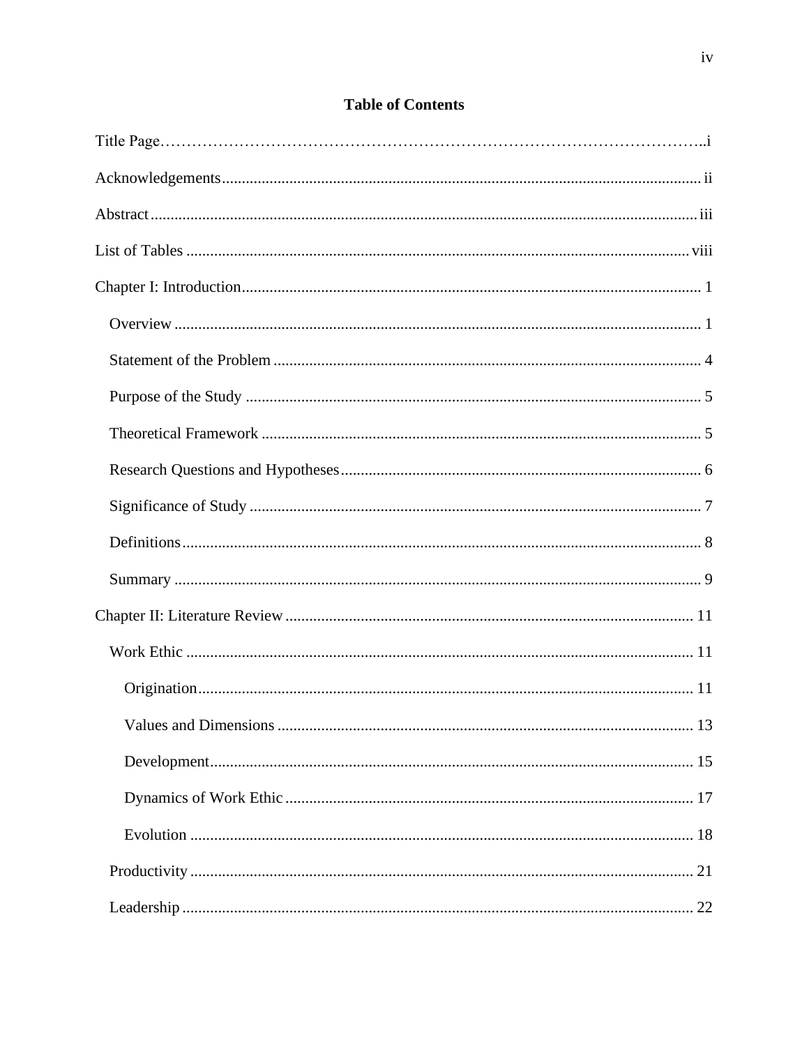**Table of Contents**

Title Page……………………………………………………………………………………..i

Acknowledgements........................................................................................................ ii

Abstract......................................................................................................................... iii

List of Tables ............................................................................................................... viii

Chapter I: Introduction.................................................................................................. 1

  Overview ................................................................................................................... 1

  Statement of the Problem ........................................................................................... 4

  Purpose of the Study .................................................................................................. 5

  Theoretical Framework .............................................................................................. 5

  Research Questions and Hypotheses.......................................................................... 6

  Significance of Study ................................................................................................. 7

  Definitions.................................................................................................................. 8

  Summary .................................................................................................................... 9

Chapter II: Literature Review ...................................................................................... 11

  Work Ethic ............................................................................................................... 11

    Origination............................................................................................................ 11

    Values and Dimensions ........................................................................................ 13

    Development......................................................................................................... 15

    Dynamics of Work Ethic ...................................................................................... 17

    Evolution .............................................................................................................. 18

  Productivity .............................................................................................................. 21

  Leadership ................................................................................................................ 22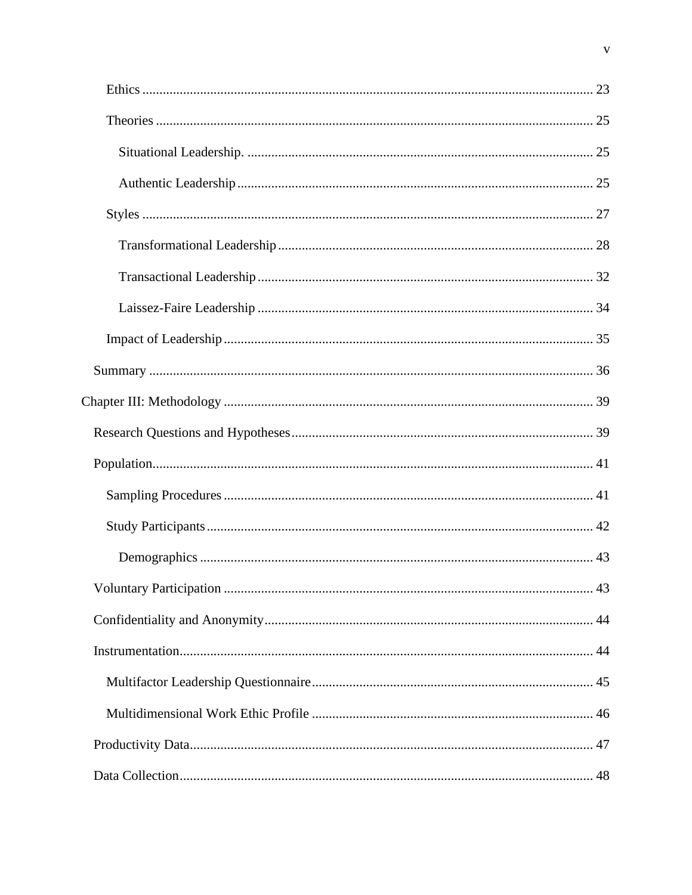Ethics ..................................................................................................................... 23

Theories ................................................................................................................. 25

Situational Leadership. ...................................................................................... 25

Authentic Leadership ......................................................................................... 25

Styles ..................................................................................................................... 27

Transformational Leadership ............................................................................. 28

Transactional Leadership ................................................................................... 32

Laissez-Faire Leadership ................................................................................... 34

Impact of Leadership ............................................................................................. 35

Summary ................................................................................................................... 36

Chapter III: Methodology ............................................................................................. 39

Research Questions and Hypotheses ......................................................................... 39

Population.................................................................................................................. 41

Sampling Procedures ............................................................................................. 41

Study Participants .................................................................................................. 42

Demographics .................................................................................................... 43

Voluntary Participation ............................................................................................. 43

Confidentiality and Anonymity ................................................................................. 44

Instrumentation.......................................................................................................... 44

Multifactor Leadership Questionnaire ................................................................... 45

Multidimensional Work Ethic Profile ................................................................... 46

Productivity Data....................................................................................................... 47

Data Collection.......................................................................................................... 48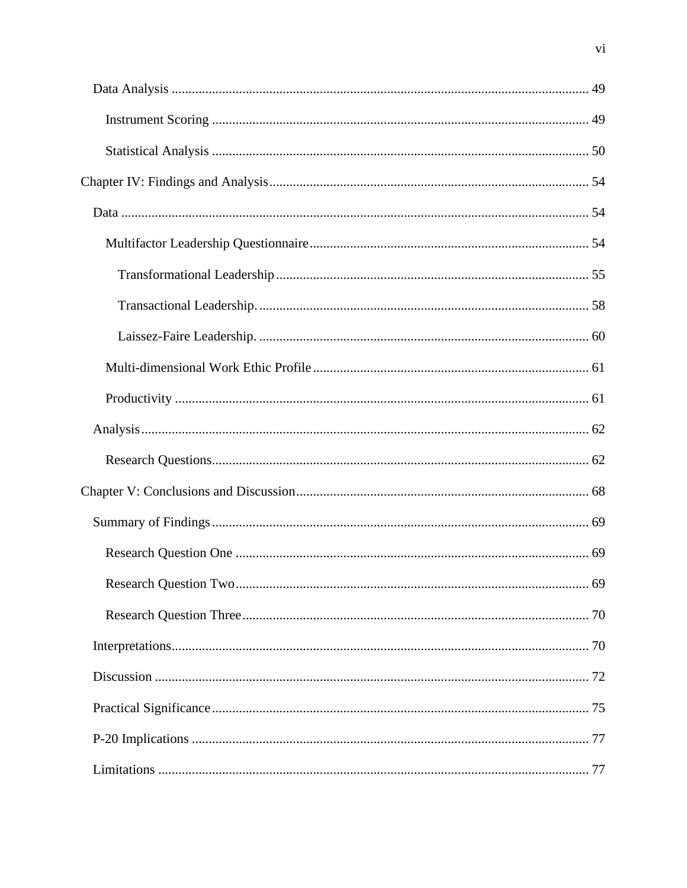Data Analysis ........................................................................................................................ 49

Instrument Scoring ............................................................................................................. 49

Statistical Analysis ............................................................................................................. 50

Chapter IV: Findings and Analysis.......................................................................................... 54

Data ....................................................................................................................................... 54

Multifactor Leadership Questionnaire................................................................................ 54

Transformational Leadership ........................................................................................... 55

Transactional Leadership. ................................................................................................ 58

Laissez-Faire Leadership. ................................................................................................ 60

Multi-dimensional Work Ethic Profile ................................................................................ 61

Productivity ......................................................................................................................... 61

Analysis.................................................................................................................................. 62

Research Questions.............................................................................................................. 62

Chapter V: Conclusions and Discussion.................................................................................... 68

Summary of Findings.............................................................................................................. 69

Research Question One ....................................................................................................... 69

Research Question Two....................................................................................................... 69

Research Question Three..................................................................................................... 70

Interpretations......................................................................................................................... 70

Discussion .............................................................................................................................. 72

Practical Significance.............................................................................................................. 75

P-20 Implications ................................................................................................................... 77

Limitations ............................................................................................................................. 77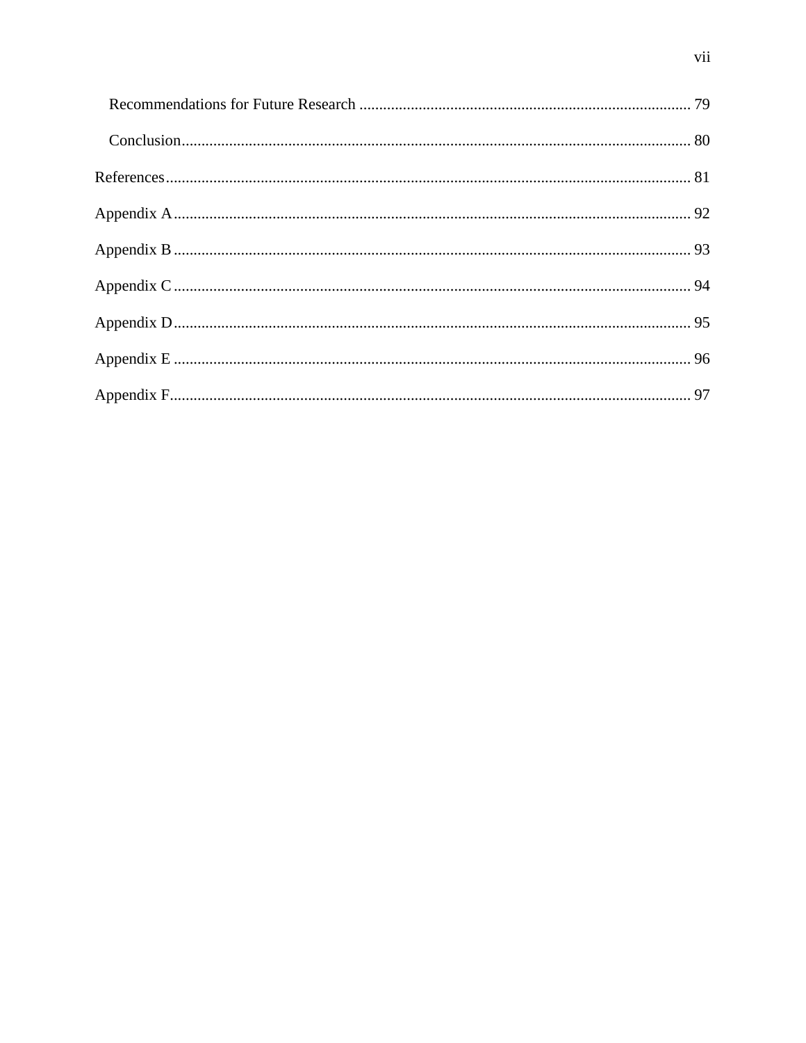Recommendations for Future Research .................................................................................... 79

Conclusion.................................................................................................................................. 80

References...................................................................................................................................... 81

Appendix A.................................................................................................................................... 92

Appendix B.................................................................................................................................... 93

Appendix C.................................................................................................................................... 94

Appendix D.................................................................................................................................... 95

Appendix E.................................................................................................................................... 96

Appendix F..................................................................................................................................... 97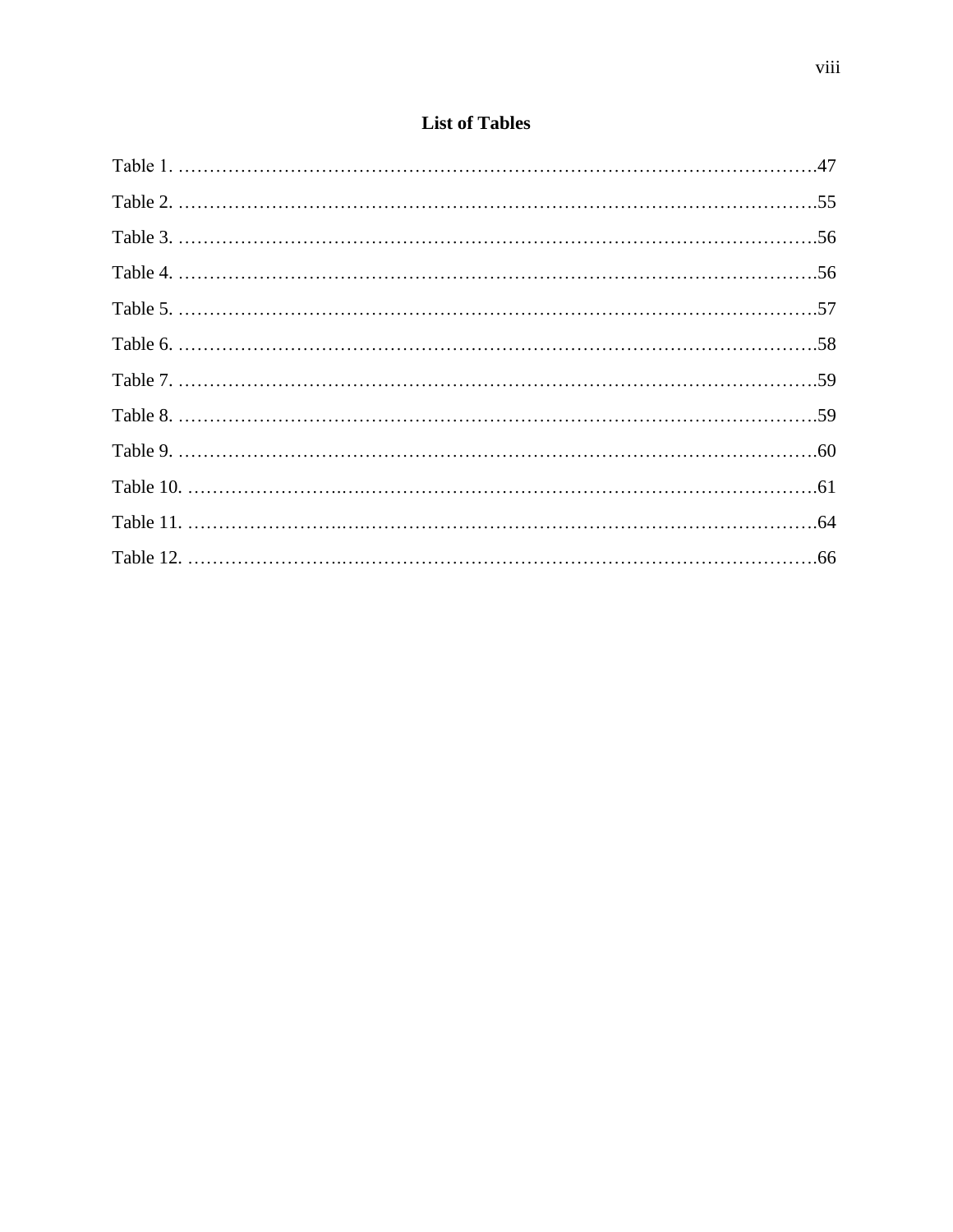# List of Tables

Table 1. ……………………………………………………………………………………….47

Table 2. ……………………………………………………………………………………….55

Table 3. ……………………………………………………………………………………….56

Table 4. ……………………………………………………………………………………….56

Table 5. ……………………………………………………………………………………….57

Table 6. ……………………………………………………………………………………….58

Table 7. ……………………………………………………………………………………….59

Table 8. ……………………………………………………………………………………….59

Table 9. ……………………………………………………………………………………….60

Table 10. ……………………..………………………………………………………………….61

Table 11. ……………………..………………………………………………………………….64

Table 12. ……………………..………………………………………………………………….66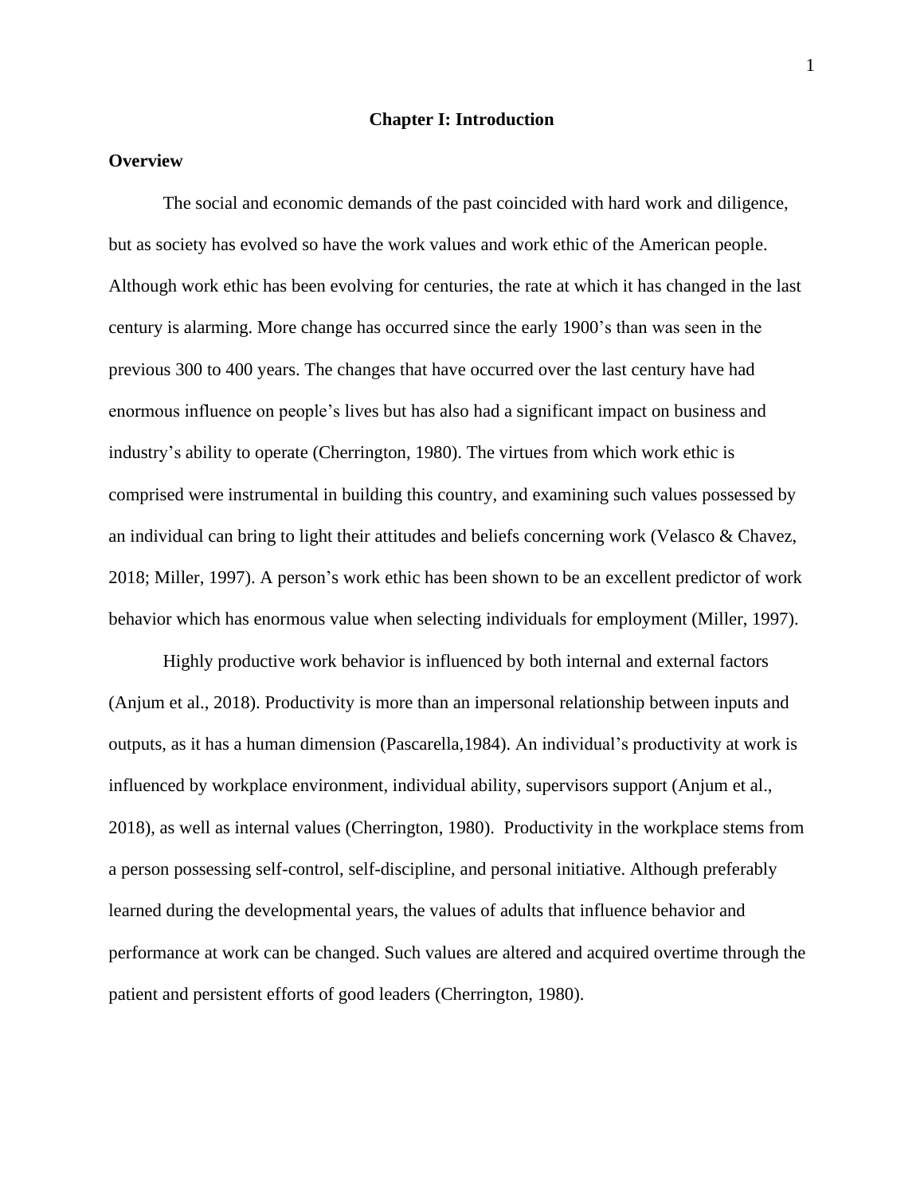# Chapter I: Introduction

## Overview

The social and economic demands of the past coincided with hard work and diligence, but as society has evolved so have the work values and work ethic of the American people. Although work ethic has been evolving for centuries, the rate at which it has changed in the last century is alarming. More change has occurred since the early 1900's than was seen in the previous 300 to 400 years. The changes that have occurred over the last century have had enormous influence on people's lives but has also had a significant impact on business and industry's ability to operate (Cherrington, 1980). The virtues from which work ethic is comprised were instrumental in building this country, and examining such values possessed by an individual can bring to light their attitudes and beliefs concerning work (Velasco & Chavez, 2018; Miller, 1997). A person's work ethic has been shown to be an excellent predictor of work behavior which has enormous value when selecting individuals for employment (Miller, 1997).

Highly productive work behavior is influenced by both internal and external factors (Anjum et al., 2018). Productivity is more than an impersonal relationship between inputs and outputs, as it has a human dimension (Pascarella,1984). An individual's productivity at work is influenced by workplace environment, individual ability, supervisors support (Anjum et al., 2018), as well as internal values (Cherrington, 1980). Productivity in the workplace stems from a person possessing self-control, self-discipline, and personal initiative. Although preferably learned during the developmental years, the values of adults that influence behavior and performance at work can be changed. Such values are altered and acquired overtime through the patient and persistent efforts of good leaders (Cherrington, 1980).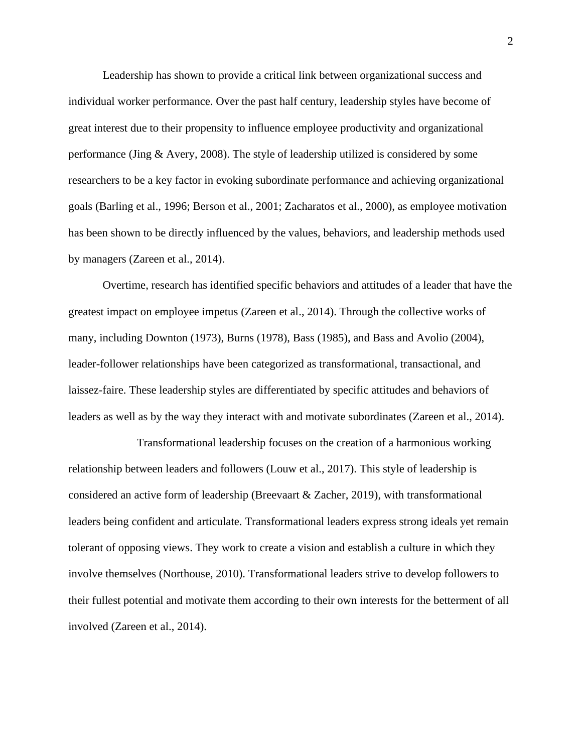Leadership has shown to provide a critical link between organizational success and individual worker performance. Over the past half century, leadership styles have become of great interest due to their propensity to influence employee productivity and organizational performance (Jing & Avery, 2008). The style of leadership utilized is considered by some researchers to be a key factor in evoking subordinate performance and achieving organizational goals (Barling et al., 1996; Berson et al., 2001; Zacharatos et al., 2000), as employee motivation has been shown to be directly influenced by the values, behaviors, and leadership methods used by managers (Zareen et al., 2014).

Overtime, research has identified specific behaviors and attitudes of a leader that have the greatest impact on employee impetus (Zareen et al., 2014). Through the collective works of many, including Downton (1973), Burns (1978), Bass (1985), and Bass and Avolio (2004), leader-follower relationships have been categorized as transformational, transactional, and laissez-faire. These leadership styles are differentiated by specific attitudes and behaviors of leaders as well as by the way they interact with and motivate subordinates (Zareen et al., 2014).

Transformational leadership focuses on the creation of a harmonious working relationship between leaders and followers (Louw et al., 2017). This style of leadership is considered an active form of leadership (Breevaart & Zacher, 2019), with transformational leaders being confident and articulate. Transformational leaders express strong ideals yet remain tolerant of opposing views. They work to create a vision and establish a culture in which they involve themselves (Northouse, 2010). Transformational leaders strive to develop followers to their fullest potential and motivate them according to their own interests for the betterment of all involved (Zareen et al., 2014).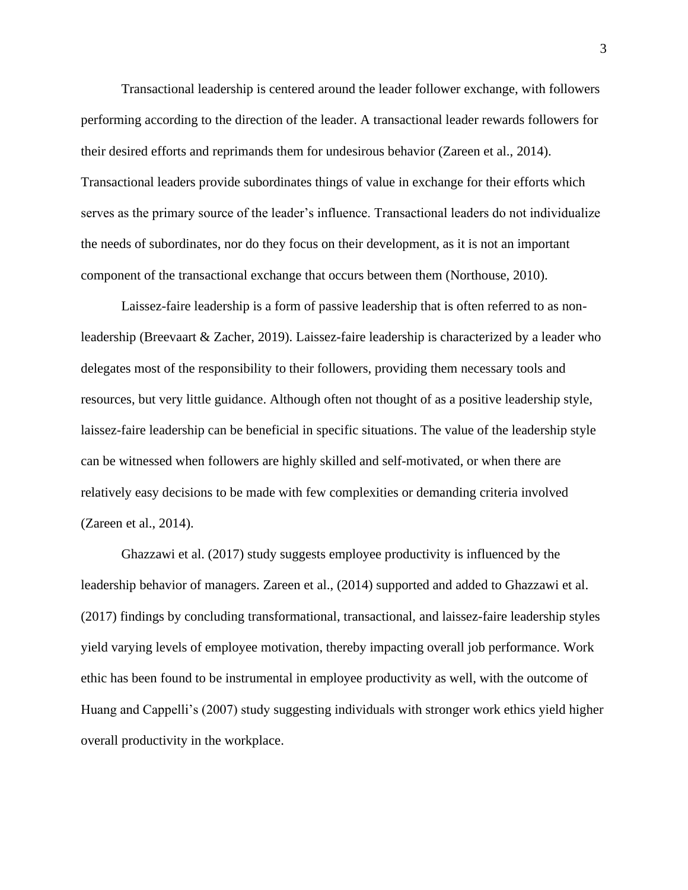Transactional leadership is centered around the leader follower exchange, with followers performing according to the direction of the leader. A transactional leader rewards followers for their desired efforts and reprimands them for undesirous behavior (Zareen et al., 2014). Transactional leaders provide subordinates things of value in exchange for their efforts which serves as the primary source of the leader's influence. Transactional leaders do not individualize the needs of subordinates, nor do they focus on their development, as it is not an important component of the transactional exchange that occurs between them (Northouse, 2010).

Laissez-faire leadership is a form of passive leadership that is often referred to as non-leadership (Breevaart & Zacher, 2019). Laissez-faire leadership is characterized by a leader who delegates most of the responsibility to their followers, providing them necessary tools and resources, but very little guidance. Although often not thought of as a positive leadership style, laissez-faire leadership can be beneficial in specific situations. The value of the leadership style can be witnessed when followers are highly skilled and self-motivated, or when there are relatively easy decisions to be made with few complexities or demanding criteria involved (Zareen et al., 2014).

Ghazzawi et al. (2017) study suggests employee productivity is influenced by the leadership behavior of managers. Zareen et al., (2014) supported and added to Ghazzawi et al. (2017) findings by concluding transformational, transactional, and laissez-faire leadership styles yield varying levels of employee motivation, thereby impacting overall job performance. Work ethic has been found to be instrumental in employee productivity as well, with the outcome of Huang and Cappelli's (2007) study suggesting individuals with stronger work ethics yield higher overall productivity in the workplace.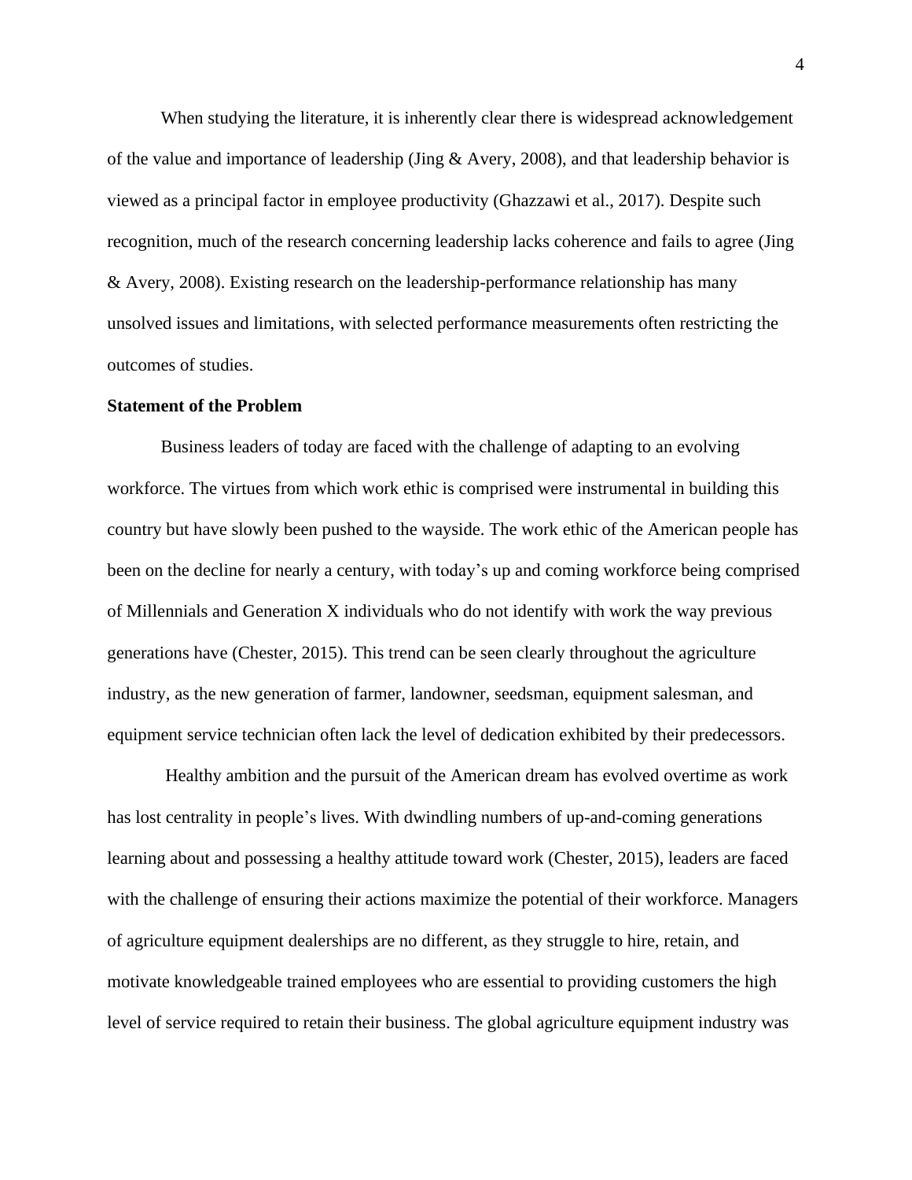When studying the literature, it is inherently clear there is widespread acknowledgement of the value and importance of leadership (Jing & Avery, 2008), and that leadership behavior is viewed as a principal factor in employee productivity (Ghazzawi et al., 2017). Despite such recognition, much of the research concerning leadership lacks coherence and fails to agree (Jing & Avery, 2008). Existing research on the leadership-performance relationship has many unsolved issues and limitations, with selected performance measurements often restricting the outcomes of studies.

**Statement of the Problem**

Business leaders of today are faced with the challenge of adapting to an evolving workforce. The virtues from which work ethic is comprised were instrumental in building this country but have slowly been pushed to the wayside. The work ethic of the American people has been on the decline for nearly a century, with today's up and coming workforce being comprised of Millennials and Generation X individuals who do not identify with work the way previous generations have (Chester, 2015). This trend can be seen clearly throughout the agriculture industry, as the new generation of farmer, landowner, seedsman, equipment salesman, and equipment service technician often lack the level of dedication exhibited by their predecessors.

Healthy ambition and the pursuit of the American dream has evolved overtime as work has lost centrality in people's lives. With dwindling numbers of up-and-coming generations learning about and possessing a healthy attitude toward work (Chester, 2015), leaders are faced with the challenge of ensuring their actions maximize the potential of their workforce. Managers of agriculture equipment dealerships are no different, as they struggle to hire, retain, and motivate knowledgeable trained employees who are essential to providing customers the high level of service required to retain their business. The global agriculture equipment industry was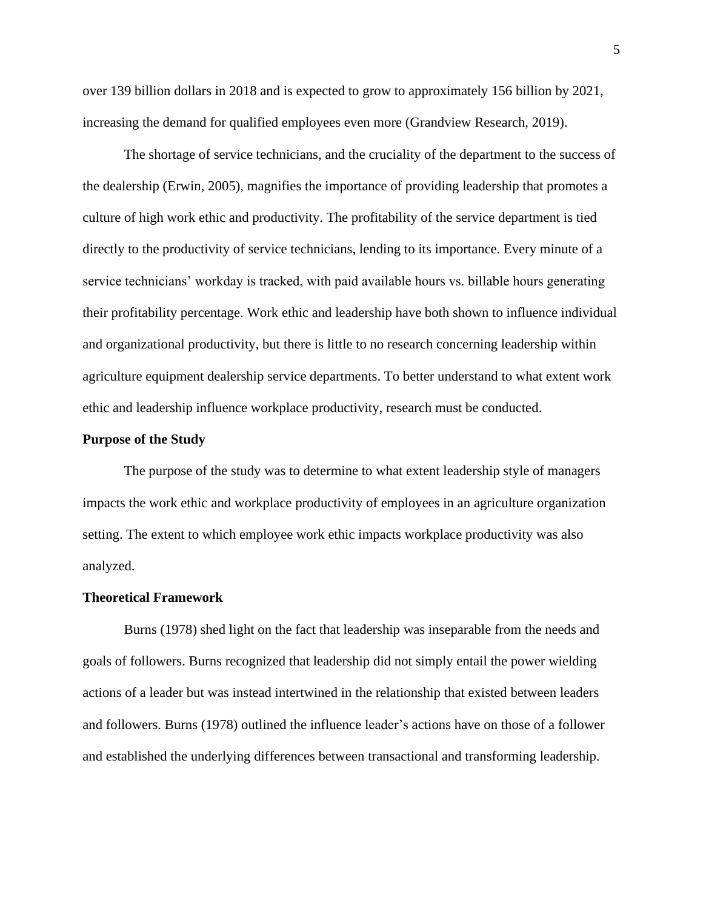over 139 billion dollars in 2018 and is expected to grow to approximately 156 billion by 2021, increasing the demand for qualified employees even more (Grandview Research, 2019).

The shortage of service technicians, and the cruciality of the department to the success of the dealership (Erwin, 2005), magnifies the importance of providing leadership that promotes a culture of high work ethic and productivity. The profitability of the service department is tied directly to the productivity of service technicians, lending to its importance. Every minute of a service technicians' workday is tracked, with paid available hours vs. billable hours generating their profitability percentage. Work ethic and leadership have both shown to influence individual and organizational productivity, but there is little to no research concerning leadership within agriculture equipment dealership service departments. To better understand to what extent work ethic and leadership influence workplace productivity, research must be conducted.

## Purpose of the Study

The purpose of the study was to determine to what extent leadership style of managers impacts the work ethic and workplace productivity of employees in an agriculture organization setting. The extent to which employee work ethic impacts workplace productivity was also analyzed.

## Theoretical Framework

Burns (1978) shed light on the fact that leadership was inseparable from the needs and goals of followers. Burns recognized that leadership did not simply entail the power wielding actions of a leader but was instead intertwined in the relationship that existed between leaders and followers. Burns (1978) outlined the influence leader's actions have on those of a follower and established the underlying differences between transactional and transforming leadership.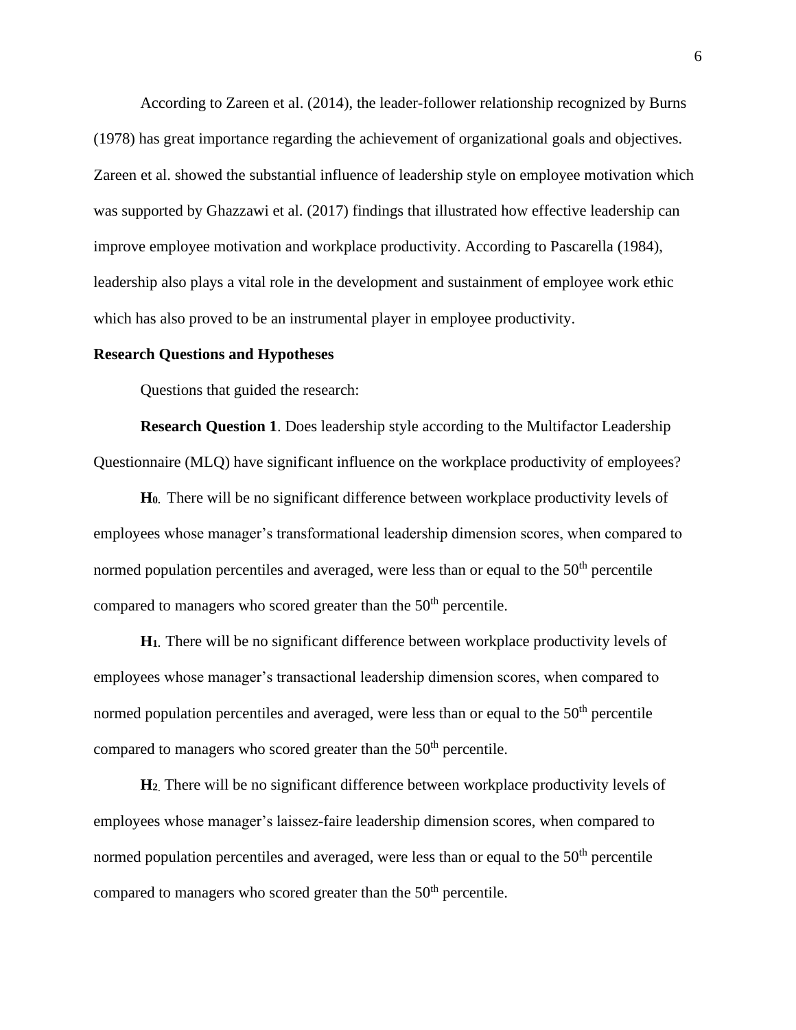According to Zareen et al. (2014), the leader-follower relationship recognized by Burns (1978) has great importance regarding the achievement of organizational goals and objectives. Zareen et al. showed the substantial influence of leadership style on employee motivation which was supported by Ghazzawi et al. (2017) findings that illustrated how effective leadership can improve employee motivation and workplace productivity. According to Pascarella (1984), leadership also plays a vital role in the development and sustainment of employee work ethic which has also proved to be an instrumental player in employee productivity.

**Research Questions and Hypotheses**

Questions that guided the research:

**Research Question 1**. Does leadership style according to the Multifactor Leadership Questionnaire (MLQ) have significant influence on the workplace productivity of employees?

**$H_0$.** There will be no significant difference between workplace productivity levels of employees whose manager's transformational leadership dimension scores, when compared to normed population percentiles and averaged, were less than or equal to the $50^{th}$ percentile compared to managers who scored greater than the $50^{th}$ percentile.

**$H_1$.** There will be no significant difference between workplace productivity levels of employees whose manager's transactional leadership dimension scores, when compared to normed population percentiles and averaged, were less than or equal to the $50^{th}$ percentile compared to managers who scored greater than the $50^{th}$ percentile.

**$H_2$.** There will be no significant difference between workplace productivity levels of employees whose manager's laissez-faire leadership dimension scores, when compared to normed population percentiles and averaged, were less than or equal to the $50^{th}$ percentile compared to managers who scored greater than the $50^{th}$ percentile.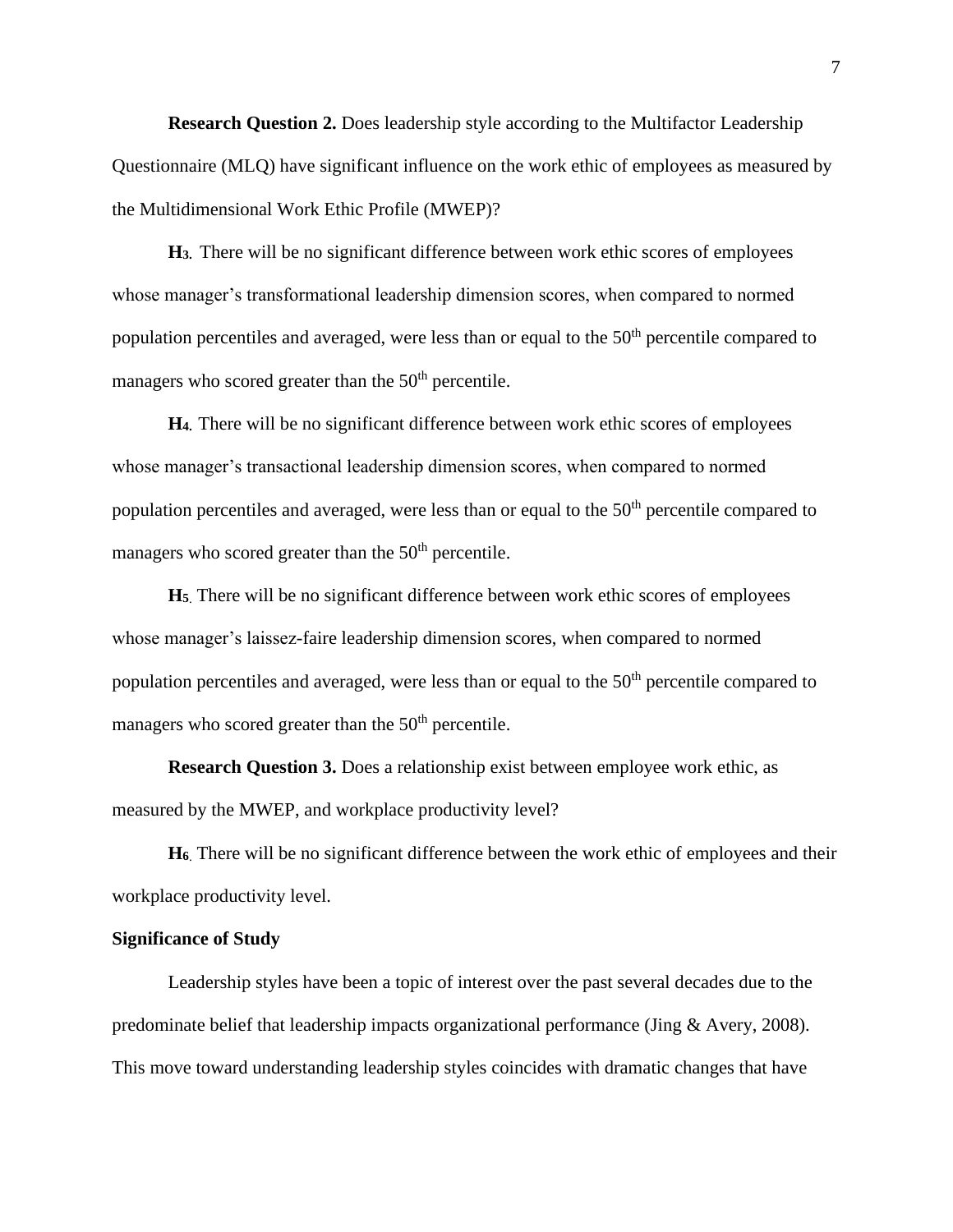**Research Question 2.** Does leadership style according to the Multifactor Leadership Questionnaire (MLQ) have significant influence on the work ethic of employees as measured by the Multidimensional Work Ethic Profile (MWEP)?

**$H_3$.** There will be no significant difference between work ethic scores of employees whose manager's transformational leadership dimension scores, when compared to normed population percentiles and averaged, were less than or equal to the 50th percentile compared to managers who scored greater than the 50th percentile.

**$H_4$.** There will be no significant difference between work ethic scores of employees whose manager's transactional leadership dimension scores, when compared to normed population percentiles and averaged, were less than or equal to the 50th percentile compared to managers who scored greater than the 50th percentile.

**$H_5$.** There will be no significant difference between work ethic scores of employees whose manager's laissez-faire leadership dimension scores, when compared to normed population percentiles and averaged, were less than or equal to the 50th percentile compared to managers who scored greater than the 50th percentile.

**Research Question 3.** Does a relationship exist between employee work ethic, as measured by the MWEP, and workplace productivity level?

**$H_6$.** There will be no significant difference between the work ethic of employees and their workplace productivity level.

**Significance of Study**

Leadership styles have been a topic of interest over the past several decades due to the predominate belief that leadership impacts organizational performance (Jing & Avery, 2008). This move toward understanding leadership styles coincides with dramatic changes that have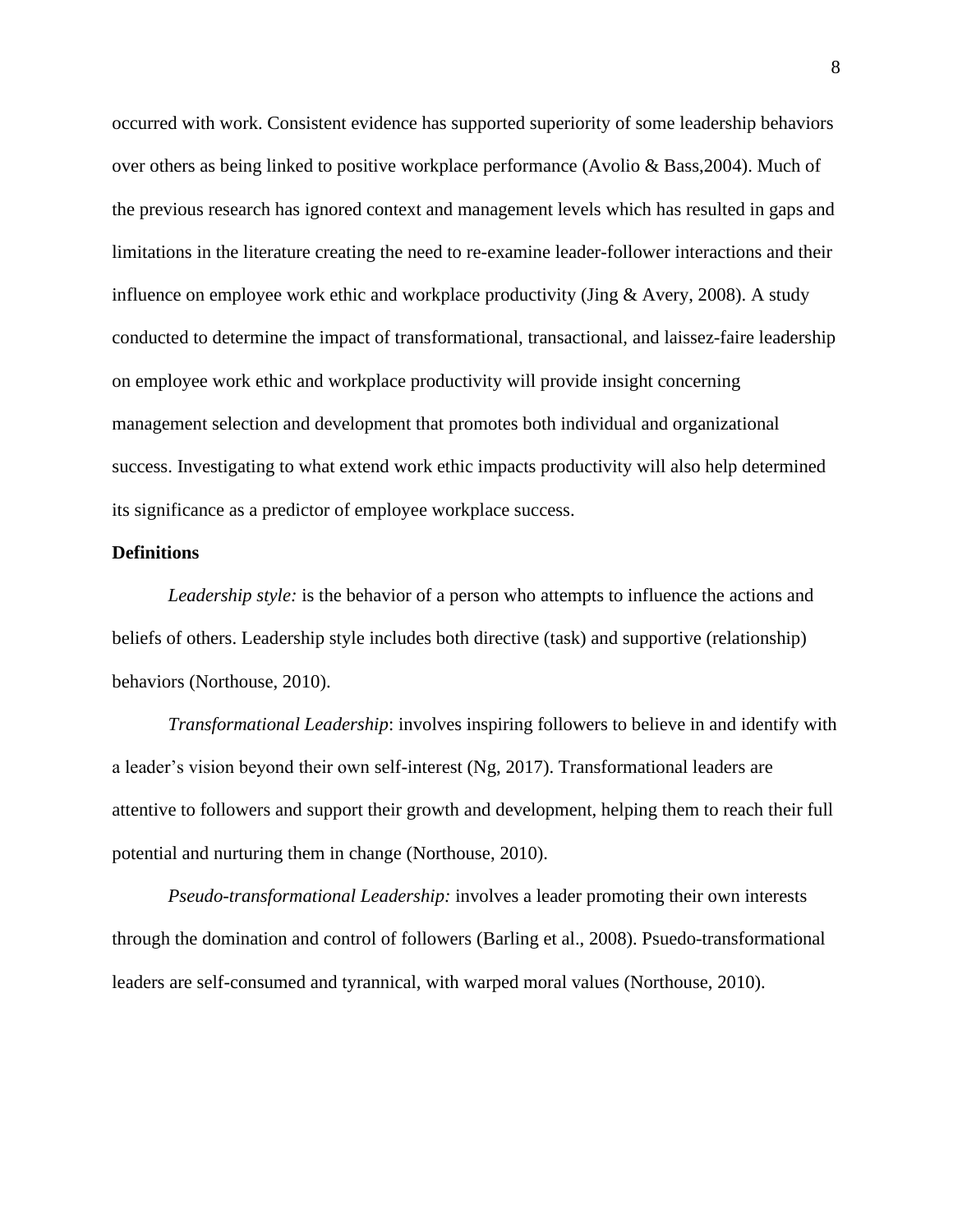occurred with work. Consistent evidence has supported superiority of some leadership behaviors over others as being linked to positive workplace performance (Avolio & Bass,2004). Much of the previous research has ignored context and management levels which has resulted in gaps and limitations in the literature creating the need to re-examine leader-follower interactions and their influence on employee work ethic and workplace productivity (Jing & Avery, 2008). A study conducted to determine the impact of transformational, transactional, and laissez-faire leadership on employee work ethic and workplace productivity will provide insight concerning management selection and development that promotes both individual and organizational success. Investigating to what extend work ethic impacts productivity will also help determined its significance as a predictor of employee workplace success.

**Definitions**

*Leadership style:* is the behavior of a person who attempts to influence the actions and beliefs of others. Leadership style includes both directive (task) and supportive (relationship) behaviors (Northouse, 2010).

*Transformational Leadership*: involves inspiring followers to believe in and identify with a leader's vision beyond their own self-interest (Ng, 2017). Transformational leaders are attentive to followers and support their growth and development, helping them to reach their full potential and nurturing them in change (Northouse, 2010).

*Pseudo-transformational Leadership:* involves a leader promoting their own interests through the domination and control of followers (Barling et al., 2008). Psuedo-transformational leaders are self-consumed and tyrannical, with warped moral values (Northouse, 2010).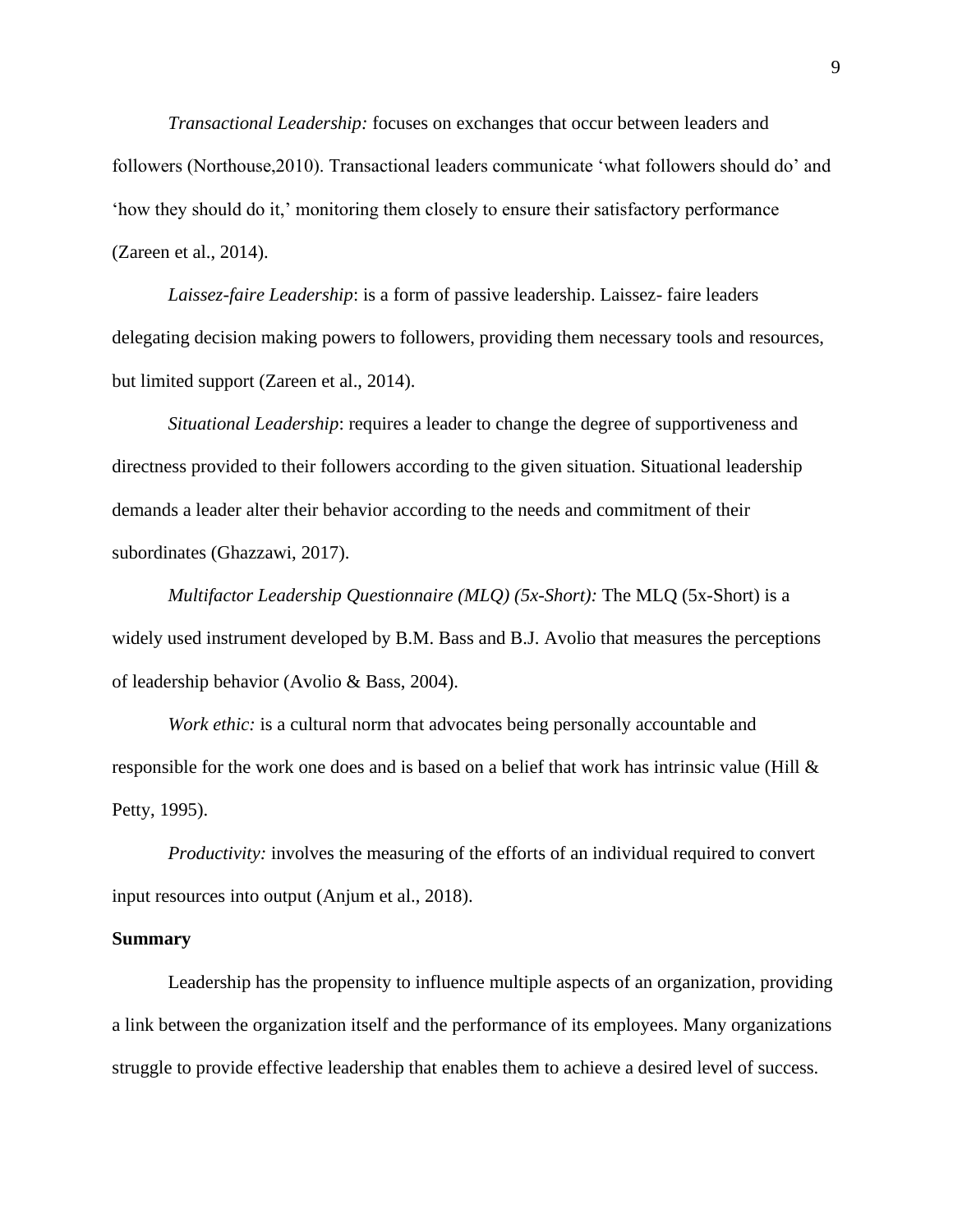*Transactional Leadership:* focuses on exchanges that occur between leaders and followers (Northouse,2010). Transactional leaders communicate 'what followers should do' and 'how they should do it,' monitoring them closely to ensure their satisfactory performance (Zareen et al., 2014).

*Laissez-faire Leadership*: is a form of passive leadership. Laissez- faire leaders delegating decision making powers to followers, providing them necessary tools and resources, but limited support (Zareen et al., 2014).

*Situational Leadership*: requires a leader to change the degree of supportiveness and directness provided to their followers according to the given situation. Situational leadership demands a leader alter their behavior according to the needs and commitment of their subordinates (Ghazzawi, 2017).

*Multifactor Leadership Questionnaire (MLQ) (5x-Short):* The MLQ (5x-Short) is a widely used instrument developed by B.M. Bass and B.J. Avolio that measures the perceptions of leadership behavior (Avolio & Bass, 2004).

*Work ethic:* is a cultural norm that advocates being personally accountable and responsible for the work one does and is based on a belief that work has intrinsic value (Hill & Petty, 1995).

*Productivity:* involves the measuring of the efforts of an individual required to convert input resources into output (Anjum et al., 2018).

**Summary**

Leadership has the propensity to influence multiple aspects of an organization, providing a link between the organization itself and the performance of its employees. Many organizations struggle to provide effective leadership that enables them to achieve a desired level of success.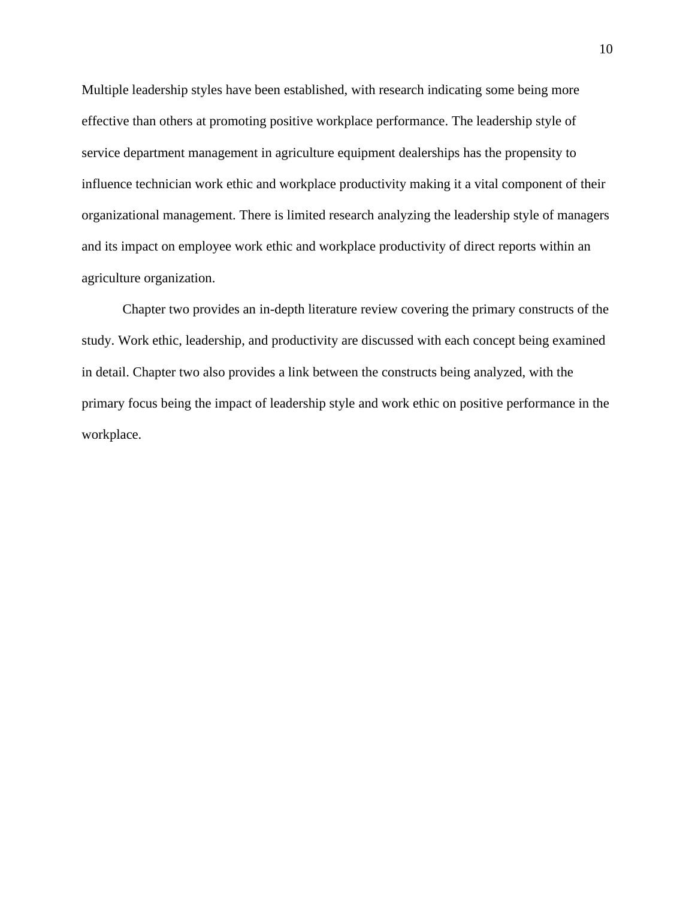Multiple leadership styles have been established, with research indicating some being more effective than others at promoting positive workplace performance. The leadership style of service department management in agriculture equipment dealerships has the propensity to influence technician work ethic and workplace productivity making it a vital component of their organizational management. There is limited research analyzing the leadership style of managers and its impact on employee work ethic and workplace productivity of direct reports within an agriculture organization.

Chapter two provides an in-depth literature review covering the primary constructs of the study. Work ethic, leadership, and productivity are discussed with each concept being examined in detail. Chapter two also provides a link between the constructs being analyzed, with the primary focus being the impact of leadership style and work ethic on positive performance in the workplace.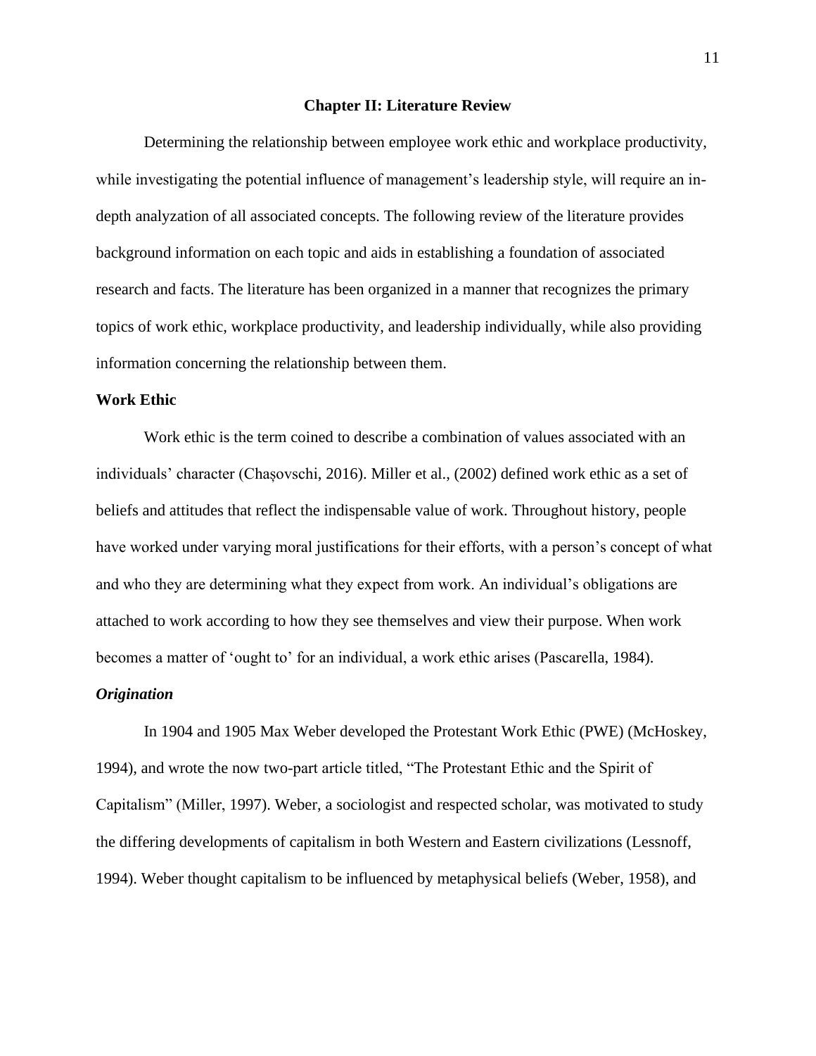# Chapter II: Literature Review

Determining the relationship between employee work ethic and workplace productivity, while investigating the potential influence of management's leadership style, will require an in-depth analyzation of all associated concepts. The following review of the literature provides background information on each topic and aids in establishing a foundation of associated research and facts. The literature has been organized in a manner that recognizes the primary topics of work ethic, workplace productivity, and leadership individually, while also providing information concerning the relationship between them.

## Work Ethic

Work ethic is the term coined to describe a combination of values associated with an individuals' character (Chașovschi, 2016). Miller et al., (2002) defined work ethic as a set of beliefs and attitudes that reflect the indispensable value of work. Throughout history, people have worked under varying moral justifications for their efforts, with a person's concept of what and who they are determining what they expect from work. An individual's obligations are attached to work according to how they see themselves and view their purpose. When work becomes a matter of 'ought to' for an individual, a work ethic arises (Pascarella, 1984).

### *Origination*

In 1904 and 1905 Max Weber developed the Protestant Work Ethic (PWE) (McHoskey, 1994), and wrote the now two-part article titled, "The Protestant Ethic and the Spirit of Capitalism" (Miller, 1997). Weber, a sociologist and respected scholar, was motivated to study the differing developments of capitalism in both Western and Eastern civilizations (Lessnoff, 1994). Weber thought capitalism to be influenced by metaphysical beliefs (Weber, 1958), and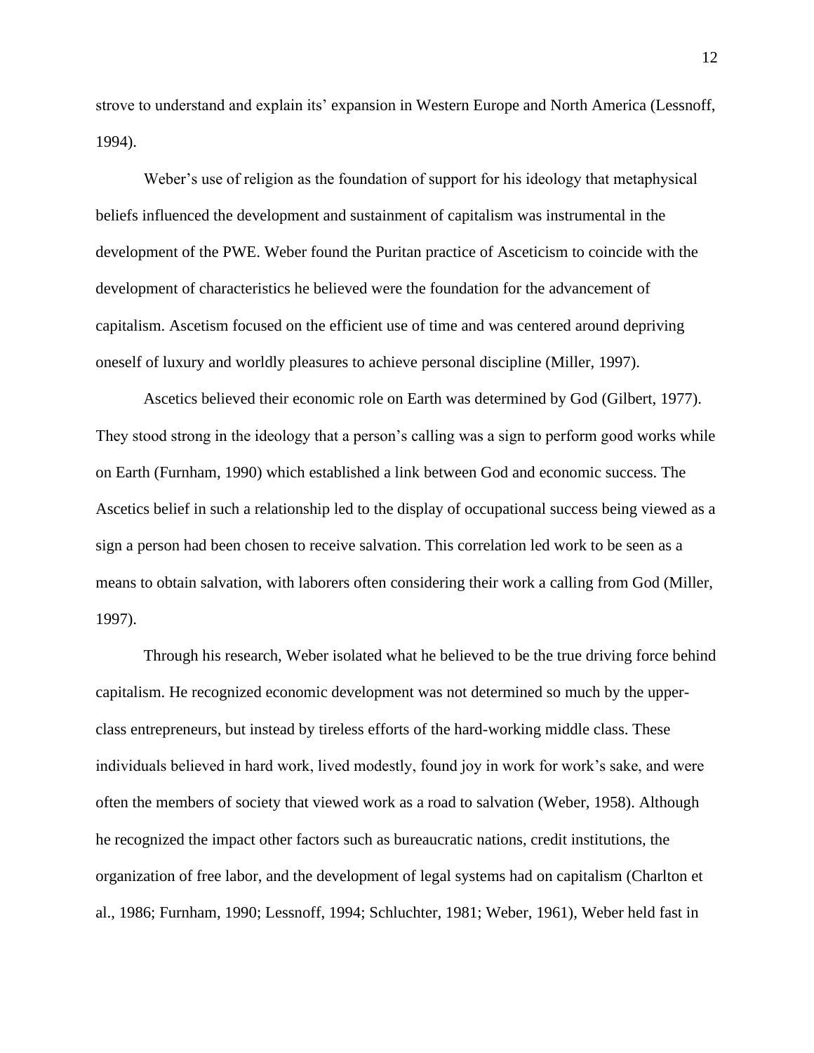strove to understand and explain its' expansion in Western Europe and North America (Lessnoff, 1994).

Weber's use of religion as the foundation of support for his ideology that metaphysical beliefs influenced the development and sustainment of capitalism was instrumental in the development of the PWE. Weber found the Puritan practice of Asceticism to coincide with the development of characteristics he believed were the foundation for the advancement of capitalism. Ascetism focused on the efficient use of time and was centered around depriving oneself of luxury and worldly pleasures to achieve personal discipline (Miller, 1997).

Ascetics believed their economic role on Earth was determined by God (Gilbert, 1977). They stood strong in the ideology that a person's calling was a sign to perform good works while on Earth (Furnham, 1990) which established a link between God and economic success. The Ascetics belief in such a relationship led to the display of occupational success being viewed as a sign a person had been chosen to receive salvation. This correlation led work to be seen as a means to obtain salvation, with laborers often considering their work a calling from God (Miller, 1997).

Through his research, Weber isolated what he believed to be the true driving force behind capitalism. He recognized economic development was not determined so much by the upper-class entrepreneurs, but instead by tireless efforts of the hard-working middle class. These individuals believed in hard work, lived modestly, found joy in work for work's sake, and were often the members of society that viewed work as a road to salvation (Weber, 1958). Although he recognized the impact other factors such as bureaucratic nations, credit institutions, the organization of free labor, and the development of legal systems had on capitalism (Charlton et al., 1986; Furnham, 1990; Lessnoff, 1994; Schluchter, 1981; Weber, 1961), Weber held fast in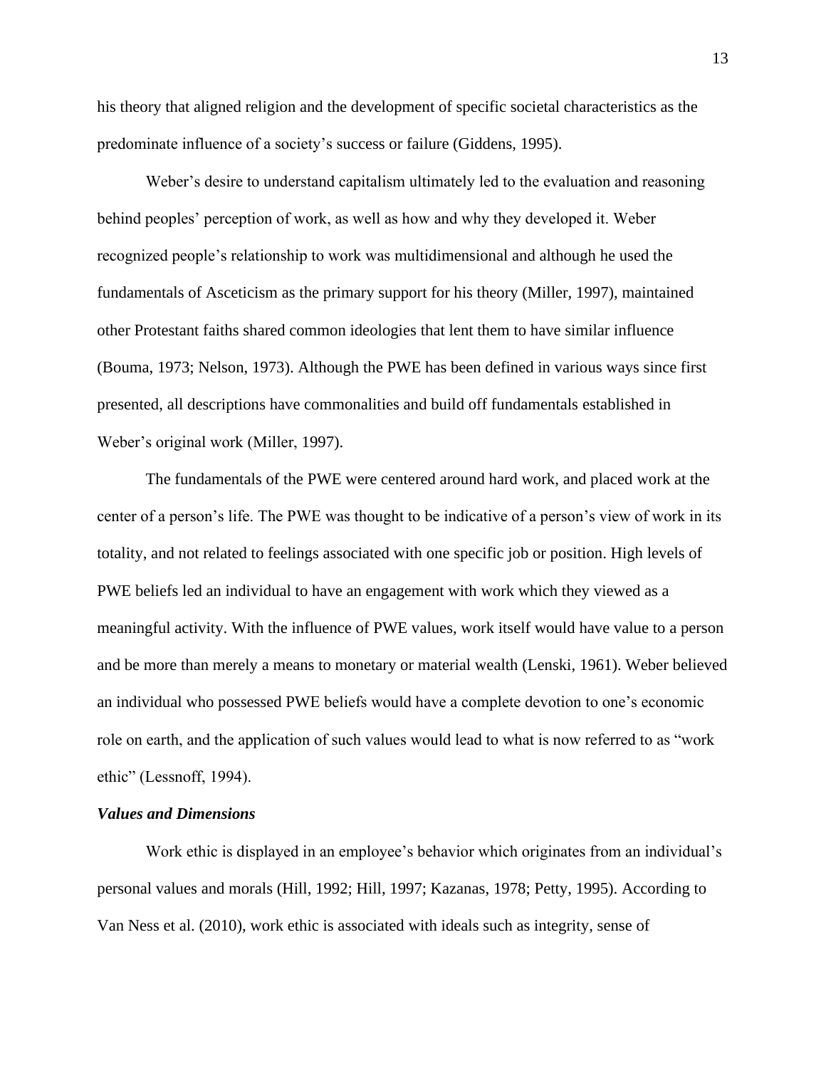his theory that aligned religion and the development of specific societal characteristics as the predominate influence of a society's success or failure (Giddens, 1995).

Weber's desire to understand capitalism ultimately led to the evaluation and reasoning behind peoples' perception of work, as well as how and why they developed it. Weber recognized people's relationship to work was multidimensional and although he used the fundamentals of Asceticism as the primary support for his theory (Miller, 1997), maintained other Protestant faiths shared common ideologies that lent them to have similar influence (Bouma, 1973; Nelson, 1973). Although the PWE has been defined in various ways since first presented, all descriptions have commonalities and build off fundamentals established in Weber's original work (Miller, 1997).

The fundamentals of the PWE were centered around hard work, and placed work at the center of a person's life. The PWE was thought to be indicative of a person's view of work in its totality, and not related to feelings associated with one specific job or position. High levels of PWE beliefs led an individual to have an engagement with work which they viewed as a meaningful activity. With the influence of PWE values, work itself would have value to a person and be more than merely a means to monetary or material wealth (Lenski, 1961). Weber believed an individual who possessed PWE beliefs would have a complete devotion to one's economic role on earth, and the application of such values would lead to what is now referred to as "work ethic" (Lessnoff, 1994).

### *Values and Dimensions*

Work ethic is displayed in an employee's behavior which originates from an individual's personal values and morals (Hill, 1992; Hill, 1997; Kazanas, 1978; Petty, 1995). According to Van Ness et al. (2010), work ethic is associated with ideals such as integrity, sense of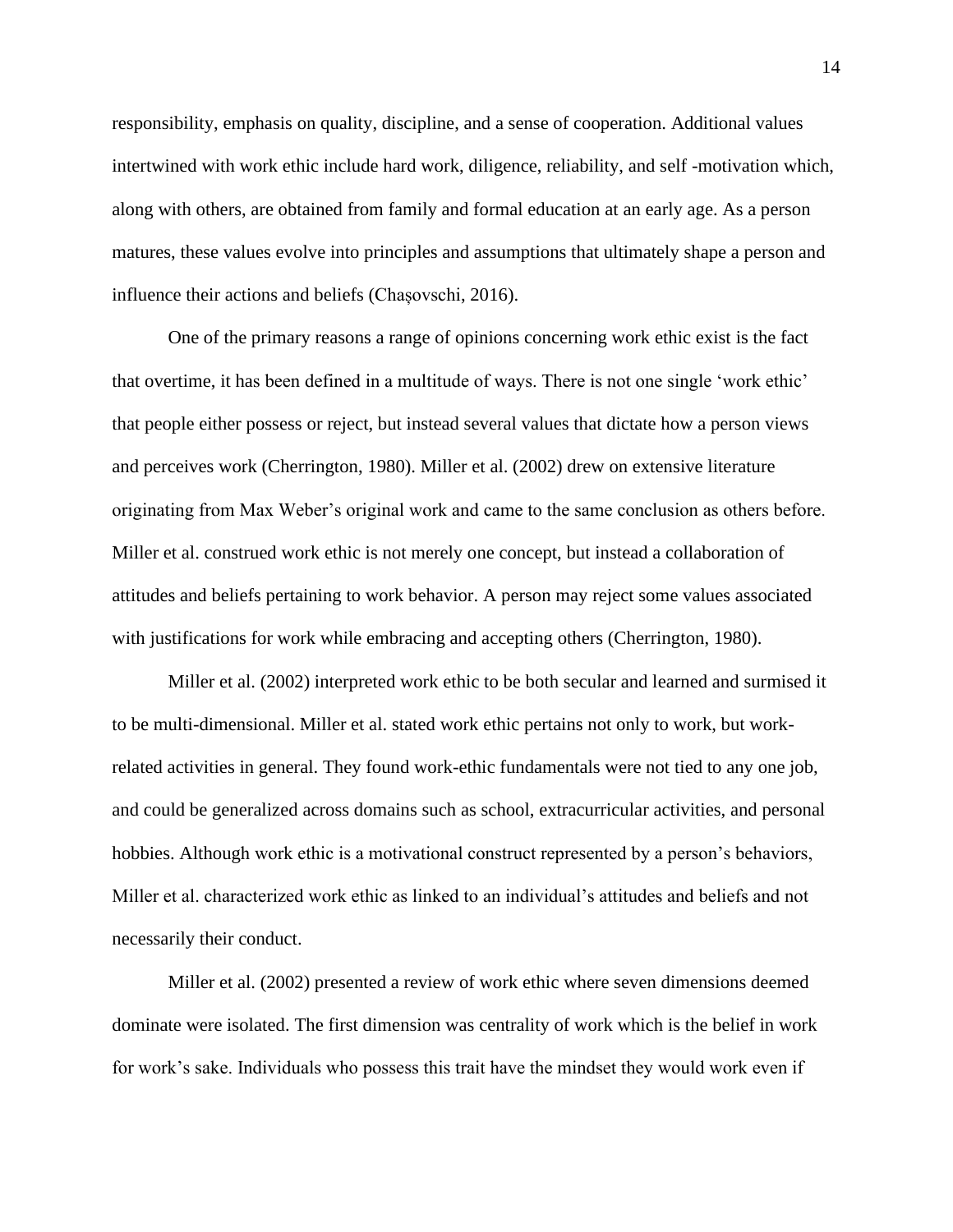responsibility, emphasis on quality, discipline, and a sense of cooperation. Additional values intertwined with work ethic include hard work, diligence, reliability, and self -motivation which, along with others, are obtained from family and formal education at an early age. As a person matures, these values evolve into principles and assumptions that ultimately shape a person and influence their actions and beliefs (Chașovschi, 2016).

One of the primary reasons a range of opinions concerning work ethic exist is the fact that overtime, it has been defined in a multitude of ways. There is not one single 'work ethic' that people either possess or reject, but instead several values that dictate how a person views and perceives work (Cherrington, 1980). Miller et al. (2002) drew on extensive literature originating from Max Weber's original work and came to the same conclusion as others before. Miller et al. construed work ethic is not merely one concept, but instead a collaboration of attitudes and beliefs pertaining to work behavior. A person may reject some values associated with justifications for work while embracing and accepting others (Cherrington, 1980).

Miller et al. (2002) interpreted work ethic to be both secular and learned and surmised it to be multi-dimensional. Miller et al. stated work ethic pertains not only to work, but work-related activities in general. They found work-ethic fundamentals were not tied to any one job, and could be generalized across domains such as school, extracurricular activities, and personal hobbies. Although work ethic is a motivational construct represented by a person's behaviors, Miller et al. characterized work ethic as linked to an individual's attitudes and beliefs and not necessarily their conduct.

Miller et al. (2002) presented a review of work ethic where seven dimensions deemed dominate were isolated. The first dimension was centrality of work which is the belief in work for work's sake. Individuals who possess this trait have the mindset they would work even if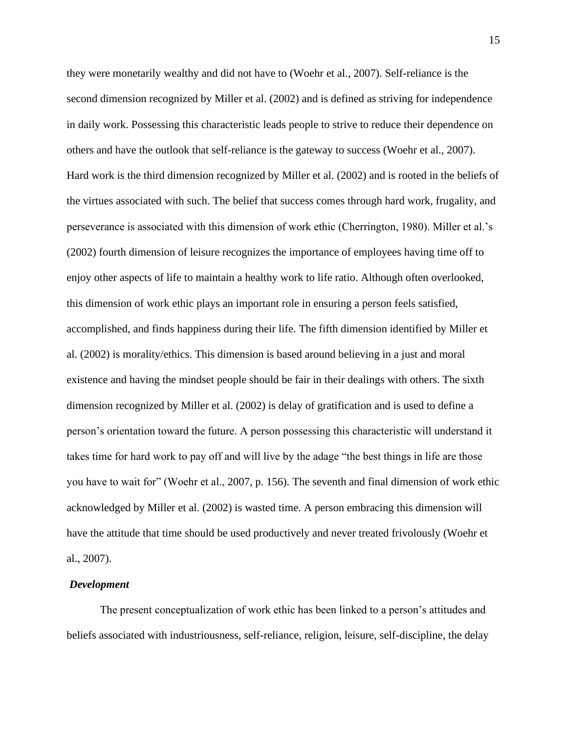they were monetarily wealthy and did not have to (Woehr et al., 2007). Self-reliance is the second dimension recognized by Miller et al. (2002) and is defined as striving for independence in daily work. Possessing this characteristic leads people to strive to reduce their dependence on others and have the outlook that self-reliance is the gateway to success (Woehr et al., 2007). Hard work is the third dimension recognized by Miller et al. (2002) and is rooted in the beliefs of the virtues associated with such. The belief that success comes through hard work, frugality, and perseverance is associated with this dimension of work ethic (Cherrington, 1980). Miller et al.'s (2002) fourth dimension of leisure recognizes the importance of employees having time off to enjoy other aspects of life to maintain a healthy work to life ratio. Although often overlooked, this dimension of work ethic plays an important role in ensuring a person feels satisfied, accomplished, and finds happiness during their life. The fifth dimension identified by Miller et al. (2002) is morality/ethics. This dimension is based around believing in a just and moral existence and having the mindset people should be fair in their dealings with others. The sixth dimension recognized by Miller et al. (2002) is delay of gratification and is used to define a person's orientation toward the future. A person possessing this characteristic will understand it takes time for hard work to pay off and will live by the adage "the best things in life are those you have to wait for" (Woehr et al., 2007, p. 156). The seventh and final dimension of work ethic acknowledged by Miller et al. (2002) is wasted time. A person embracing this dimension will have the attitude that time should be used productively and never treated frivolously (Woehr et al., 2007).

### *Development*

The present conceptualization of work ethic has been linked to a person's attitudes and beliefs associated with industriousness, self-reliance, religion, leisure, self-discipline, the delay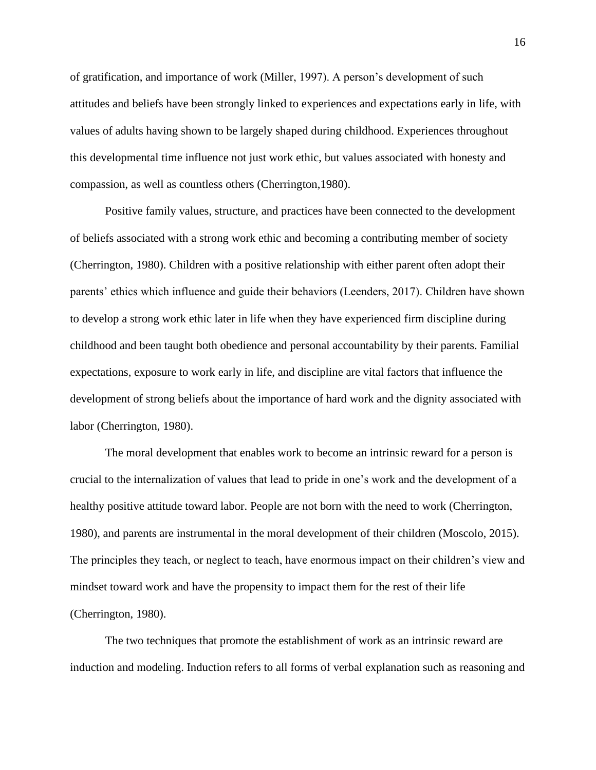of gratification, and importance of work (Miller, 1997). A person's development of such attitudes and beliefs have been strongly linked to experiences and expectations early in life, with values of adults having shown to be largely shaped during childhood. Experiences throughout this developmental time influence not just work ethic, but values associated with honesty and compassion, as well as countless others (Cherrington,1980).

Positive family values, structure, and practices have been connected to the development of beliefs associated with a strong work ethic and becoming a contributing member of society (Cherrington, 1980). Children with a positive relationship with either parent often adopt their parents' ethics which influence and guide their behaviors (Leenders, 2017). Children have shown to develop a strong work ethic later in life when they have experienced firm discipline during childhood and been taught both obedience and personal accountability by their parents. Familial expectations, exposure to work early in life, and discipline are vital factors that influence the development of strong beliefs about the importance of hard work and the dignity associated with labor (Cherrington, 1980).

The moral development that enables work to become an intrinsic reward for a person is crucial to the internalization of values that lead to pride in one's work and the development of a healthy positive attitude toward labor. People are not born with the need to work (Cherrington, 1980), and parents are instrumental in the moral development of their children (Moscolo, 2015). The principles they teach, or neglect to teach, have enormous impact on their children's view and mindset toward work and have the propensity to impact them for the rest of their life (Cherrington, 1980).

The two techniques that promote the establishment of work as an intrinsic reward are induction and modeling. Induction refers to all forms of verbal explanation such as reasoning and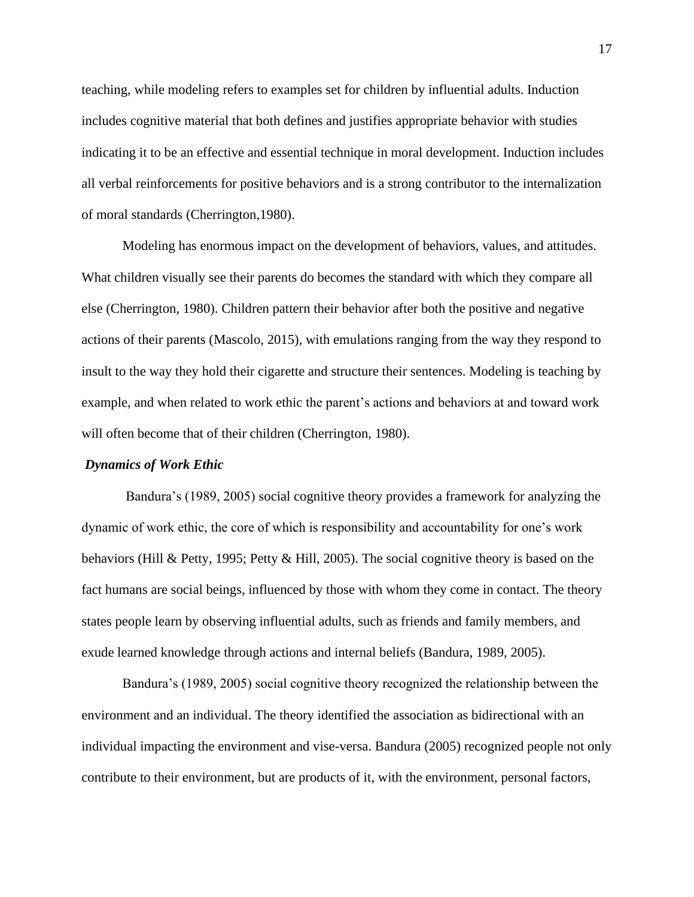teaching, while modeling refers to examples set for children by influential adults. Induction includes cognitive material that both defines and justifies appropriate behavior with studies indicating it to be an effective and essential technique in moral development. Induction includes all verbal reinforcements for positive behaviors and is a strong contributor to the internalization of moral standards (Cherrington,1980).

Modeling has enormous impact on the development of behaviors, values, and attitudes. What children visually see their parents do becomes the standard with which they compare all else (Cherrington, 1980). Children pattern their behavior after both the positive and negative actions of their parents (Mascolo, 2015), with emulations ranging from the way they respond to insult to the way they hold their cigarette and structure their sentences. Modeling is teaching by example, and when related to work ethic the parent's actions and behaviors at and toward work will often become that of their children (Cherrington, 1980).

### *Dynamics of Work Ethic*

Bandura's (1989, 2005) social cognitive theory provides a framework for analyzing the dynamic of work ethic, the core of which is responsibility and accountability for one's work behaviors (Hill & Petty, 1995; Petty & Hill, 2005). The social cognitive theory is based on the fact humans are social beings, influenced by those with whom they come in contact. The theory states people learn by observing influential adults, such as friends and family members, and exude learned knowledge through actions and internal beliefs (Bandura, 1989, 2005).

Bandura's (1989, 2005) social cognitive theory recognized the relationship between the environment and an individual. The theory identified the association as bidirectional with an individual impacting the environment and vise-versa. Bandura (2005) recognized people not only contribute to their environment, but are products of it, with the environment, personal factors,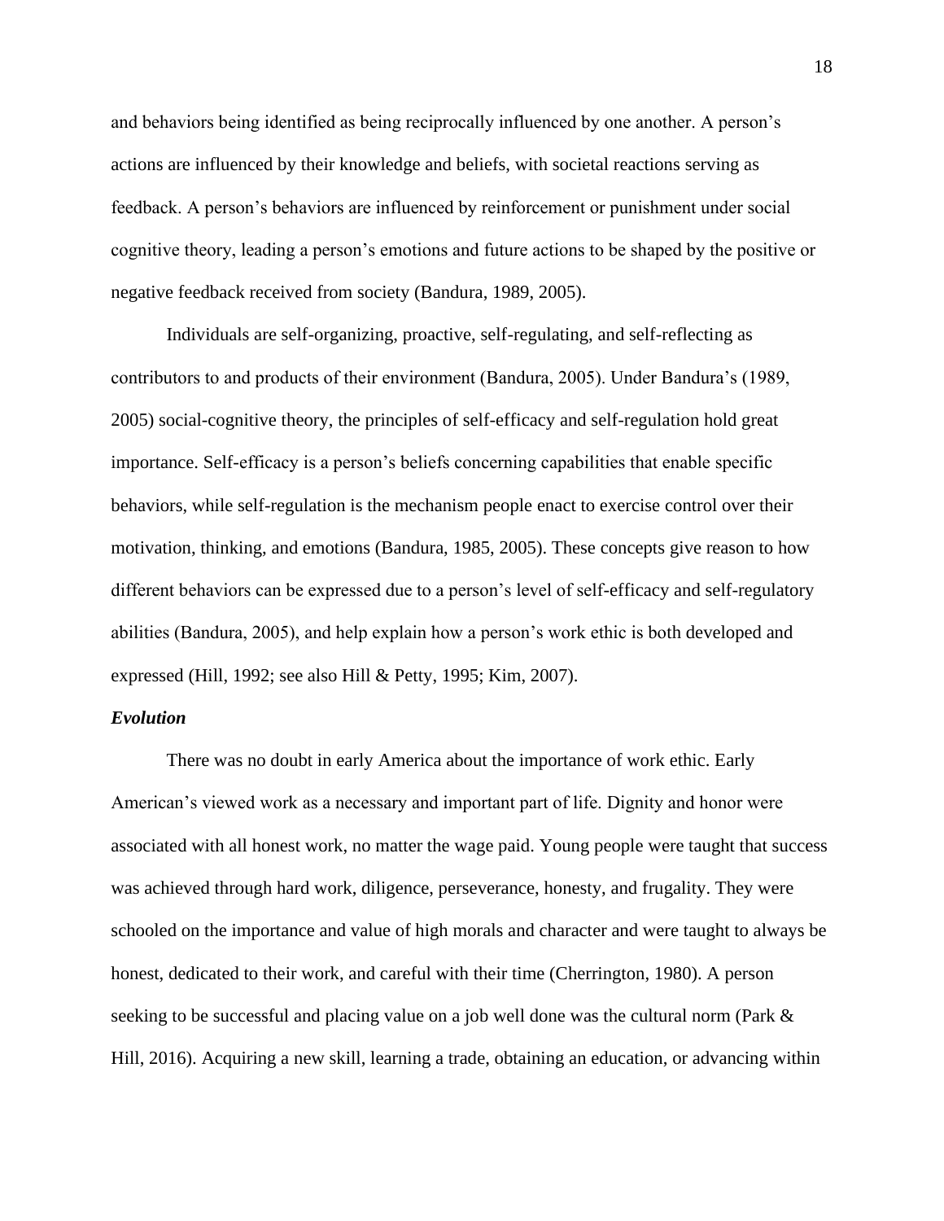and behaviors being identified as being reciprocally influenced by one another. A person's actions are influenced by their knowledge and beliefs, with societal reactions serving as feedback. A person's behaviors are influenced by reinforcement or punishment under social cognitive theory, leading a person's emotions and future actions to be shaped by the positive or negative feedback received from society (Bandura, 1989, 2005).

Individuals are self-organizing, proactive, self-regulating, and self-reflecting as contributors to and products of their environment (Bandura, 2005). Under Bandura's (1989, 2005) social-cognitive theory, the principles of self-efficacy and self-regulation hold great importance. Self-efficacy is a person's beliefs concerning capabilities that enable specific behaviors, while self-regulation is the mechanism people enact to exercise control over their motivation, thinking, and emotions (Bandura, 1985, 2005). These concepts give reason to how different behaviors can be expressed due to a person's level of self-efficacy and self-regulatory abilities (Bandura, 2005), and help explain how a person's work ethic is both developed and expressed (Hill, 1992; see also Hill & Petty, 1995; Kim, 2007).

### *Evolution*

There was no doubt in early America about the importance of work ethic. Early American's viewed work as a necessary and important part of life. Dignity and honor were associated with all honest work, no matter the wage paid. Young people were taught that success was achieved through hard work, diligence, perseverance, honesty, and frugality. They were schooled on the importance and value of high morals and character and were taught to always be honest, dedicated to their work, and careful with their time (Cherrington, 1980). A person seeking to be successful and placing value on a job well done was the cultural norm (Park & Hill, 2016). Acquiring a new skill, learning a trade, obtaining an education, or advancing within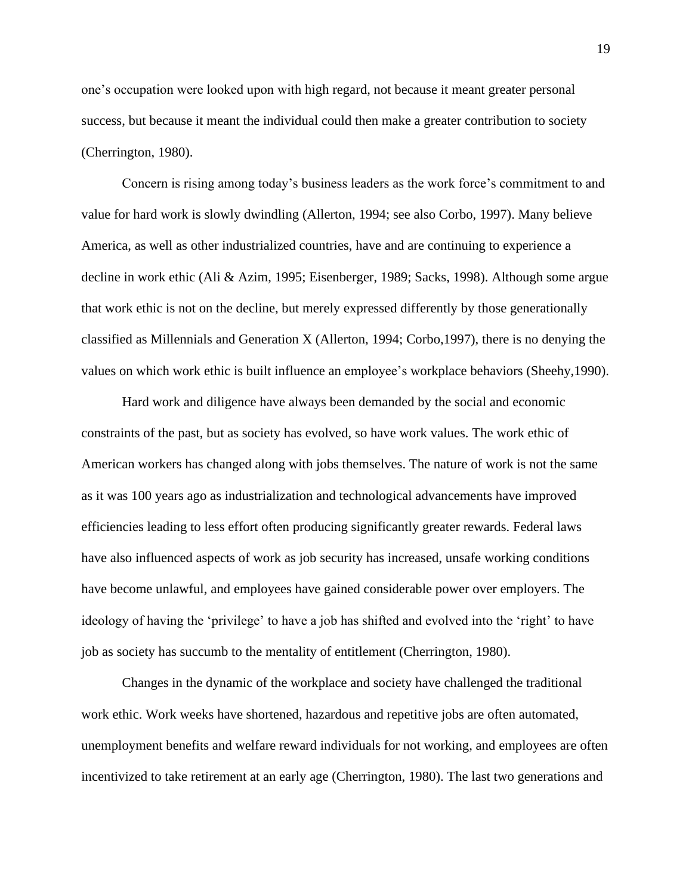one's occupation were looked upon with high regard, not because it meant greater personal success, but because it meant the individual could then make a greater contribution to society (Cherrington, 1980).

Concern is rising among today's business leaders as the work force's commitment to and value for hard work is slowly dwindling (Allerton, 1994; see also Corbo, 1997). Many believe America, as well as other industrialized countries, have and are continuing to experience a decline in work ethic (Ali & Azim, 1995; Eisenberger, 1989; Sacks, 1998). Although some argue that work ethic is not on the decline, but merely expressed differently by those generationally classified as Millennials and Generation X (Allerton, 1994; Corbo,1997), there is no denying the values on which work ethic is built influence an employee's workplace behaviors (Sheehy,1990).

Hard work and diligence have always been demanded by the social and economic constraints of the past, but as society has evolved, so have work values. The work ethic of American workers has changed along with jobs themselves. The nature of work is not the same as it was 100 years ago as industrialization and technological advancements have improved efficiencies leading to less effort often producing significantly greater rewards. Federal laws have also influenced aspects of work as job security has increased, unsafe working conditions have become unlawful, and employees have gained considerable power over employers. The ideology of having the 'privilege' to have a job has shifted and evolved into the 'right' to have job as society has succumb to the mentality of entitlement (Cherrington, 1980).

Changes in the dynamic of the workplace and society have challenged the traditional work ethic. Work weeks have shortened, hazardous and repetitive jobs are often automated, unemployment benefits and welfare reward individuals for not working, and employees are often incentivized to take retirement at an early age (Cherrington, 1980). The last two generations and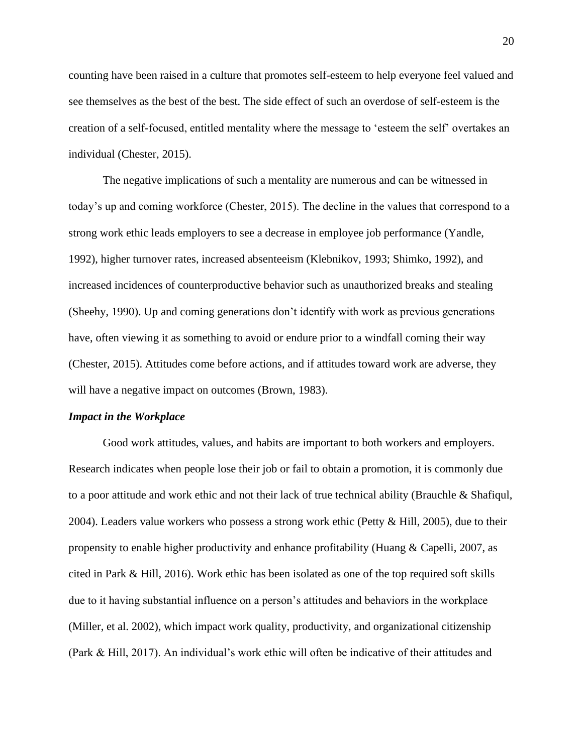counting have been raised in a culture that promotes self-esteem to help everyone feel valued and see themselves as the best of the best. The side effect of such an overdose of self-esteem is the creation of a self-focused, entitled mentality where the message to 'esteem the self' overtakes an individual (Chester, 2015).

The negative implications of such a mentality are numerous and can be witnessed in today's up and coming workforce (Chester, 2015). The decline in the values that correspond to a strong work ethic leads employers to see a decrease in employee job performance (Yandle, 1992), higher turnover rates, increased absenteeism (Klebnikov, 1993; Shimko, 1992), and increased incidences of counterproductive behavior such as unauthorized breaks and stealing (Sheehy, 1990). Up and coming generations don't identify with work as previous generations have, often viewing it as something to avoid or endure prior to a windfall coming their way (Chester, 2015). Attitudes come before actions, and if attitudes toward work are adverse, they will have a negative impact on outcomes (Brown, 1983).

### *Impact in the Workplace*

Good work attitudes, values, and habits are important to both workers and employers. Research indicates when people lose their job or fail to obtain a promotion, it is commonly due to a poor attitude and work ethic and not their lack of true technical ability (Brauchle & Shafiqul, 2004). Leaders value workers who possess a strong work ethic (Petty & Hill, 2005), due to their propensity to enable higher productivity and enhance profitability (Huang & Capelli, 2007, as cited in Park & Hill, 2016). Work ethic has been isolated as one of the top required soft skills due to it having substantial influence on a person's attitudes and behaviors in the workplace (Miller, et al. 2002), which impact work quality, productivity, and organizational citizenship (Park & Hill, 2017). An individual's work ethic will often be indicative of their attitudes and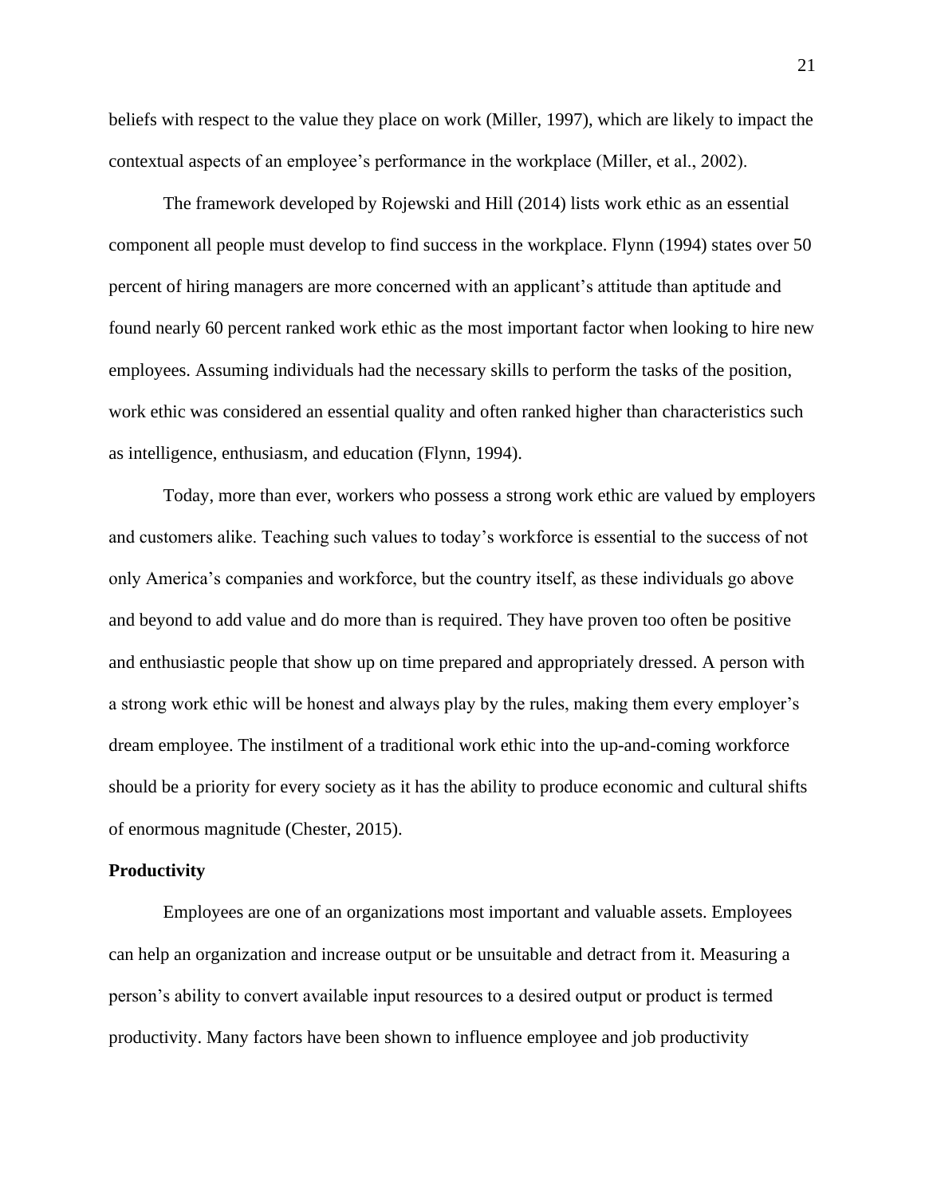beliefs with respect to the value they place on work (Miller, 1997), which are likely to impact the contextual aspects of an employee's performance in the workplace (Miller, et al., 2002).

The framework developed by Rojewski and Hill (2014) lists work ethic as an essential component all people must develop to find success in the workplace. Flynn (1994) states over 50 percent of hiring managers are more concerned with an applicant's attitude than aptitude and found nearly 60 percent ranked work ethic as the most important factor when looking to hire new employees. Assuming individuals had the necessary skills to perform the tasks of the position, work ethic was considered an essential quality and often ranked higher than characteristics such as intelligence, enthusiasm, and education (Flynn, 1994).

Today, more than ever, workers who possess a strong work ethic are valued by employers and customers alike. Teaching such values to today's workforce is essential to the success of not only America's companies and workforce, but the country itself, as these individuals go above and beyond to add value and do more than is required. They have proven too often be positive and enthusiastic people that show up on time prepared and appropriately dressed. A person with a strong work ethic will be honest and always play by the rules, making them every employer's dream employee. The instilment of a traditional work ethic into the up-and-coming workforce should be a priority for every society as it has the ability to produce economic and cultural shifts of enormous magnitude (Chester, 2015).

## Productivity

Employees are one of an organizations most important and valuable assets. Employees can help an organization and increase output or be unsuitable and detract from it. Measuring a person's ability to convert available input resources to a desired output or product is termed productivity. Many factors have been shown to influence employee and job productivity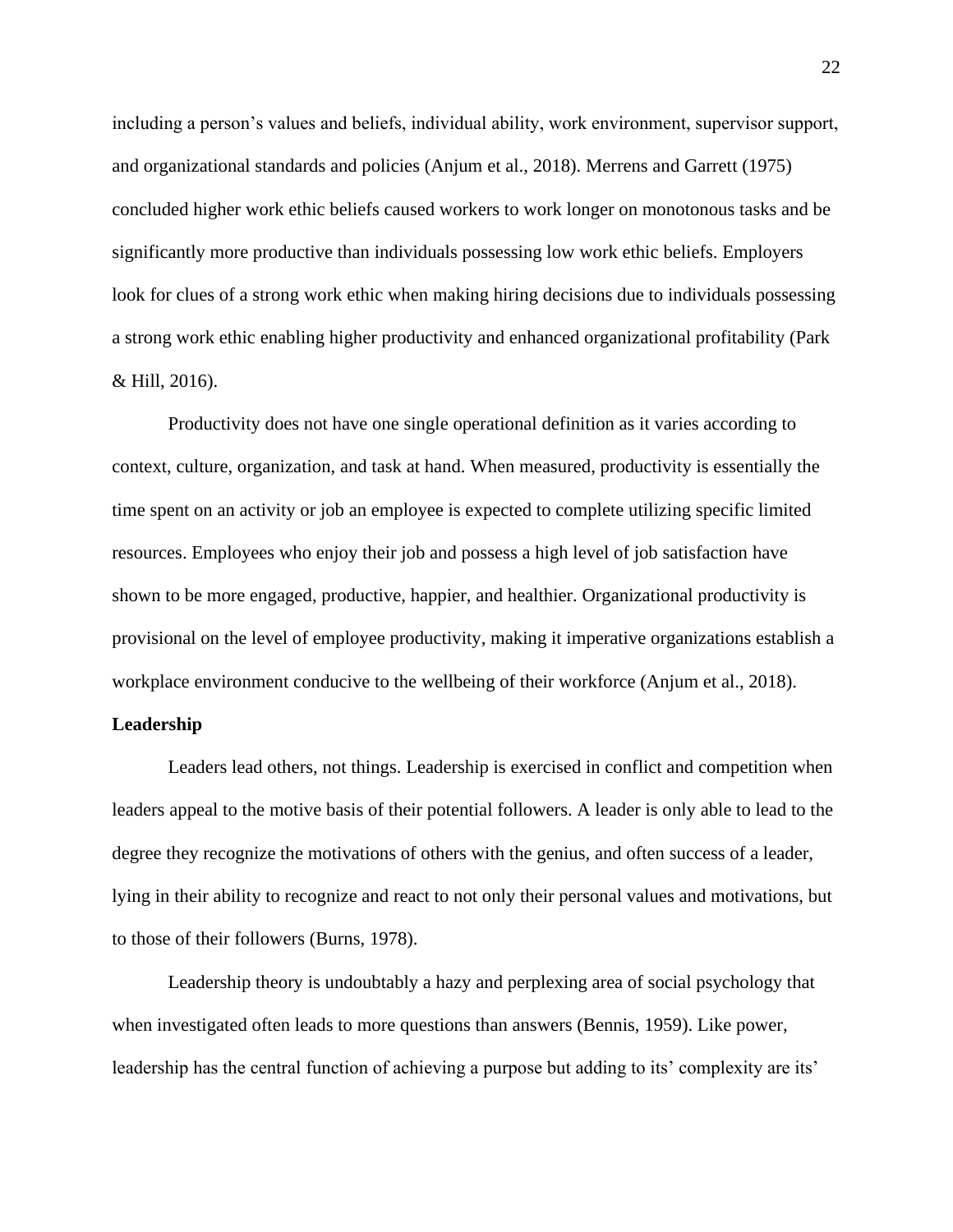including a person's values and beliefs, individual ability, work environment, supervisor support, and organizational standards and policies (Anjum et al., 2018). Merrens and Garrett (1975) concluded higher work ethic beliefs caused workers to work longer on monotonous tasks and be significantly more productive than individuals possessing low work ethic beliefs. Employers look for clues of a strong work ethic when making hiring decisions due to individuals possessing a strong work ethic enabling higher productivity and enhanced organizational profitability (Park & Hill, 2016).

Productivity does not have one single operational definition as it varies according to context, culture, organization, and task at hand. When measured, productivity is essentially the time spent on an activity or job an employee is expected to complete utilizing specific limited resources. Employees who enjoy their job and possess a high level of job satisfaction have shown to be more engaged, productive, happier, and healthier. Organizational productivity is provisional on the level of employee productivity, making it imperative organizations establish a workplace environment conducive to the wellbeing of their workforce (Anjum et al., 2018).

**Leadership**

Leaders lead others, not things. Leadership is exercised in conflict and competition when leaders appeal to the motive basis of their potential followers. A leader is only able to lead to the degree they recognize the motivations of others with the genius, and often success of a leader, lying in their ability to recognize and react to not only their personal values and motivations, but to those of their followers (Burns, 1978).

Leadership theory is undoubtably a hazy and perplexing area of social psychology that when investigated often leads to more questions than answers (Bennis, 1959). Like power, leadership has the central function of achieving a purpose but adding to its' complexity are its'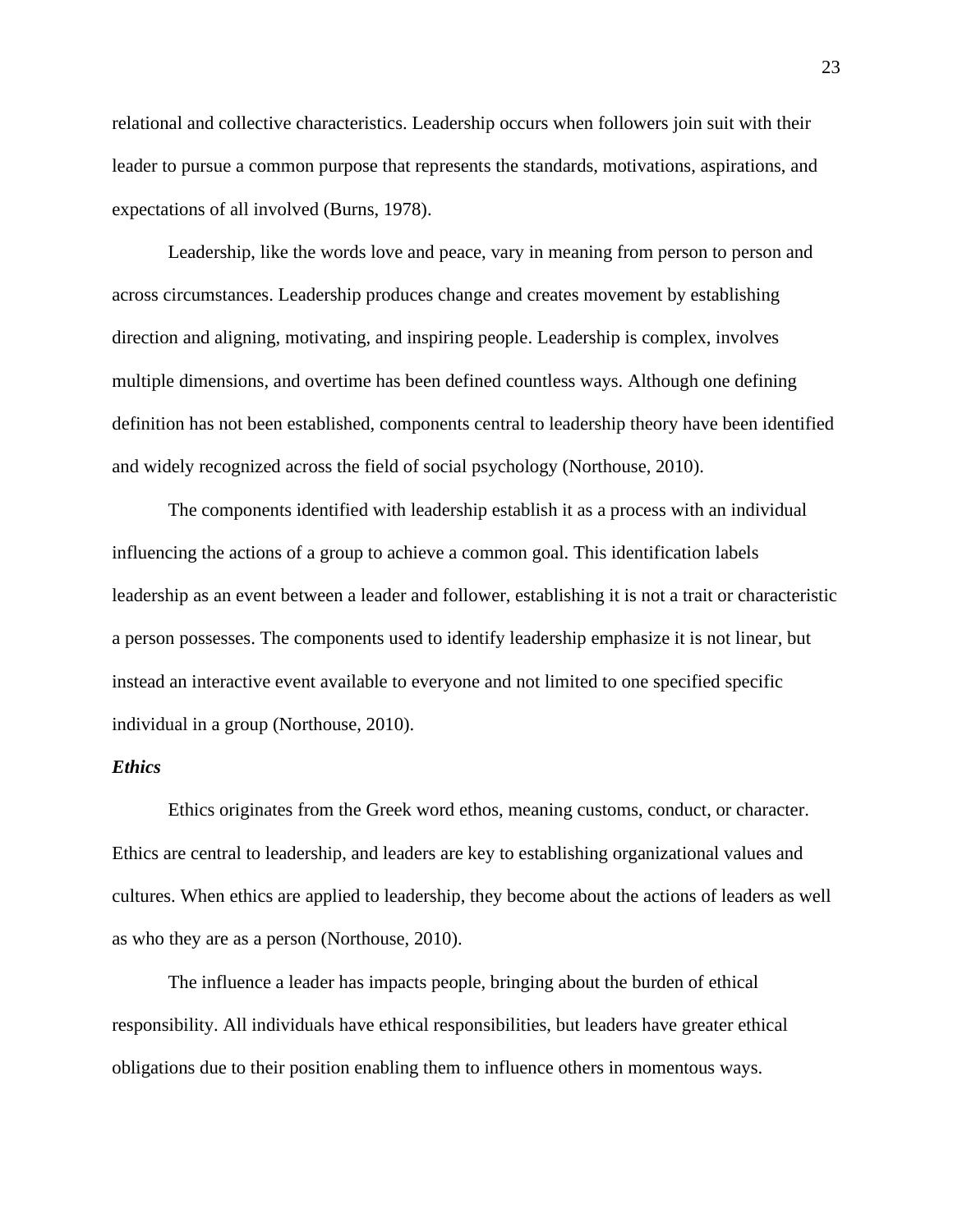relational and collective characteristics. Leadership occurs when followers join suit with their leader to pursue a common purpose that represents the standards, motivations, aspirations, and expectations of all involved (Burns, 1978).

Leadership, like the words love and peace, vary in meaning from person to person and across circumstances. Leadership produces change and creates movement by establishing direction and aligning, motivating, and inspiring people. Leadership is complex, involves multiple dimensions, and overtime has been defined countless ways. Although one defining definition has not been established, components central to leadership theory have been identified and widely recognized across the field of social psychology (Northouse, 2010).

The components identified with leadership establish it as a process with an individual influencing the actions of a group to achieve a common goal. This identification labels leadership as an event between a leader and follower, establishing it is not a trait or characteristic a person possesses. The components used to identify leadership emphasize it is not linear, but instead an interactive event available to everyone and not limited to one specified specific individual in a group (Northouse, 2010).

### *Ethics*

Ethics originates from the Greek word ethos, meaning customs, conduct, or character. Ethics are central to leadership, and leaders are key to establishing organizational values and cultures. When ethics are applied to leadership, they become about the actions of leaders as well as who they are as a person (Northouse, 2010).

The influence a leader has impacts people, bringing about the burden of ethical responsibility. All individuals have ethical responsibilities, but leaders have greater ethical obligations due to their position enabling them to influence others in momentous ways.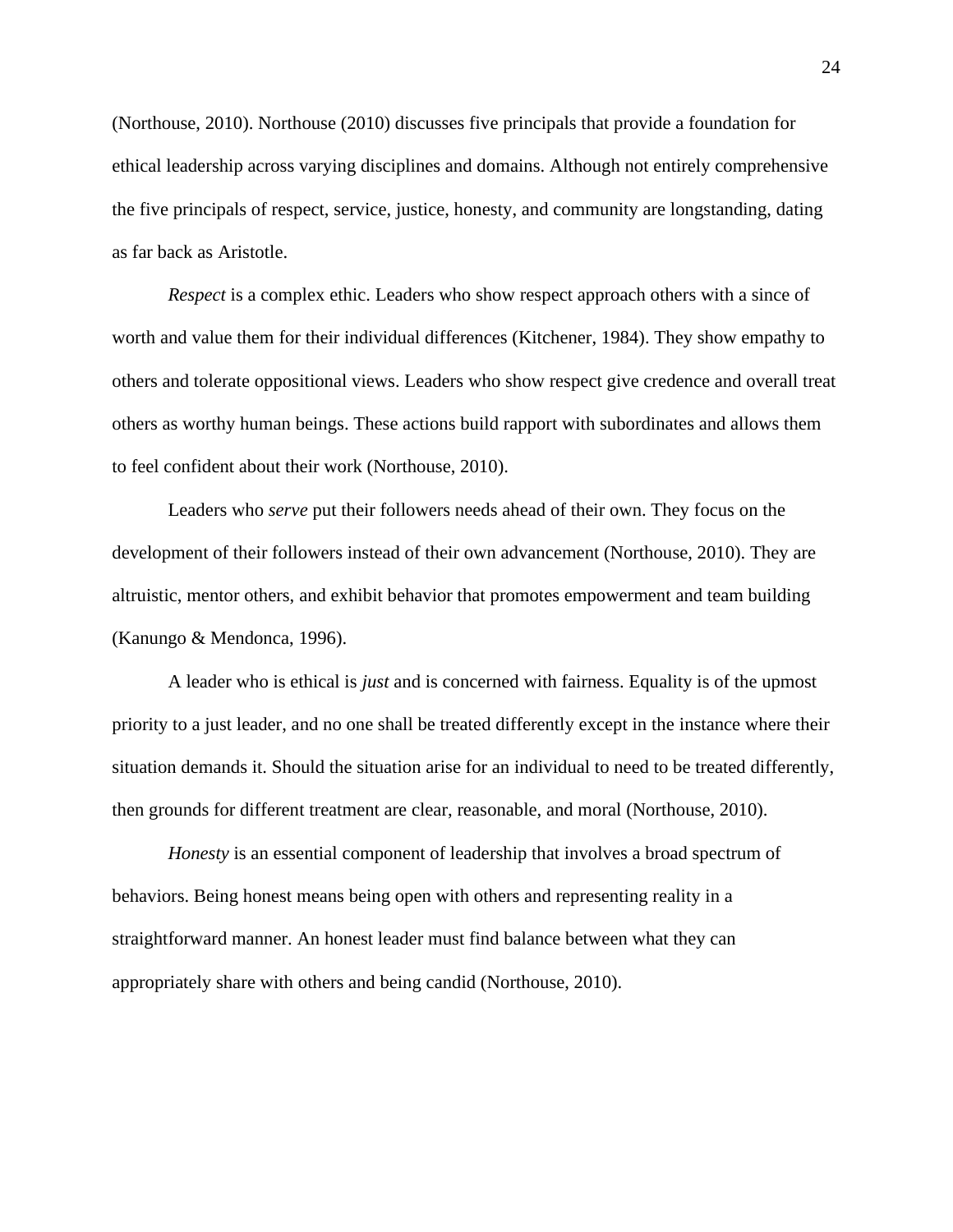(Northouse, 2010). Northouse (2010) discusses five principals that provide a foundation for ethical leadership across varying disciplines and domains. Although not entirely comprehensive the five principals of respect, service, justice, honesty, and community are longstanding, dating as far back as Aristotle.

*Respect* is a complex ethic. Leaders who show respect approach others with a since of worth and value them for their individual differences (Kitchener, 1984). They show empathy to others and tolerate oppositional views. Leaders who show respect give credence and overall treat others as worthy human beings. These actions build rapport with subordinates and allows them to feel confident about their work (Northouse, 2010).

Leaders who *serve* put their followers needs ahead of their own. They focus on the development of their followers instead of their own advancement (Northouse, 2010). They are altruistic, mentor others, and exhibit behavior that promotes empowerment and team building (Kanungo & Mendonca, 1996).

A leader who is ethical is *just* and is concerned with fairness. Equality is of the upmost priority to a just leader, and no one shall be treated differently except in the instance where their situation demands it. Should the situation arise for an individual to need to be treated differently, then grounds for different treatment are clear, reasonable, and moral (Northouse, 2010).

*Honesty* is an essential component of leadership that involves a broad spectrum of behaviors. Being honest means being open with others and representing reality in a straightforward manner. An honest leader must find balance between what they can appropriately share with others and being candid (Northouse, 2010).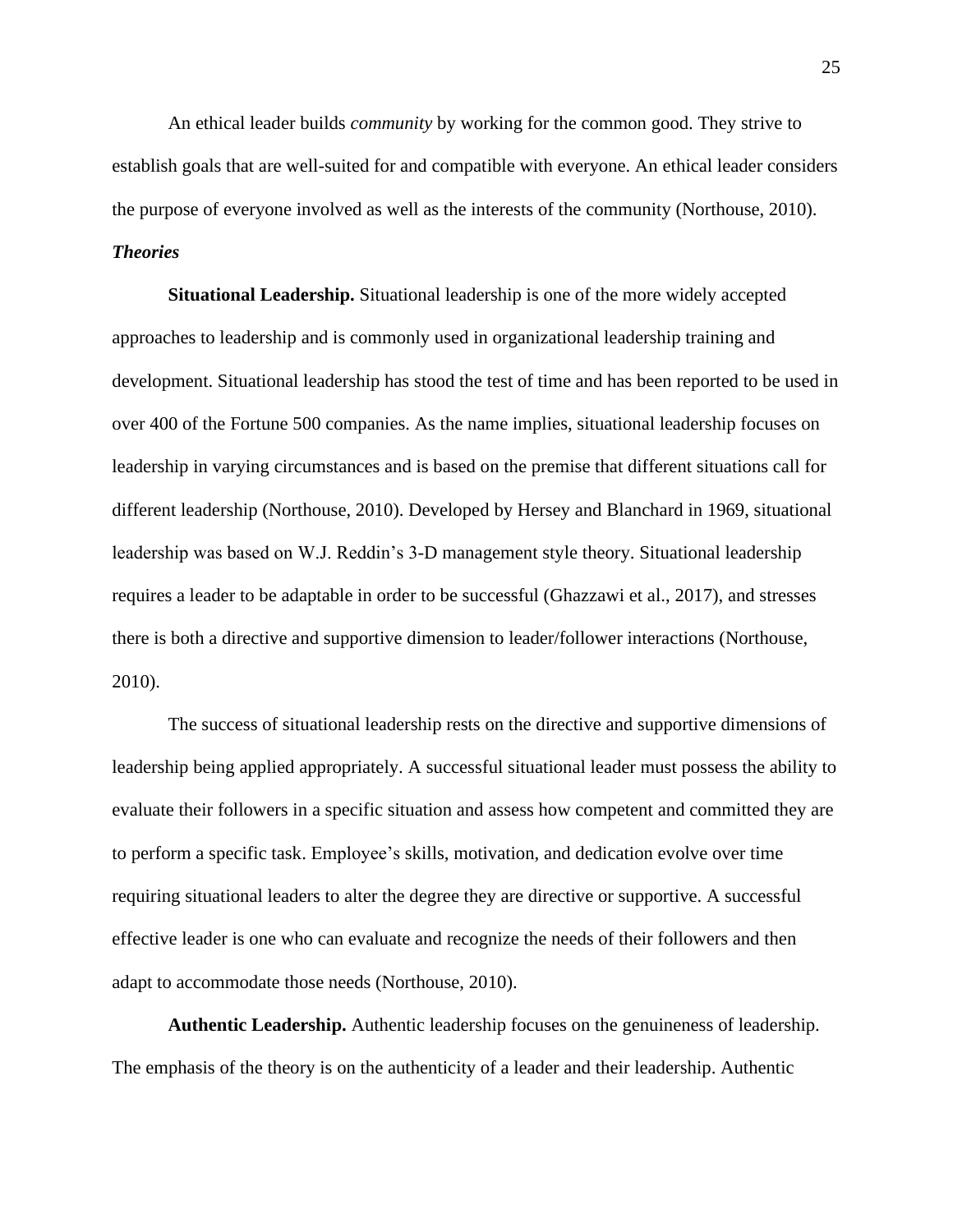An ethical leader builds *community* by working for the common good. They strive to establish goals that are well-suited for and compatible with everyone. An ethical leader considers the purpose of everyone involved as well as the interests of the community (Northouse, 2010).

### *Theories*

**Situational Leadership.** Situational leadership is one of the more widely accepted approaches to leadership and is commonly used in organizational leadership training and development. Situational leadership has stood the test of time and has been reported to be used in over 400 of the Fortune 500 companies. As the name implies, situational leadership focuses on leadership in varying circumstances and is based on the premise that different situations call for different leadership (Northouse, 2010). Developed by Hersey and Blanchard in 1969, situational leadership was based on W.J. Reddin's 3-D management style theory. Situational leadership requires a leader to be adaptable in order to be successful (Ghazzawi et al., 2017), and stresses there is both a directive and supportive dimension to leader/follower interactions (Northouse, 2010).

The success of situational leadership rests on the directive and supportive dimensions of leadership being applied appropriately. A successful situational leader must possess the ability to evaluate their followers in a specific situation and assess how competent and committed they are to perform a specific task. Employee's skills, motivation, and dedication evolve over time requiring situational leaders to alter the degree they are directive or supportive. A successful effective leader is one who can evaluate and recognize the needs of their followers and then adapt to accommodate those needs (Northouse, 2010).

**Authentic Leadership.** Authentic leadership focuses on the genuineness of leadership. The emphasis of the theory is on the authenticity of a leader and their leadership. Authentic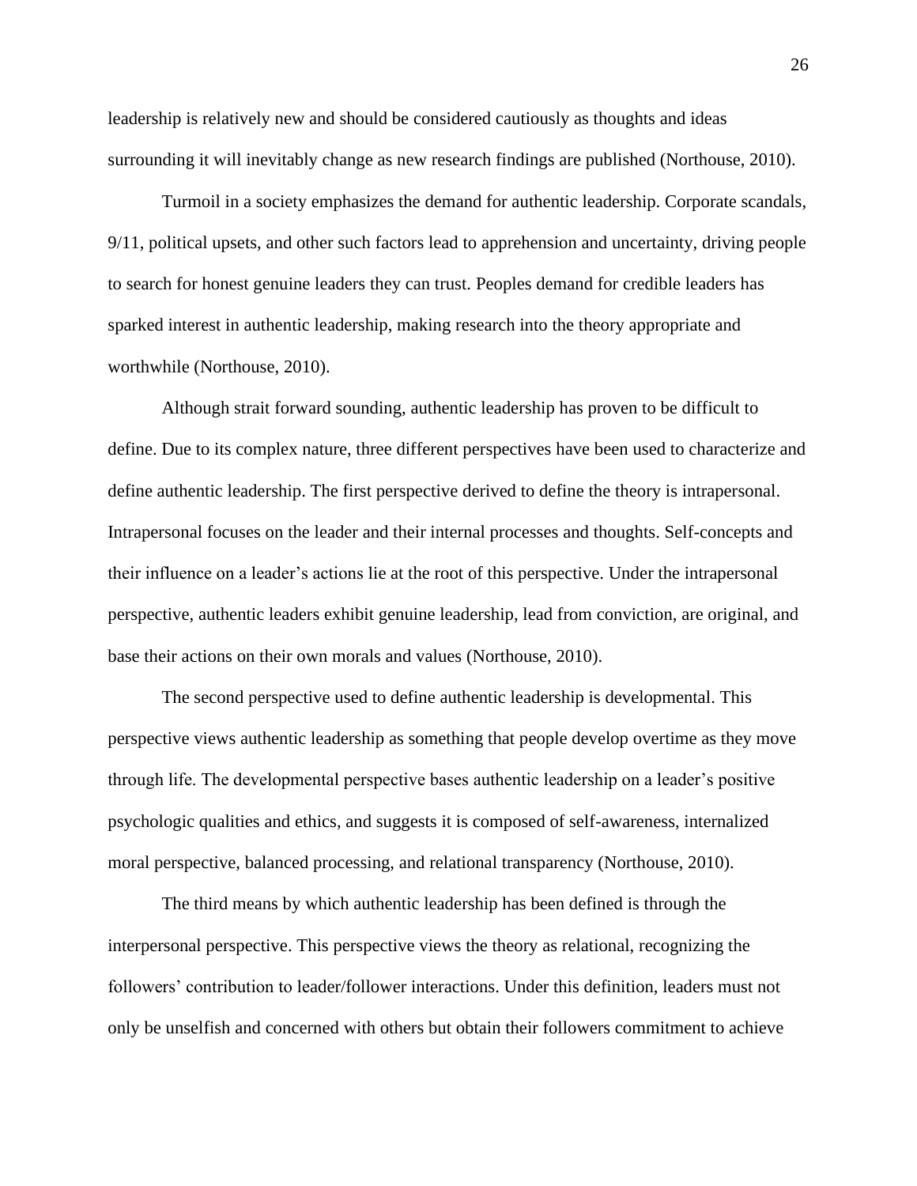leadership is relatively new and should be considered cautiously as thoughts and ideas surrounding it will inevitably change as new research findings are published (Northouse, 2010).

Turmoil in a society emphasizes the demand for authentic leadership. Corporate scandals, 9/11, political upsets, and other such factors lead to apprehension and uncertainty, driving people to search for honest genuine leaders they can trust. Peoples demand for credible leaders has sparked interest in authentic leadership, making research into the theory appropriate and worthwhile (Northouse, 2010).

Although strait forward sounding, authentic leadership has proven to be difficult to define. Due to its complex nature, three different perspectives have been used to characterize and define authentic leadership. The first perspective derived to define the theory is intrapersonal. Intrapersonal focuses on the leader and their internal processes and thoughts. Self-concepts and their influence on a leader's actions lie at the root of this perspective. Under the intrapersonal perspective, authentic leaders exhibit genuine leadership, lead from conviction, are original, and base their actions on their own morals and values (Northouse, 2010).

The second perspective used to define authentic leadership is developmental. This perspective views authentic leadership as something that people develop overtime as they move through life. The developmental perspective bases authentic leadership on a leader's positive psychologic qualities and ethics, and suggests it is composed of self-awareness, internalized moral perspective, balanced processing, and relational transparency (Northouse, 2010).

The third means by which authentic leadership has been defined is through the interpersonal perspective. This perspective views the theory as relational, recognizing the followers' contribution to leader/follower interactions. Under this definition, leaders must not only be unselfish and concerned with others but obtain their followers commitment to achieve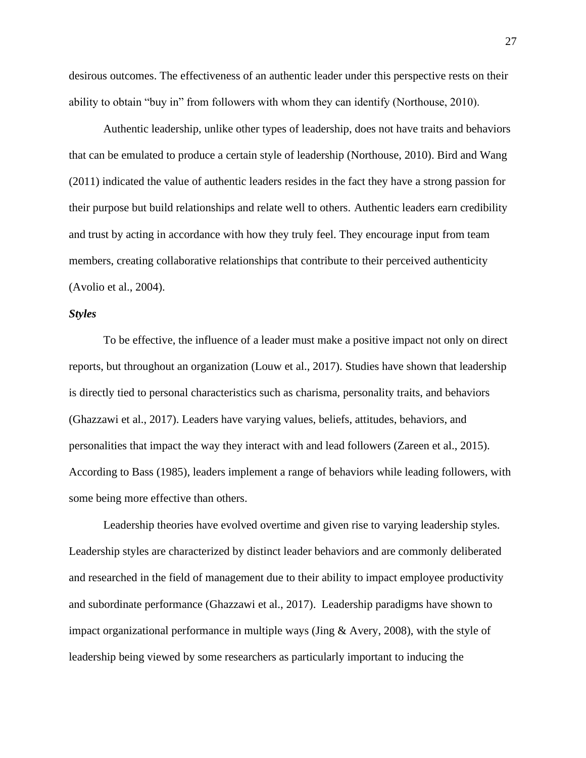desirous outcomes. The effectiveness of an authentic leader under this perspective rests on their ability to obtain "buy in" from followers with whom they can identify (Northouse, 2010).

Authentic leadership, unlike other types of leadership, does not have traits and behaviors that can be emulated to produce a certain style of leadership (Northouse, 2010). Bird and Wang (2011) indicated the value of authentic leaders resides in the fact they have a strong passion for their purpose but build relationships and relate well to others. Authentic leaders earn credibility and trust by acting in accordance with how they truly feel. They encourage input from team members, creating collaborative relationships that contribute to their perceived authenticity (Avolio et al., 2004).

***Styles***

To be effective, the influence of a leader must make a positive impact not only on direct reports, but throughout an organization (Louw et al., 2017). Studies have shown that leadership is directly tied to personal characteristics such as charisma, personality traits, and behaviors (Ghazzawi et al., 2017). Leaders have varying values, beliefs, attitudes, behaviors, and personalities that impact the way they interact with and lead followers (Zareen et al., 2015). According to Bass (1985), leaders implement a range of behaviors while leading followers, with some being more effective than others.

Leadership theories have evolved overtime and given rise to varying leadership styles. Leadership styles are characterized by distinct leader behaviors and are commonly deliberated and researched in the field of management due to their ability to impact employee productivity and subordinate performance (Ghazzawi et al., 2017). Leadership paradigms have shown to impact organizational performance in multiple ways (Jing & Avery, 2008), with the style of leadership being viewed by some researchers as particularly important to inducing the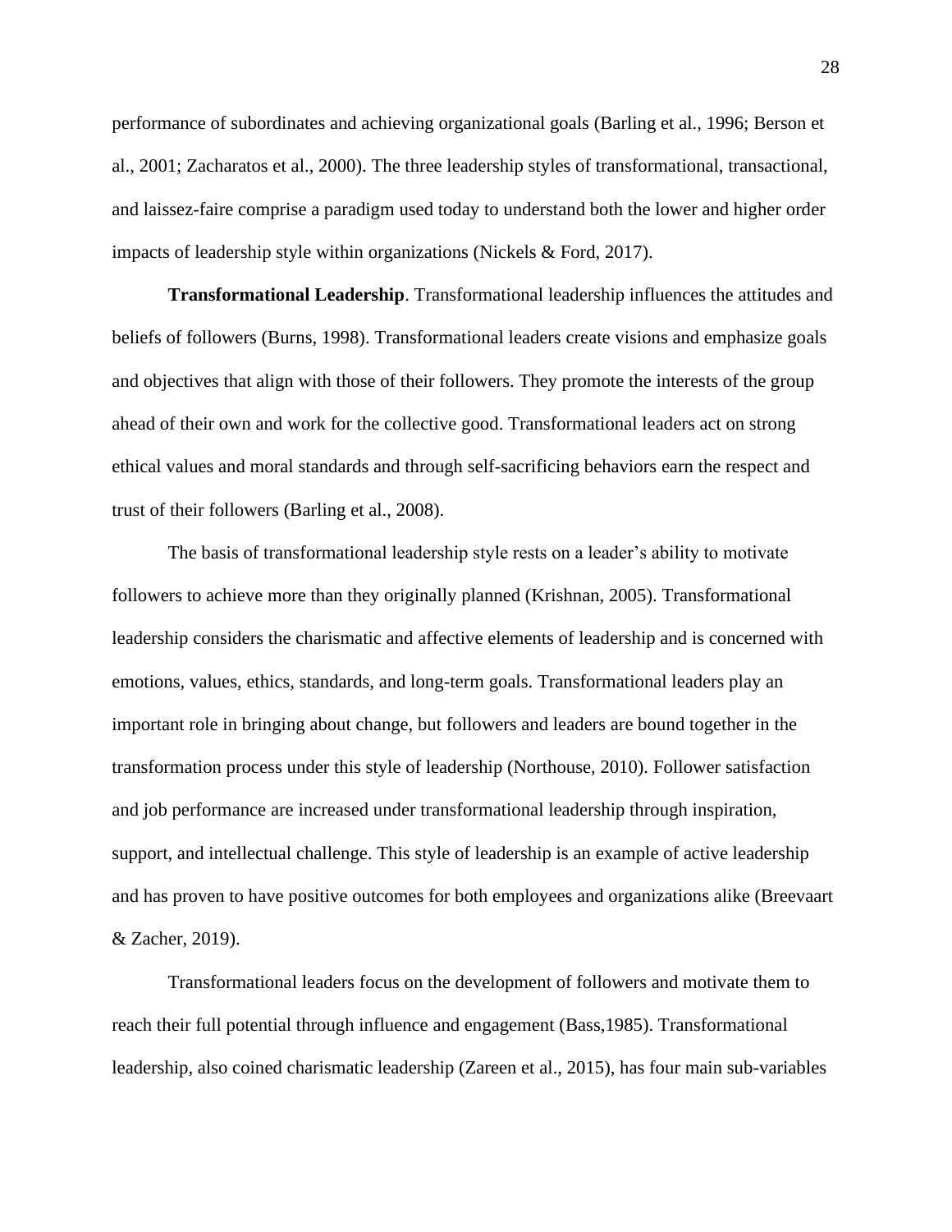performance of subordinates and achieving organizational goals (Barling et al., 1996; Berson et al., 2001; Zacharatos et al., 2000). The three leadership styles of transformational, transactional, and laissez-faire comprise a paradigm used today to understand both the lower and higher order impacts of leadership style within organizations (Nickels & Ford, 2017).

**Transformational Leadership**. Transformational leadership influences the attitudes and beliefs of followers (Burns, 1998). Transformational leaders create visions and emphasize goals and objectives that align with those of their followers. They promote the interests of the group ahead of their own and work for the collective good. Transformational leaders act on strong ethical values and moral standards and through self-sacrificing behaviors earn the respect and trust of their followers (Barling et al., 2008).

The basis of transformational leadership style rests on a leader's ability to motivate followers to achieve more than they originally planned (Krishnan, 2005). Transformational leadership considers the charismatic and affective elements of leadership and is concerned with emotions, values, ethics, standards, and long-term goals. Transformational leaders play an important role in bringing about change, but followers and leaders are bound together in the transformation process under this style of leadership (Northouse, 2010). Follower satisfaction and job performance are increased under transformational leadership through inspiration, support, and intellectual challenge. This style of leadership is an example of active leadership and has proven to have positive outcomes for both employees and organizations alike (Breevaart & Zacher, 2019).

Transformational leaders focus on the development of followers and motivate them to reach their full potential through influence and engagement (Bass,1985). Transformational leadership, also coined charismatic leadership (Zareen et al., 2015), has four main sub-variables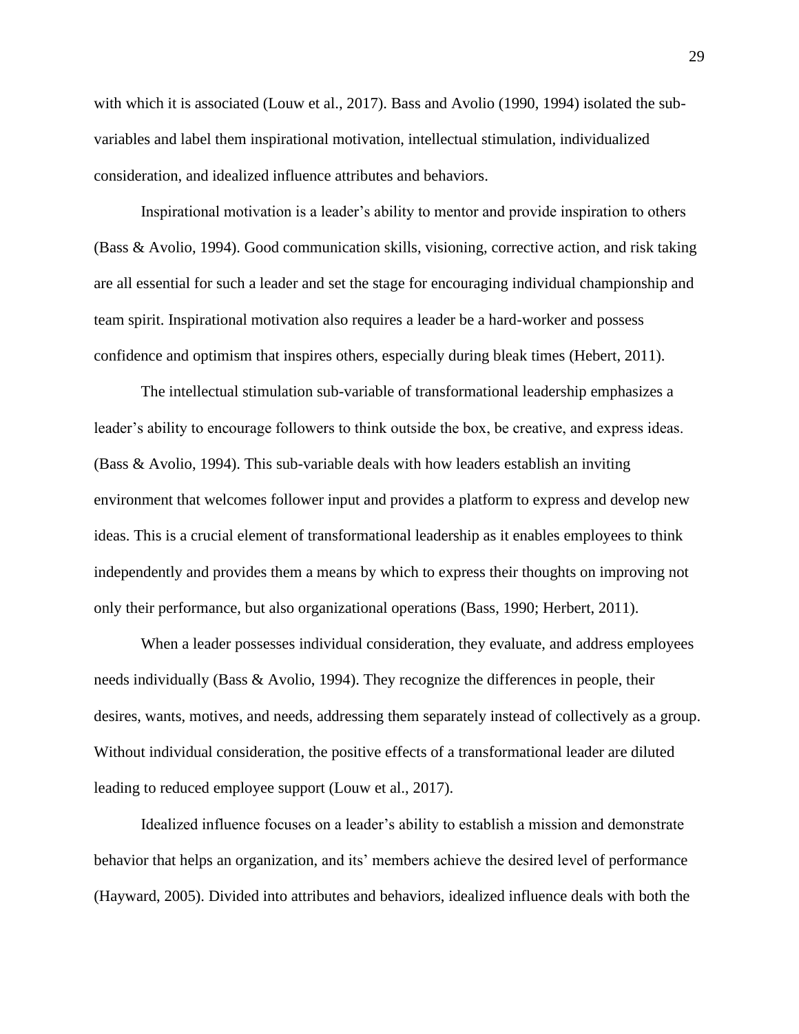with which it is associated (Louw et al., 2017). Bass and Avolio (1990, 1994) isolated the sub-variables and label them inspirational motivation, intellectual stimulation, individualized consideration, and idealized influence attributes and behaviors.

Inspirational motivation is a leader's ability to mentor and provide inspiration to others (Bass & Avolio, 1994). Good communication skills, visioning, corrective action, and risk taking are all essential for such a leader and set the stage for encouraging individual championship and team spirit. Inspirational motivation also requires a leader be a hard-worker and possess confidence and optimism that inspires others, especially during bleak times (Hebert, 2011).

The intellectual stimulation sub-variable of transformational leadership emphasizes a leader's ability to encourage followers to think outside the box, be creative, and express ideas. (Bass & Avolio, 1994). This sub-variable deals with how leaders establish an inviting environment that welcomes follower input and provides a platform to express and develop new ideas. This is a crucial element of transformational leadership as it enables employees to think independently and provides them a means by which to express their thoughts on improving not only their performance, but also organizational operations (Bass, 1990; Herbert, 2011).

When a leader possesses individual consideration, they evaluate, and address employees needs individually (Bass & Avolio, 1994). They recognize the differences in people, their desires, wants, motives, and needs, addressing them separately instead of collectively as a group. Without individual consideration, the positive effects of a transformational leader are diluted leading to reduced employee support (Louw et al., 2017).

Idealized influence focuses on a leader's ability to establish a mission and demonstrate behavior that helps an organization, and its' members achieve the desired level of performance (Hayward, 2005). Divided into attributes and behaviors, idealized influence deals with both the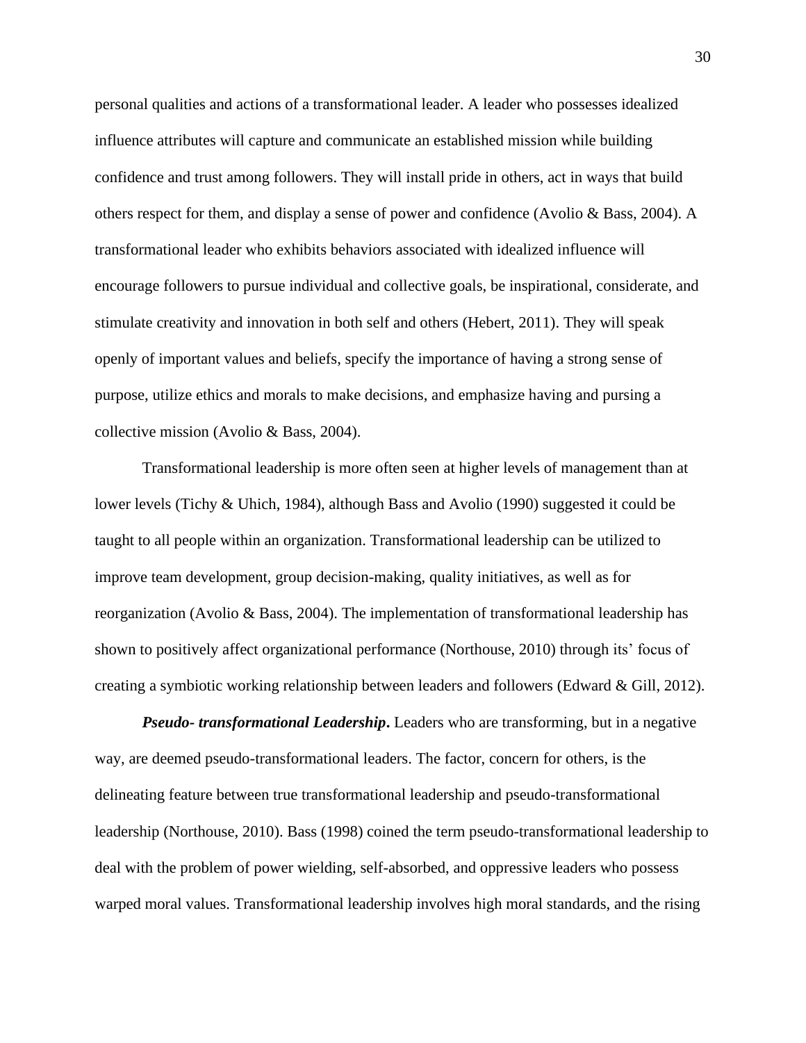personal qualities and actions of a transformational leader. A leader who possesses idealized influence attributes will capture and communicate an established mission while building confidence and trust among followers. They will install pride in others, act in ways that build others respect for them, and display a sense of power and confidence (Avolio & Bass, 2004). A transformational leader who exhibits behaviors associated with idealized influence will encourage followers to pursue individual and collective goals, be inspirational, considerate, and stimulate creativity and innovation in both self and others (Hebert, 2011). They will speak openly of important values and beliefs, specify the importance of having a strong sense of purpose, utilize ethics and morals to make decisions, and emphasize having and pursing a collective mission (Avolio & Bass, 2004).

Transformational leadership is more often seen at higher levels of management than at lower levels (Tichy & Uhich, 1984), although Bass and Avolio (1990) suggested it could be taught to all people within an organization. Transformational leadership can be utilized to improve team development, group decision-making, quality initiatives, as well as for reorganization (Avolio & Bass, 2004). The implementation of transformational leadership has shown to positively affect organizational performance (Northouse, 2010) through its' focus of creating a symbiotic working relationship between leaders and followers (Edward & Gill, 2012).

***Pseudo- transformational Leadership*.** Leaders who are transforming, but in a negative way, are deemed pseudo-transformational leaders. The factor, concern for others, is the delineating feature between true transformational leadership and pseudo-transformational leadership (Northouse, 2010). Bass (1998) coined the term pseudo-transformational leadership to deal with the problem of power wielding, self-absorbed, and oppressive leaders who possess warped moral values. Transformational leadership involves high moral standards, and the rising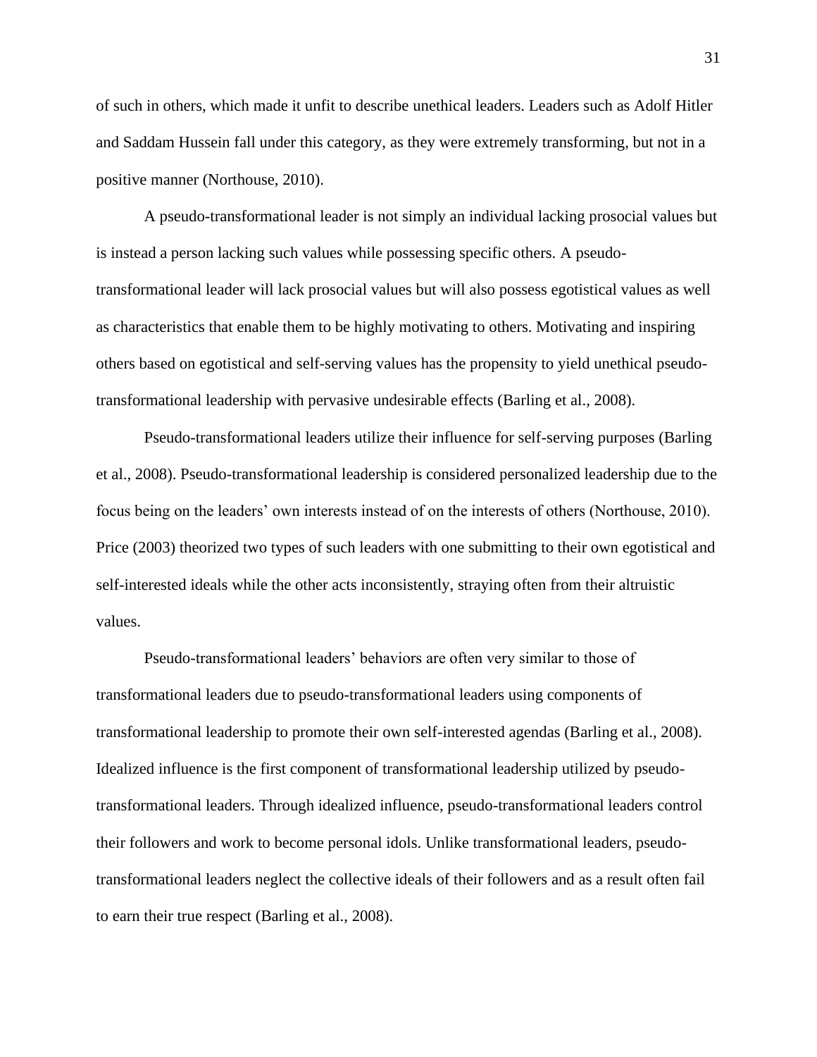of such in others, which made it unfit to describe unethical leaders. Leaders such as Adolf Hitler and Saddam Hussein fall under this category, as they were extremely transforming, but not in a positive manner (Northouse, 2010).

A pseudo-transformational leader is not simply an individual lacking prosocial values but is instead a person lacking such values while possessing specific others. A pseudo-transformational leader will lack prosocial values but will also possess egotistical values as well as characteristics that enable them to be highly motivating to others. Motivating and inspiring others based on egotistical and self-serving values has the propensity to yield unethical pseudo-transformational leadership with pervasive undesirable effects (Barling et al., 2008).

Pseudo-transformational leaders utilize their influence for self-serving purposes (Barling et al., 2008). Pseudo-transformational leadership is considered personalized leadership due to the focus being on the leaders' own interests instead of on the interests of others (Northouse, 2010). Price (2003) theorized two types of such leaders with one submitting to their own egotistical and self-interested ideals while the other acts inconsistently, straying often from their altruistic values.

Pseudo-transformational leaders' behaviors are often very similar to those of transformational leaders due to pseudo-transformational leaders using components of transformational leadership to promote their own self-interested agendas (Barling et al., 2008). Idealized influence is the first component of transformational leadership utilized by pseudo-transformational leaders. Through idealized influence, pseudo-transformational leaders control their followers and work to become personal idols. Unlike transformational leaders, pseudo-transformational leaders neglect the collective ideals of their followers and as a result often fail to earn their true respect (Barling et al., 2008).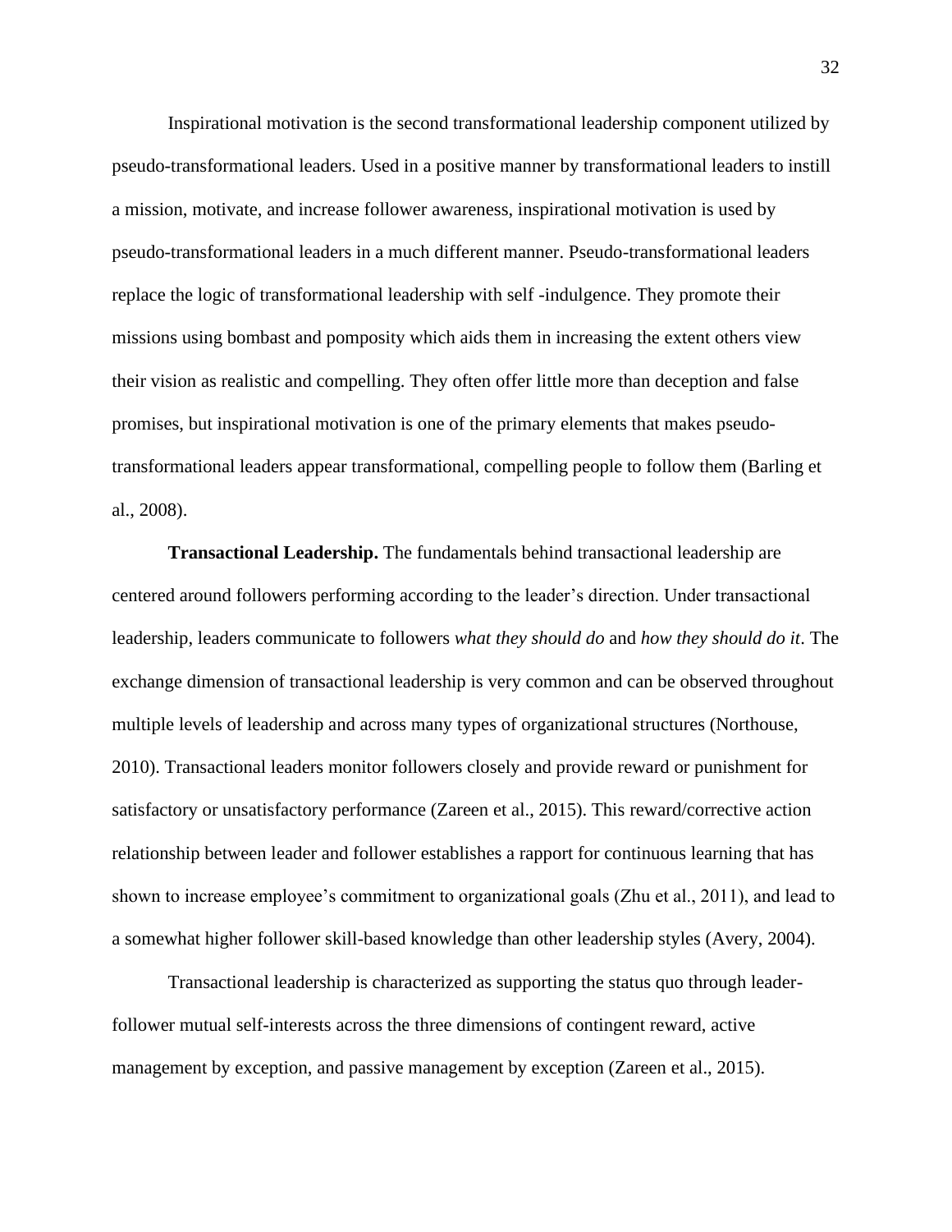Inspirational motivation is the second transformational leadership component utilized by pseudo-transformational leaders. Used in a positive manner by transformational leaders to instill a mission, motivate, and increase follower awareness, inspirational motivation is used by pseudo-transformational leaders in a much different manner. Pseudo-transformational leaders replace the logic of transformational leadership with self -indulgence. They promote their missions using bombast and pomposity which aids them in increasing the extent others view their vision as realistic and compelling. They often offer little more than deception and false promises, but inspirational motivation is one of the primary elements that makes pseudo-transformational leaders appear transformational, compelling people to follow them (Barling et al., 2008).

**Transactional Leadership.** The fundamentals behind transactional leadership are centered around followers performing according to the leader's direction. Under transactional leadership, leaders communicate to followers *what they should do* and *how they should do it*. The exchange dimension of transactional leadership is very common and can be observed throughout multiple levels of leadership and across many types of organizational structures (Northouse, 2010). Transactional leaders monitor followers closely and provide reward or punishment for satisfactory or unsatisfactory performance (Zareen et al., 2015). This reward/corrective action relationship between leader and follower establishes a rapport for continuous learning that has shown to increase employee's commitment to organizational goals (Zhu et al., 2011), and lead to a somewhat higher follower skill-based knowledge than other leadership styles (Avery, 2004).

Transactional leadership is characterized as supporting the status quo through leader-follower mutual self-interests across the three dimensions of contingent reward, active management by exception, and passive management by exception (Zareen et al., 2015).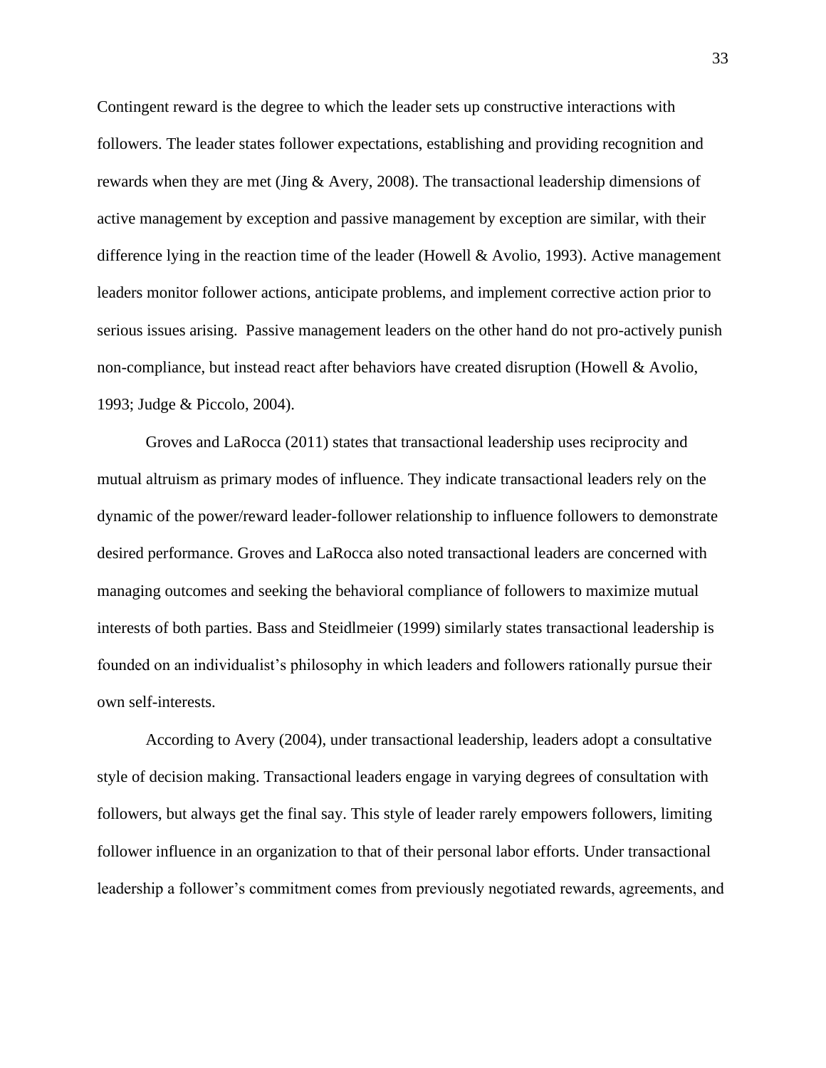Contingent reward is the degree to which the leader sets up constructive interactions with followers. The leader states follower expectations, establishing and providing recognition and rewards when they are met (Jing & Avery, 2008). The transactional leadership dimensions of active management by exception and passive management by exception are similar, with their difference lying in the reaction time of the leader (Howell & Avolio, 1993). Active management leaders monitor follower actions, anticipate problems, and implement corrective action prior to serious issues arising.  Passive management leaders on the other hand do not pro-actively punish non-compliance, but instead react after behaviors have created disruption (Howell & Avolio, 1993; Judge & Piccolo, 2004).

Groves and LaRocca (2011) states that transactional leadership uses reciprocity and mutual altruism as primary modes of influence. They indicate transactional leaders rely on the dynamic of the power/reward leader-follower relationship to influence followers to demonstrate desired performance. Groves and LaRocca also noted transactional leaders are concerned with managing outcomes and seeking the behavioral compliance of followers to maximize mutual interests of both parties. Bass and Steidlmeier (1999) similarly states transactional leadership is founded on an individualist's philosophy in which leaders and followers rationally pursue their own self-interests.

According to Avery (2004), under transactional leadership, leaders adopt a consultative style of decision making. Transactional leaders engage in varying degrees of consultation with followers, but always get the final say. This style of leader rarely empowers followers, limiting follower influence in an organization to that of their personal labor efforts. Under transactional leadership a follower's commitment comes from previously negotiated rewards, agreements, and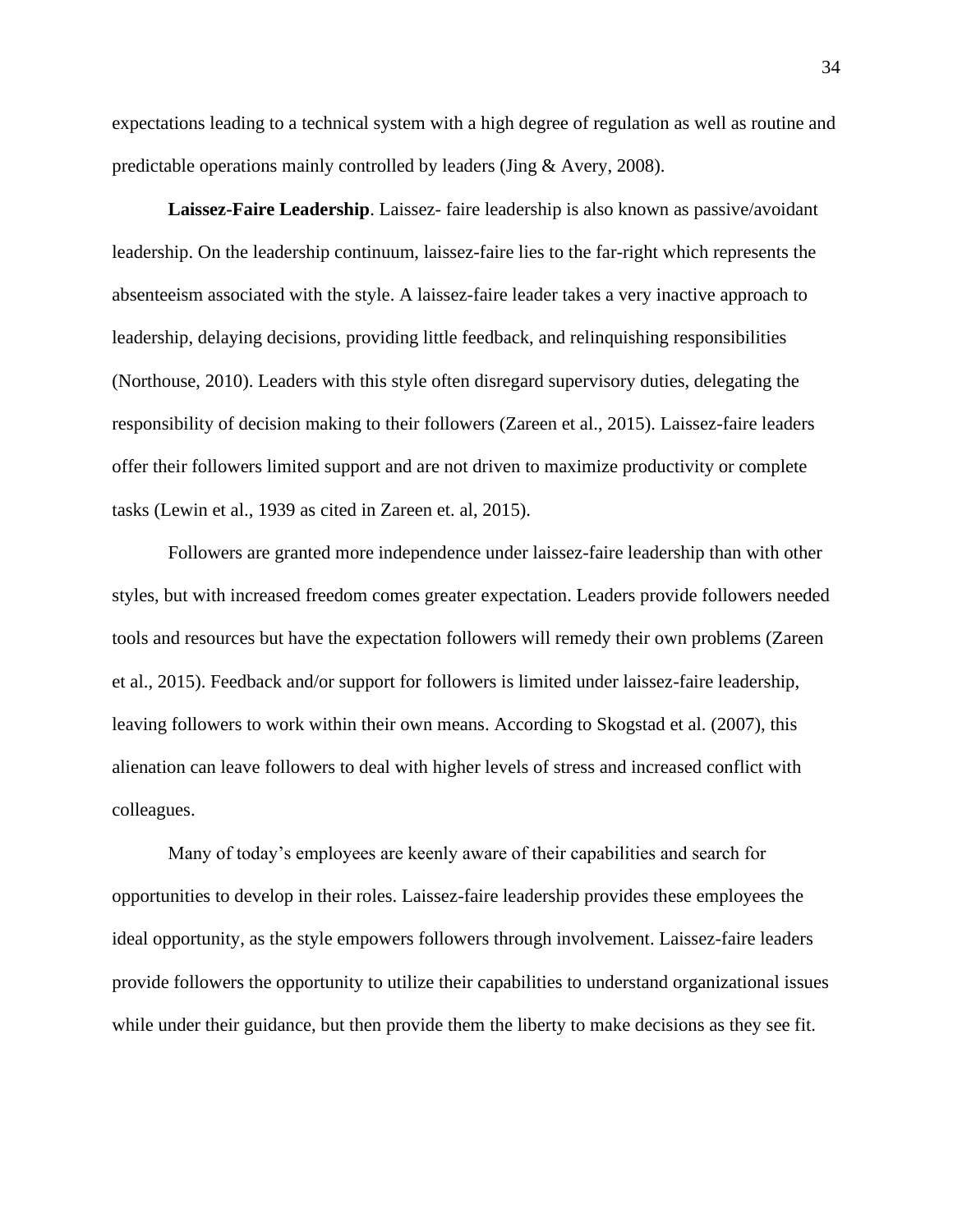expectations leading to a technical system with a high degree of regulation as well as routine and predictable operations mainly controlled by leaders (Jing & Avery, 2008).

**Laissez-Faire Leadership**. Laissez- faire leadership is also known as passive/avoidant leadership. On the leadership continuum, laissez-faire lies to the far-right which represents the absenteeism associated with the style. A laissez-faire leader takes a very inactive approach to leadership, delaying decisions, providing little feedback, and relinquishing responsibilities (Northouse, 2010). Leaders with this style often disregard supervisory duties, delegating the responsibility of decision making to their followers (Zareen et al., 2015). Laissez-faire leaders offer their followers limited support and are not driven to maximize productivity or complete tasks (Lewin et al., 1939 as cited in Zareen et. al, 2015).

Followers are granted more independence under laissez-faire leadership than with other styles, but with increased freedom comes greater expectation. Leaders provide followers needed tools and resources but have the expectation followers will remedy their own problems (Zareen et al., 2015). Feedback and/or support for followers is limited under laissez-faire leadership, leaving followers to work within their own means. According to Skogstad et al. (2007), this alienation can leave followers to deal with higher levels of stress and increased conflict with colleagues.

Many of today's employees are keenly aware of their capabilities and search for opportunities to develop in their roles. Laissez-faire leadership provides these employees the ideal opportunity, as the style empowers followers through involvement. Laissez-faire leaders provide followers the opportunity to utilize their capabilities to understand organizational issues while under their guidance, but then provide them the liberty to make decisions as they see fit.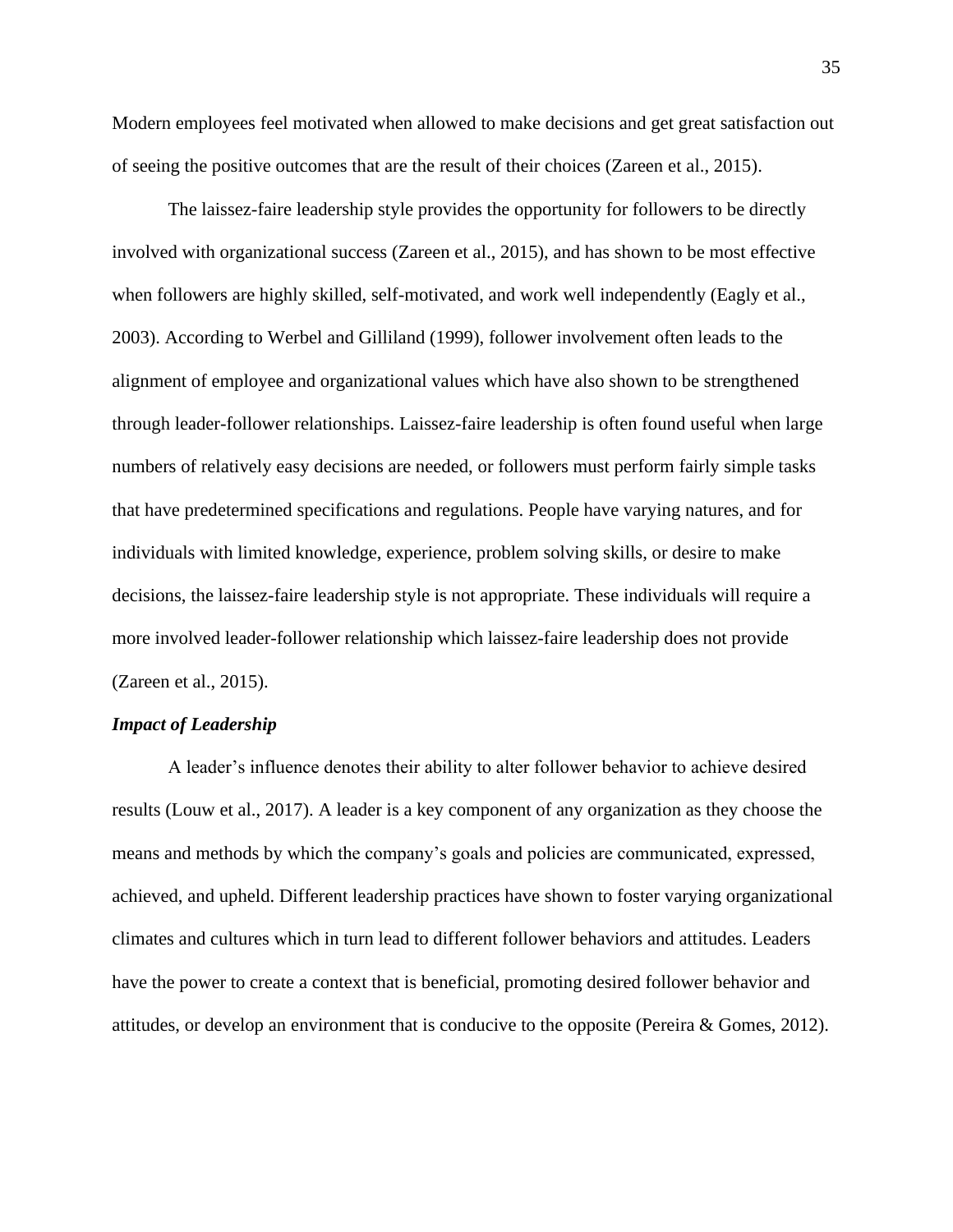Modern employees feel motivated when allowed to make decisions and get great satisfaction out of seeing the positive outcomes that are the result of their choices (Zareen et al., 2015).

The laissez-faire leadership style provides the opportunity for followers to be directly involved with organizational success (Zareen et al., 2015), and has shown to be most effective when followers are highly skilled, self-motivated, and work well independently (Eagly et al., 2003). According to Werbel and Gilliland (1999), follower involvement often leads to the alignment of employee and organizational values which have also shown to be strengthened through leader-follower relationships. Laissez-faire leadership is often found useful when large numbers of relatively easy decisions are needed, or followers must perform fairly simple tasks that have predetermined specifications and regulations. People have varying natures, and for individuals with limited knowledge, experience, problem solving skills, or desire to make decisions, the laissez-faire leadership style is not appropriate. These individuals will require a more involved leader-follower relationship which laissez-faire leadership does not provide (Zareen et al., 2015).

***Impact of Leadership***

A leader's influence denotes their ability to alter follower behavior to achieve desired results (Louw et al., 2017). A leader is a key component of any organization as they choose the means and methods by which the company's goals and policies are communicated, expressed, achieved, and upheld. Different leadership practices have shown to foster varying organizational climates and cultures which in turn lead to different follower behaviors and attitudes. Leaders have the power to create a context that is beneficial, promoting desired follower behavior and attitudes, or develop an environment that is conducive to the opposite (Pereira & Gomes, 2012).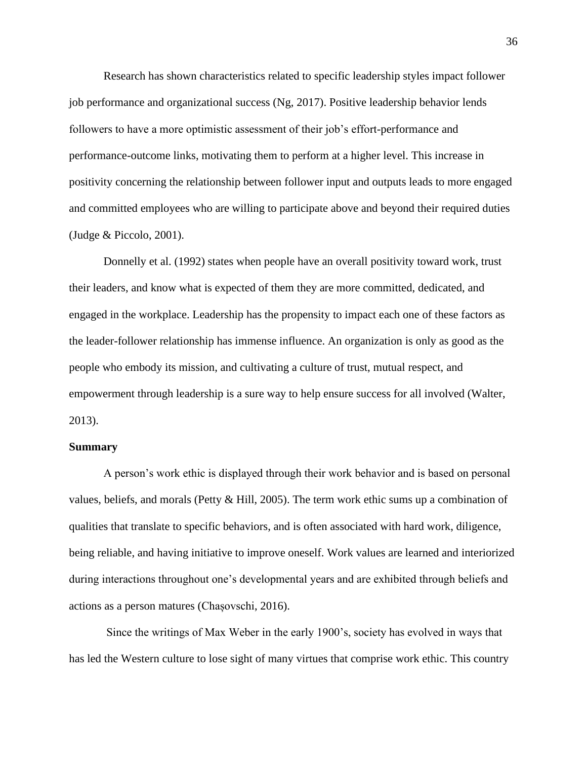Research has shown characteristics related to specific leadership styles impact follower job performance and organizational success (Ng, 2017). Positive leadership behavior lends followers to have a more optimistic assessment of their job's effort-performance and performance-outcome links, motivating them to perform at a higher level. This increase in positivity concerning the relationship between follower input and outputs leads to more engaged and committed employees who are willing to participate above and beyond their required duties (Judge & Piccolo, 2001).

Donnelly et al. (1992) states when people have an overall positivity toward work, trust their leaders, and know what is expected of them they are more committed, dedicated, and engaged in the workplace. Leadership has the propensity to impact each one of these factors as the leader-follower relationship has immense influence. An organization is only as good as the people who embody its mission, and cultivating a culture of trust, mutual respect, and empowerment through leadership is a sure way to help ensure success for all involved (Walter, 2013).

## Summary

A person's work ethic is displayed through their work behavior and is based on personal values, beliefs, and morals (Petty & Hill, 2005). The term work ethic sums up a combination of qualities that translate to specific behaviors, and is often associated with hard work, diligence, being reliable, and having initiative to improve oneself. Work values are learned and interiorized during interactions throughout one's developmental years and are exhibited through beliefs and actions as a person matures (Chașovschi, 2016).

Since the writings of Max Weber in the early 1900's, society has evolved in ways that has led the Western culture to lose sight of many virtues that comprise work ethic. This country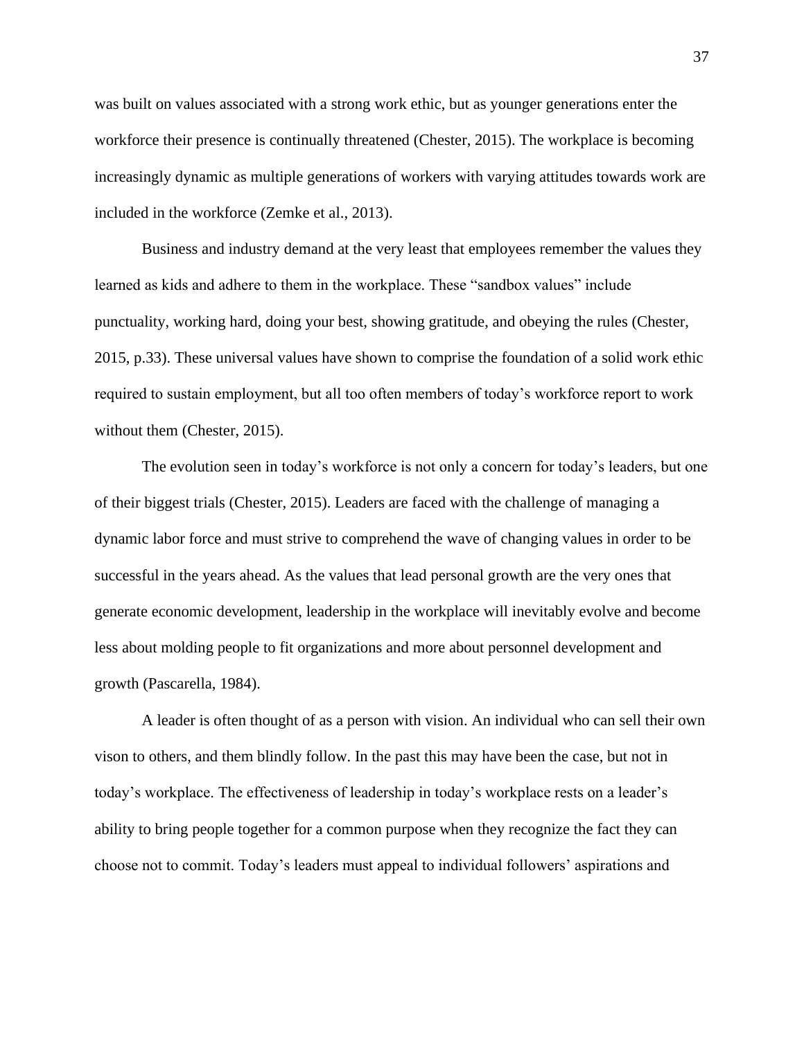was built on values associated with a strong work ethic, but as younger generations enter the workforce their presence is continually threatened (Chester, 2015). The workplace is becoming increasingly dynamic as multiple generations of workers with varying attitudes towards work are included in the workforce (Zemke et al., 2013).

Business and industry demand at the very least that employees remember the values they learned as kids and adhere to them in the workplace. These “sandbox values” include punctuality, working hard, doing your best, showing gratitude, and obeying the rules (Chester, 2015, p.33). These universal values have shown to comprise the foundation of a solid work ethic required to sustain employment, but all too often members of today’s workforce report to work without them (Chester, 2015).

The evolution seen in today’s workforce is not only a concern for today’s leaders, but one of their biggest trials (Chester, 2015). Leaders are faced with the challenge of managing a dynamic labor force and must strive to comprehend the wave of changing values in order to be successful in the years ahead. As the values that lead personal growth are the very ones that generate economic development, leadership in the workplace will inevitably evolve and become less about molding people to fit organizations and more about personnel development and growth (Pascarella, 1984).

A leader is often thought of as a person with vision. An individual who can sell their own vison to others, and them blindly follow. In the past this may have been the case, but not in today’s workplace. The effectiveness of leadership in today’s workplace rests on a leader’s ability to bring people together for a common purpose when they recognize the fact they can choose not to commit. Today’s leaders must appeal to individual followers’ aspirations and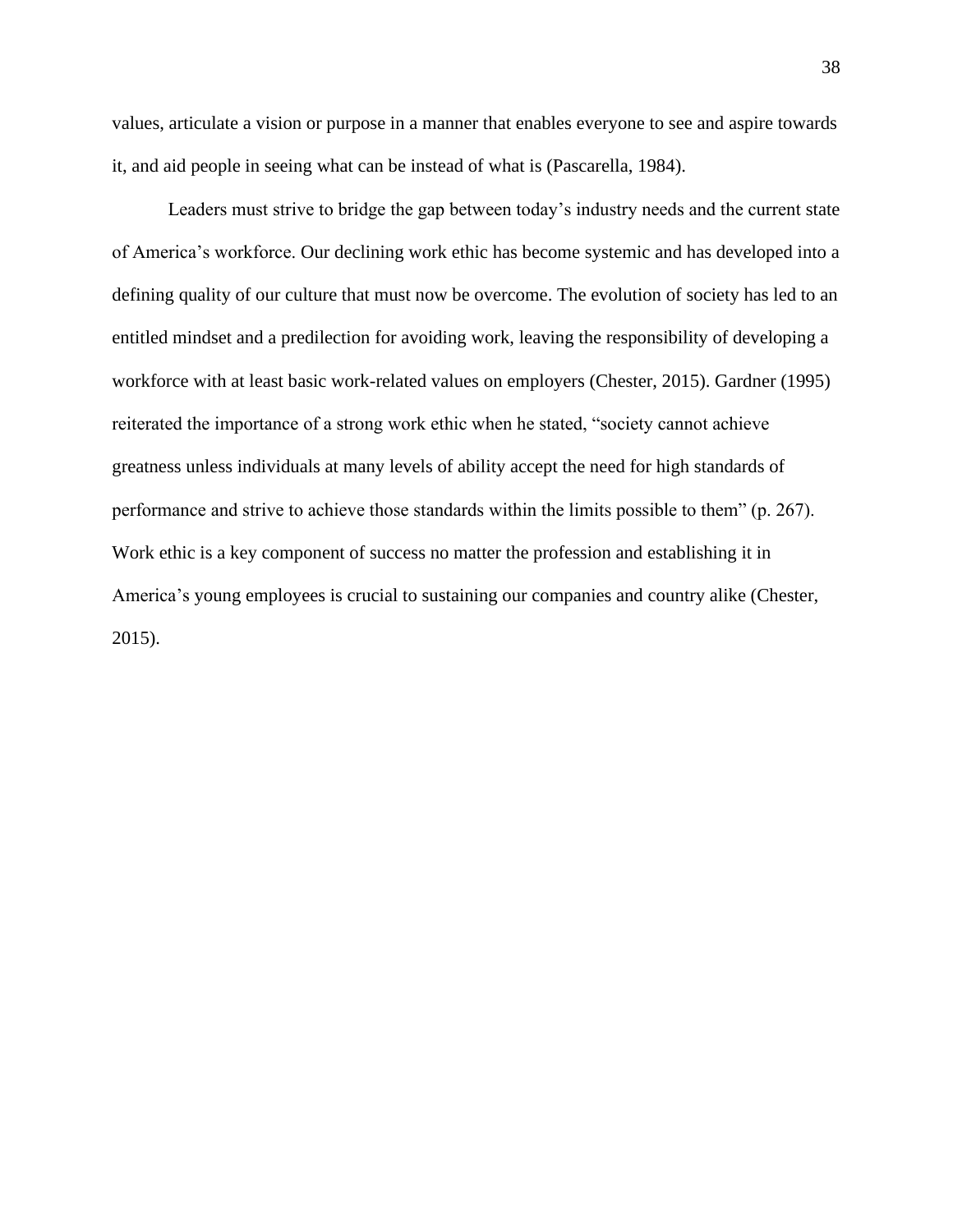values, articulate a vision or purpose in a manner that enables everyone to see and aspire towards it, and aid people in seeing what can be instead of what is (Pascarella, 1984).

Leaders must strive to bridge the gap between today's industry needs and the current state of America's workforce. Our declining work ethic has become systemic and has developed into a defining quality of our culture that must now be overcome. The evolution of society has led to an entitled mindset and a predilection for avoiding work, leaving the responsibility of developing a workforce with at least basic work-related values on employers (Chester, 2015). Gardner (1995) reiterated the importance of a strong work ethic when he stated, "society cannot achieve greatness unless individuals at many levels of ability accept the need for high standards of performance and strive to achieve those standards within the limits possible to them" (p. 267). Work ethic is a key component of success no matter the profession and establishing it in America's young employees is crucial to sustaining our companies and country alike (Chester, 2015).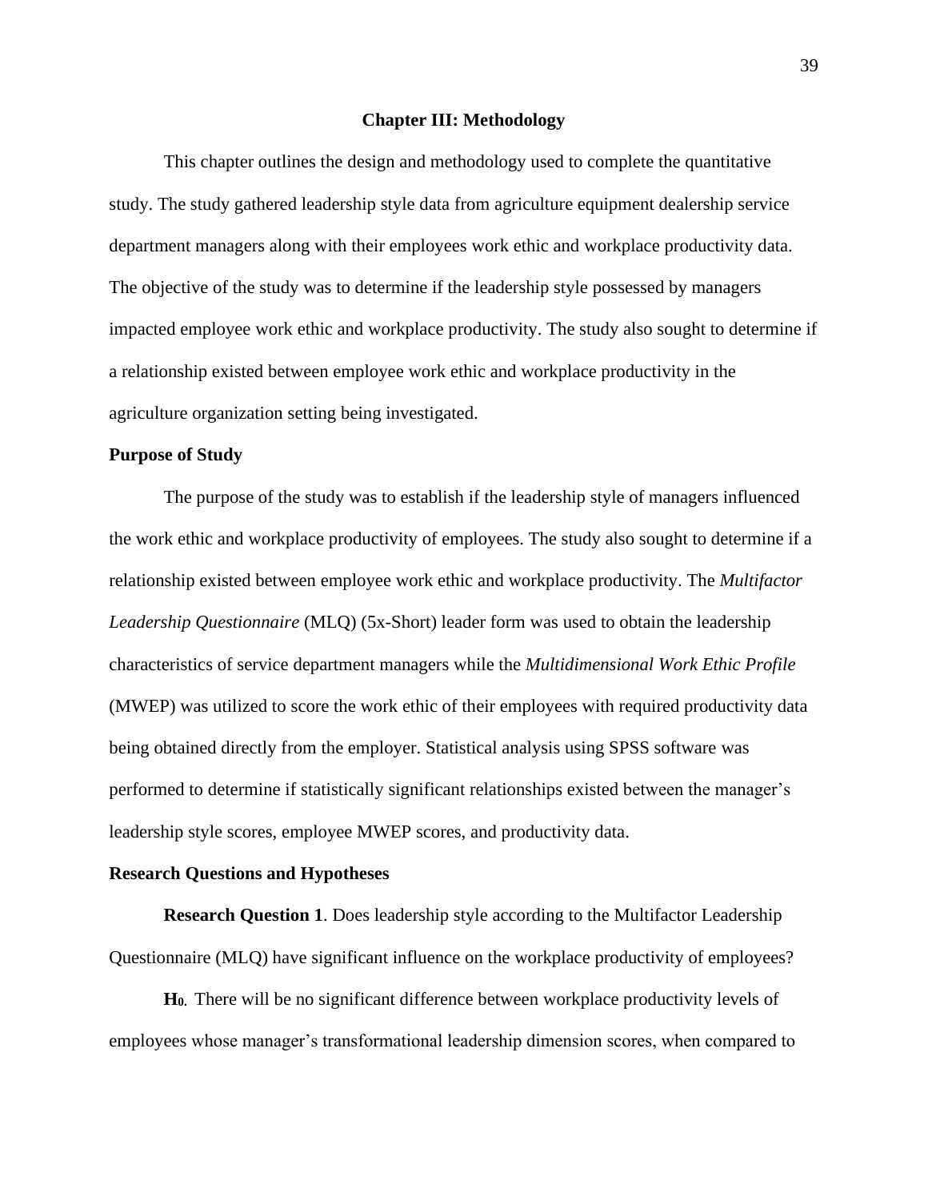# Chapter III: Methodology

This chapter outlines the design and methodology used to complete the quantitative study. The study gathered leadership style data from agriculture equipment dealership service department managers along with their employees work ethic and workplace productivity data. The objective of the study was to determine if the leadership style possessed by managers impacted employee work ethic and workplace productivity. The study also sought to determine if a relationship existed between employee work ethic and workplace productivity in the agriculture organization setting being investigated.

## Purpose of Study

The purpose of the study was to establish if the leadership style of managers influenced the work ethic and workplace productivity of employees. The study also sought to determine if a relationship existed between employee work ethic and workplace productivity. The *Multifactor Leadership Questionnaire* (MLQ) (5x-Short) leader form was used to obtain the leadership characteristics of service department managers while the *Multidimensional Work Ethic Profile* (MWEP) was utilized to score the work ethic of their employees with required productivity data being obtained directly from the employer. Statistical analysis using SPSS software was performed to determine if statistically significant relationships existed between the manager's leadership style scores, employee MWEP scores, and productivity data.

## Research Questions and Hypotheses

**Research Question 1**. Does leadership style according to the Multifactor Leadership Questionnaire (MLQ) have significant influence on the workplace productivity of employees?

**$H_0$.** There will be no significant difference between workplace productivity levels of employees whose manager's transformational leadership dimension scores, when compared to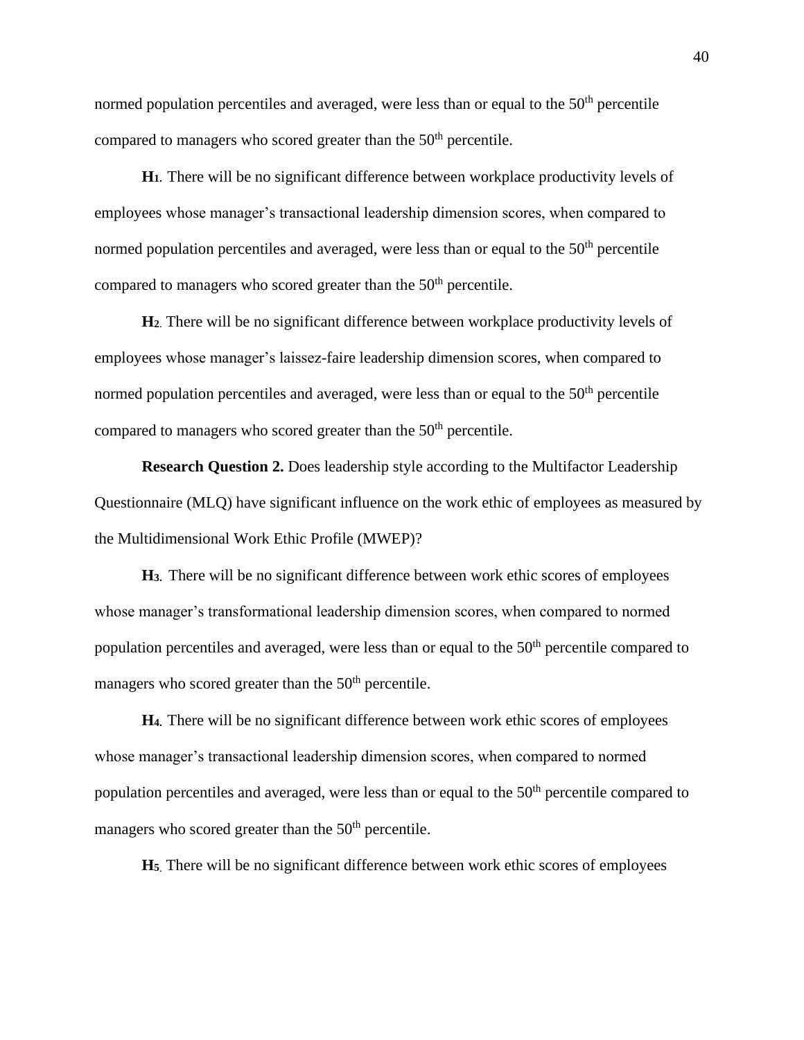normed population percentiles and averaged, were less than or equal to the 50th percentile compared to managers who scored greater than the 50th percentile.

**$H_1$**. There will be no significant difference between workplace productivity levels of employees whose manager's transactional leadership dimension scores, when compared to normed population percentiles and averaged, were less than or equal to the 50th percentile compared to managers who scored greater than the 50th percentile.

**$H_2$**. There will be no significant difference between workplace productivity levels of employees whose manager's laissez-faire leadership dimension scores, when compared to normed population percentiles and averaged, were less than or equal to the 50th percentile compared to managers who scored greater than the 50th percentile.

**Research Question 2.** Does leadership style according to the Multifactor Leadership Questionnaire (MLQ) have significant influence on the work ethic of employees as measured by the Multidimensional Work Ethic Profile (MWEP)?

**$H_3$**. There will be no significant difference between work ethic scores of employees whose manager's transformational leadership dimension scores, when compared to normed population percentiles and averaged, were less than or equal to the 50th percentile compared to managers who scored greater than the 50th percentile.

**$H_4$**. There will be no significant difference between work ethic scores of employees whose manager's transactional leadership dimension scores, when compared to normed population percentiles and averaged, were less than or equal to the 50th percentile compared to managers who scored greater than the 50th percentile.

**$H_5$**. There will be no significant difference between work ethic scores of employees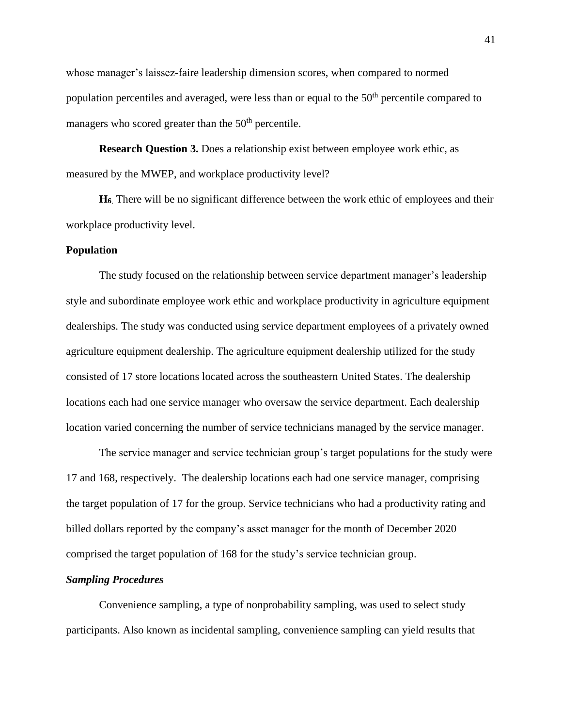whose manager's laissez-faire leadership dimension scores, when compared to normed population percentiles and averaged, were less than or equal to the 50th percentile compared to managers who scored greater than the 50th percentile.

**Research Question 3.** Does a relationship exist between employee work ethic, as measured by the MWEP, and workplace productivity level?

**$H_6$.** There will be no significant difference between the work ethic of employees and their workplace productivity level.

## Population

The study focused on the relationship between service department manager's leadership style and subordinate employee work ethic and workplace productivity in agriculture equipment dealerships. The study was conducted using service department employees of a privately owned agriculture equipment dealership. The agriculture equipment dealership utilized for the study consisted of 17 store locations located across the southeastern United States. The dealership locations each had one service manager who oversaw the service department. Each dealership location varied concerning the number of service technicians managed by the service manager.

The service manager and service technician group's target populations for the study were 17 and 168, respectively. The dealership locations each had one service manager, comprising the target population of 17 for the group. Service technicians who had a productivity rating and billed dollars reported by the company's asset manager for the month of December 2020 comprised the target population of 168 for the study's service technician group.

### *Sampling Procedures*

Convenience sampling, a type of nonprobability sampling, was used to select study participants. Also known as incidental sampling, convenience sampling can yield results that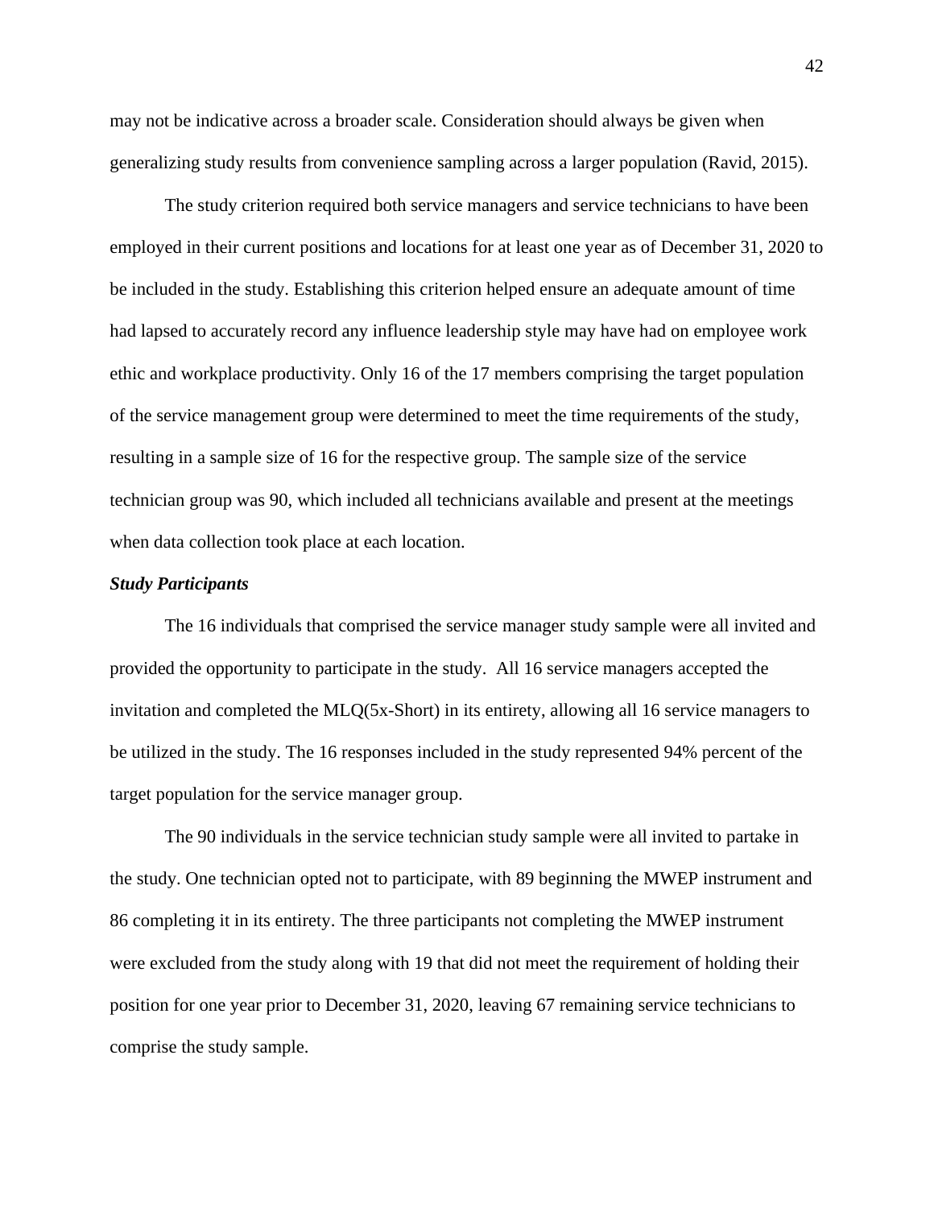may not be indicative across a broader scale. Consideration should always be given when generalizing study results from convenience sampling across a larger population (Ravid, 2015).

The study criterion required both service managers and service technicians to have been employed in their current positions and locations for at least one year as of December 31, 2020 to be included in the study. Establishing this criterion helped ensure an adequate amount of time had lapsed to accurately record any influence leadership style may have had on employee work ethic and workplace productivity. Only 16 of the 17 members comprising the target population of the service management group were determined to meet the time requirements of the study, resulting in a sample size of 16 for the respective group. The sample size of the service technician group was 90, which included all technicians available and present at the meetings when data collection took place at each location.

### *Study Participants*

The 16 individuals that comprised the service manager study sample were all invited and provided the opportunity to participate in the study. All 16 service managers accepted the invitation and completed the MLQ(5x-Short) in its entirety, allowing all 16 service managers to be utilized in the study. The 16 responses included in the study represented 94% percent of the target population for the service manager group.

The 90 individuals in the service technician study sample were all invited to partake in the study. One technician opted not to participate, with 89 beginning the MWEP instrument and 86 completing it in its entirety. The three participants not completing the MWEP instrument were excluded from the study along with 19 that did not meet the requirement of holding their position for one year prior to December 31, 2020, leaving 67 remaining service technicians to comprise the study sample.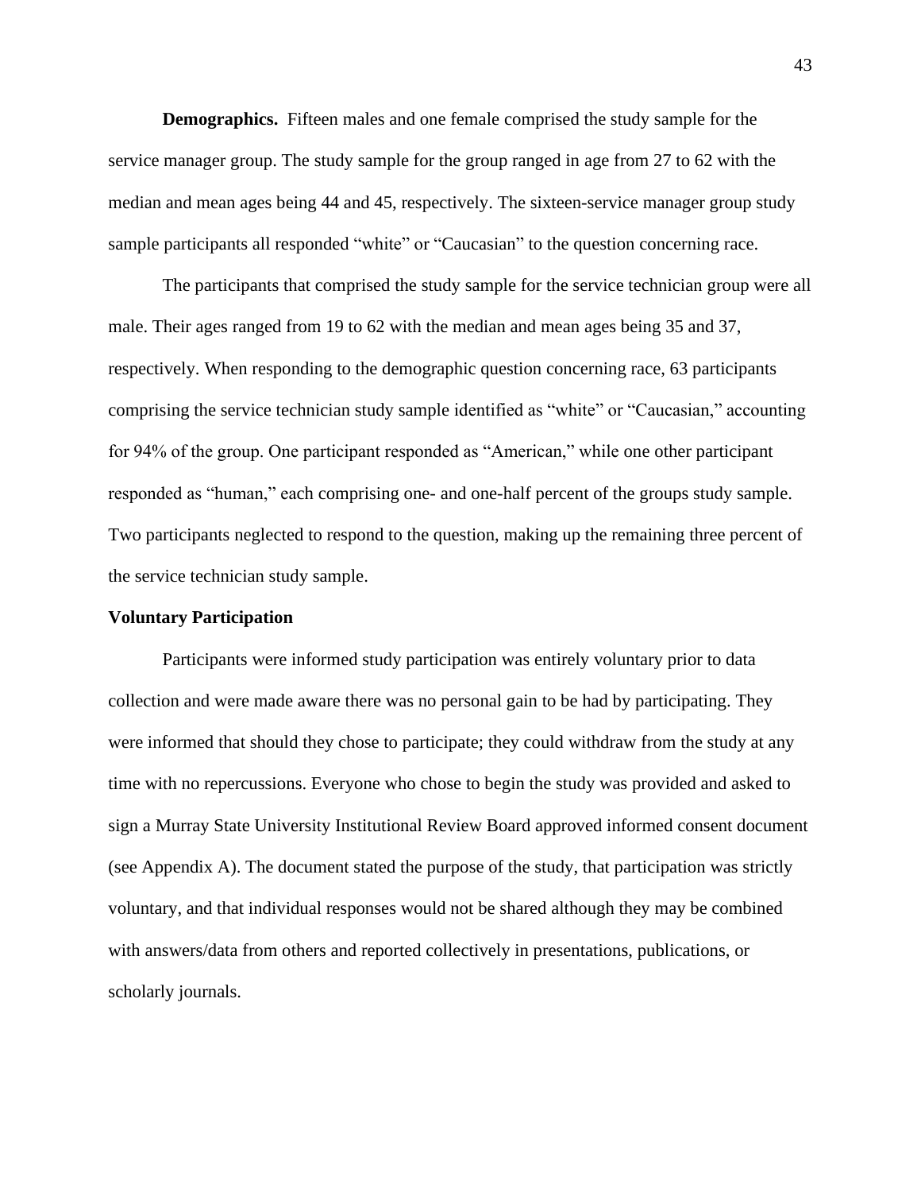**Demographics.** Fifteen males and one female comprised the study sample for the service manager group. The study sample for the group ranged in age from 27 to 62 with the median and mean ages being 44 and 45, respectively. The sixteen-service manager group study sample participants all responded "white" or "Caucasian" to the question concerning race.

The participants that comprised the study sample for the service technician group were all male. Their ages ranged from 19 to 62 with the median and mean ages being 35 and 37, respectively. When responding to the demographic question concerning race, 63 participants comprising the service technician study sample identified as "white" or "Caucasian," accounting for 94% of the group. One participant responded as "American," while one other participant responded as "human," each comprising one- and one-half percent of the groups study sample. Two participants neglected to respond to the question, making up the remaining three percent of the service technician study sample.

## Voluntary Participation

Participants were informed study participation was entirely voluntary prior to data collection and were made aware there was no personal gain to be had by participating. They were informed that should they chose to participate; they could withdraw from the study at any time with no repercussions. Everyone who chose to begin the study was provided and asked to sign a Murray State University Institutional Review Board approved informed consent document (see Appendix A). The document stated the purpose of the study, that participation was strictly voluntary, and that individual responses would not be shared although they may be combined with answers/data from others and reported collectively in presentations, publications, or scholarly journals.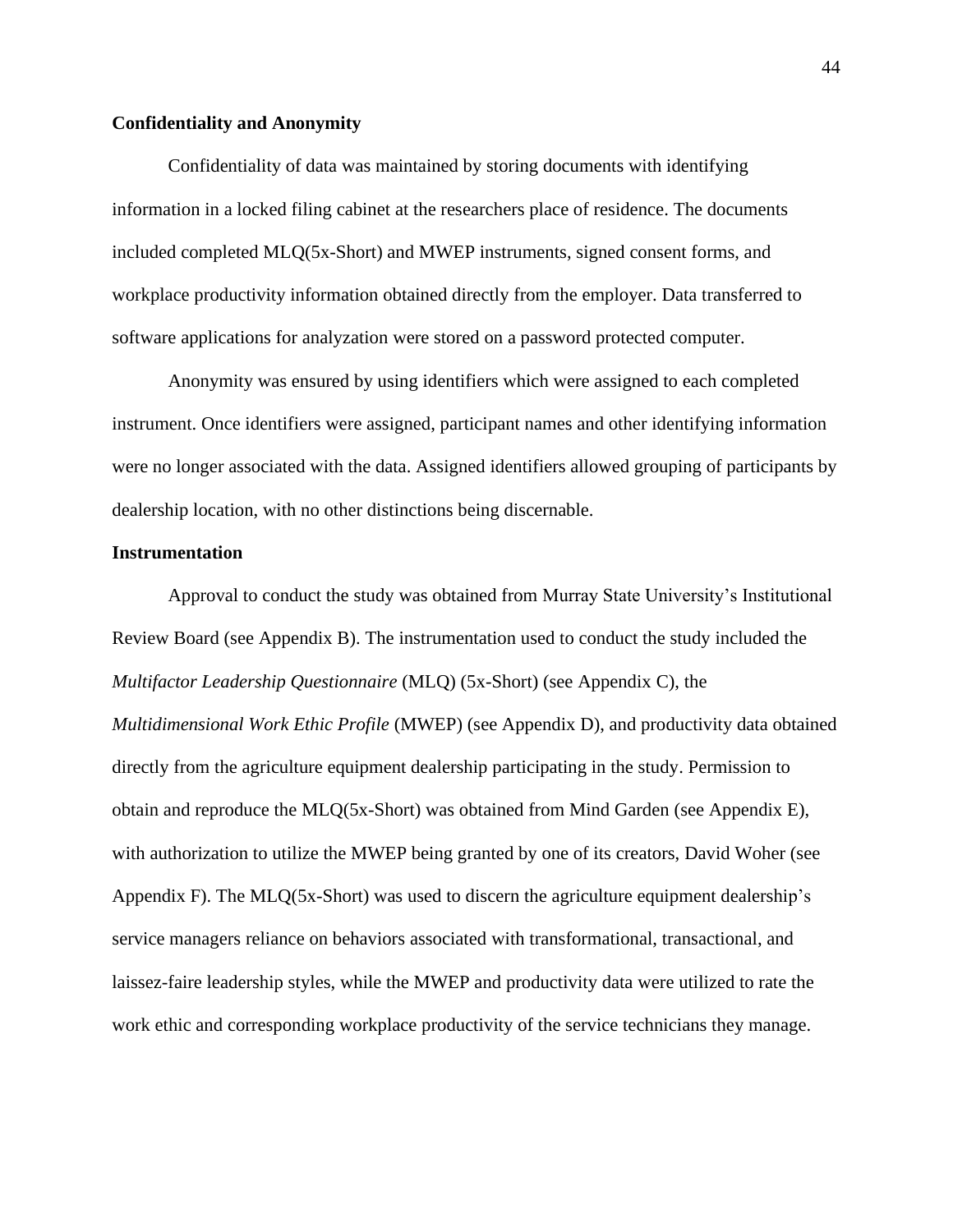**Confidentiality and Anonymity**

Confidentiality of data was maintained by storing documents with identifying information in a locked filing cabinet at the researchers place of residence. The documents included completed MLQ(5x-Short) and MWEP instruments, signed consent forms, and workplace productivity information obtained directly from the employer. Data transferred to software applications for analyzation were stored on a password protected computer.

Anonymity was ensured by using identifiers which were assigned to each completed instrument. Once identifiers were assigned, participant names and other identifying information were no longer associated with the data. Assigned identifiers allowed grouping of participants by dealership location, with no other distinctions being discernable.

**Instrumentation**

Approval to conduct the study was obtained from Murray State University's Institutional Review Board (see Appendix B). The instrumentation used to conduct the study included the *Multifactor Leadership Questionnaire* (MLQ) (5x-Short) (see Appendix C), the *Multidimensional Work Ethic Profile* (MWEP) (see Appendix D), and productivity data obtained directly from the agriculture equipment dealership participating in the study. Permission to obtain and reproduce the MLQ(5x-Short) was obtained from Mind Garden (see Appendix E), with authorization to utilize the MWEP being granted by one of its creators, David Woher (see Appendix F). The MLQ(5x-Short) was used to discern the agriculture equipment dealership's service managers reliance on behaviors associated with transformational, transactional, and laissez-faire leadership styles, while the MWEP and productivity data were utilized to rate the work ethic and corresponding workplace productivity of the service technicians they manage.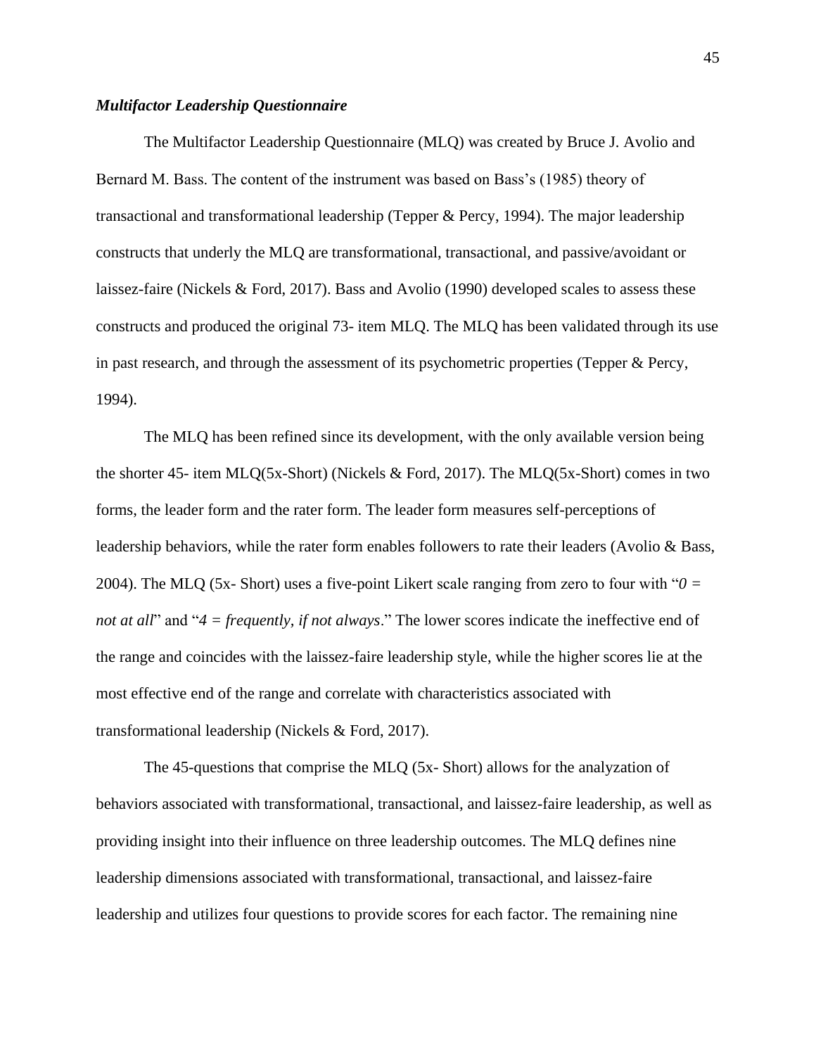### ***Multifactor Leadership Questionnaire***

The Multifactor Leadership Questionnaire (MLQ) was created by Bruce J. Avolio and Bernard M. Bass. The content of the instrument was based on Bass's (1985) theory of transactional and transformational leadership (Tepper & Percy, 1994). The major leadership constructs that underly the MLQ are transformational, transactional, and passive/avoidant or laissez-faire (Nickels & Ford, 2017). Bass and Avolio (1990) developed scales to assess these constructs and produced the original 73- item MLQ. The MLQ has been validated through its use in past research, and through the assessment of its psychometric properties (Tepper & Percy, 1994).

The MLQ has been refined since its development, with the only available version being the shorter 45- item MLQ(5x-Short) (Nickels & Ford, 2017). The MLQ(5x-Short) comes in two forms, the leader form and the rater form. The leader form measures self-perceptions of leadership behaviors, while the rater form enables followers to rate their leaders (Avolio & Bass, 2004). The MLQ (5x- Short) uses a five-point Likert scale ranging from zero to four with "*0 = not at all*" and "*4 = frequently, if not always*." The lower scores indicate the ineffective end of the range and coincides with the laissez-faire leadership style, while the higher scores lie at the most effective end of the range and correlate with characteristics associated with transformational leadership (Nickels & Ford, 2017).

The 45-questions that comprise the MLQ (5x- Short) allows for the analyzation of behaviors associated with transformational, transactional, and laissez-faire leadership, as well as providing insight into their influence on three leadership outcomes. The MLQ defines nine leadership dimensions associated with transformational, transactional, and laissez-faire leadership and utilizes four questions to provide scores for each factor. The remaining nine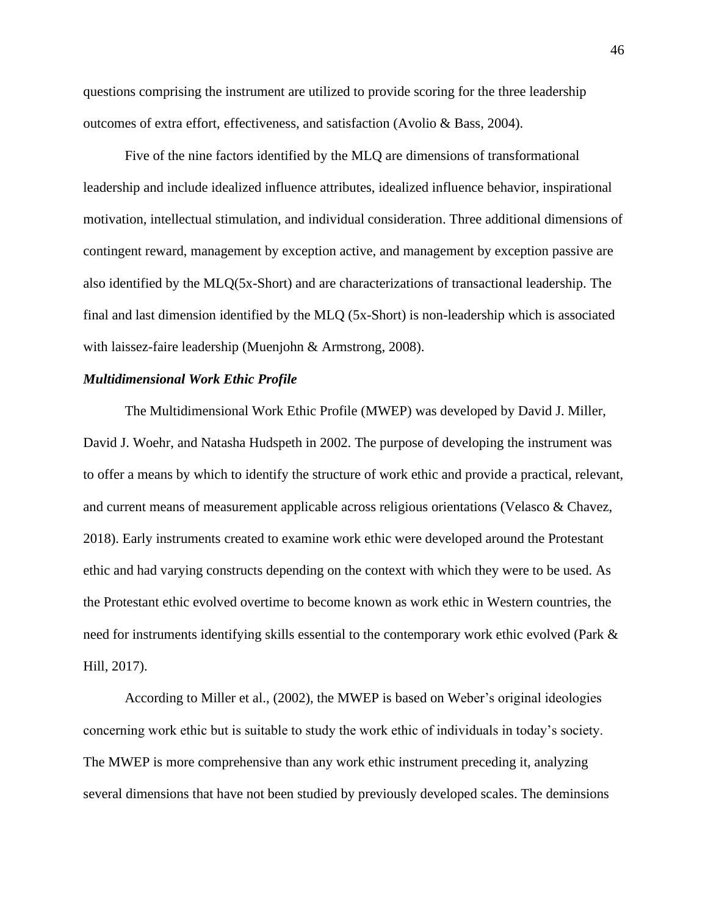questions comprising the instrument are utilized to provide scoring for the three leadership outcomes of extra effort, effectiveness, and satisfaction (Avolio & Bass, 2004).

Five of the nine factors identified by the MLQ are dimensions of transformational leadership and include idealized influence attributes, idealized influence behavior, inspirational motivation, intellectual stimulation, and individual consideration. Three additional dimensions of contingent reward, management by exception active, and management by exception passive are also identified by the MLQ(5x-Short) and are characterizations of transactional leadership. The final and last dimension identified by the MLQ (5x-Short) is non-leadership which is associated with laissez-faire leadership (Muenjohn & Armstrong, 2008).

***Multidimensional Work Ethic Profile***

The Multidimensional Work Ethic Profile (MWEP) was developed by David J. Miller, David J. Woehr, and Natasha Hudspeth in 2002. The purpose of developing the instrument was to offer a means by which to identify the structure of work ethic and provide a practical, relevant, and current means of measurement applicable across religious orientations (Velasco & Chavez, 2018). Early instruments created to examine work ethic were developed around the Protestant ethic and had varying constructs depending on the context with which they were to be used. As the Protestant ethic evolved overtime to become known as work ethic in Western countries, the need for instruments identifying skills essential to the contemporary work ethic evolved (Park & Hill, 2017).

According to Miller et al., (2002), the MWEP is based on Weber's original ideologies concerning work ethic but is suitable to study the work ethic of individuals in today's society. The MWEP is more comprehensive than any work ethic instrument preceding it, analyzing several dimensions that have not been studied by previously developed scales. The deminsions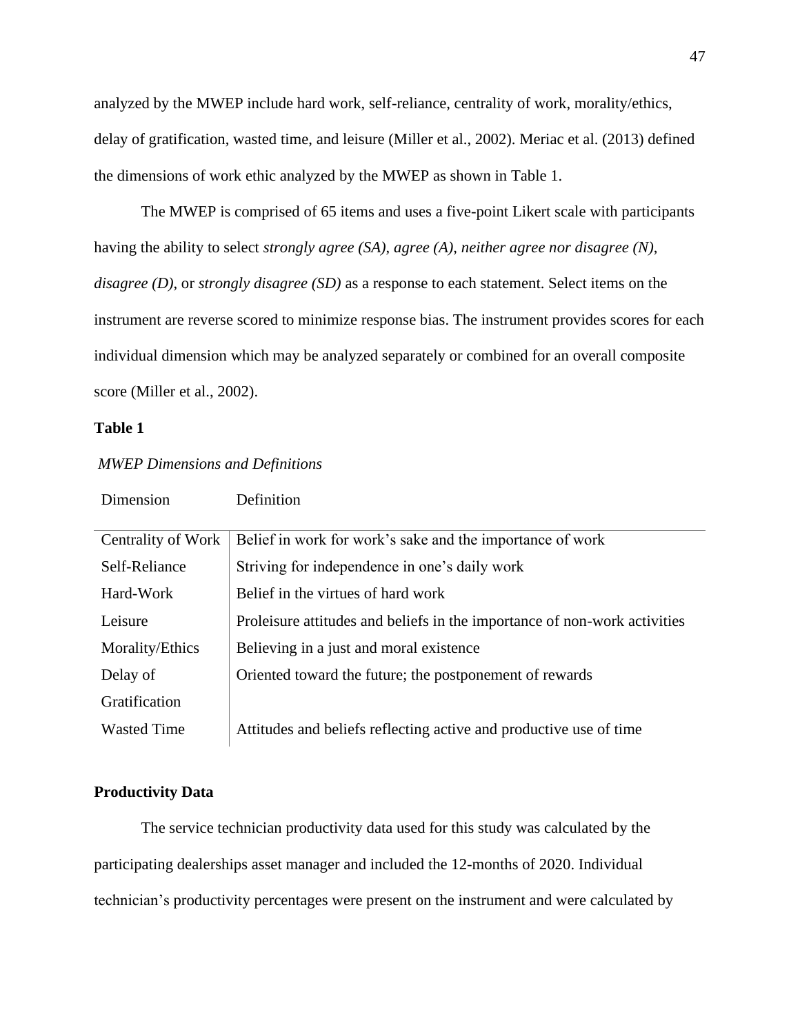analyzed by the MWEP include hard work, self-reliance, centrality of work, morality/ethics, delay of gratification, wasted time, and leisure (Miller et al., 2002). Meriac et al. (2013) defined the dimensions of work ethic analyzed by the MWEP as shown in Table 1.

The MWEP is comprised of 65 items and uses a five-point Likert scale with participants having the ability to select *strongly agree (SA)*, *agree (A)*, *neither agree nor disagree (N)*, *disagree (D)*, or *strongly disagree (SD)* as a response to each statement. Select items on the instrument are reverse scored to minimize response bias. The instrument provides scores for each individual dimension which may be analyzed separately or combined for an overall composite score (Miller et al., 2002).

**Table 1**

*MWEP Dimensions and Definitions*

| Dimension | Definition |
|---|---|
| Centrality of Work | Belief in work for work's sake and the importance of work |
| Self-Reliance | Striving for independence in one's daily work |
| Hard-Work | Belief in the virtues of hard work |
| Leisure | Proleisure attitudes and beliefs in the importance of non-work activities |
| Morality/Ethics | Believing in a just and moral existence |
| Delay of Gratification | Oriented toward the future; the postponement of rewards |
| Wasted Time | Attitudes and beliefs reflecting active and productive use of time |

### Productivity Data

The service technician productivity data used for this study was calculated by the participating dealerships asset manager and included the 12-months of 2020. Individual technician's productivity percentages were present on the instrument and were calculated by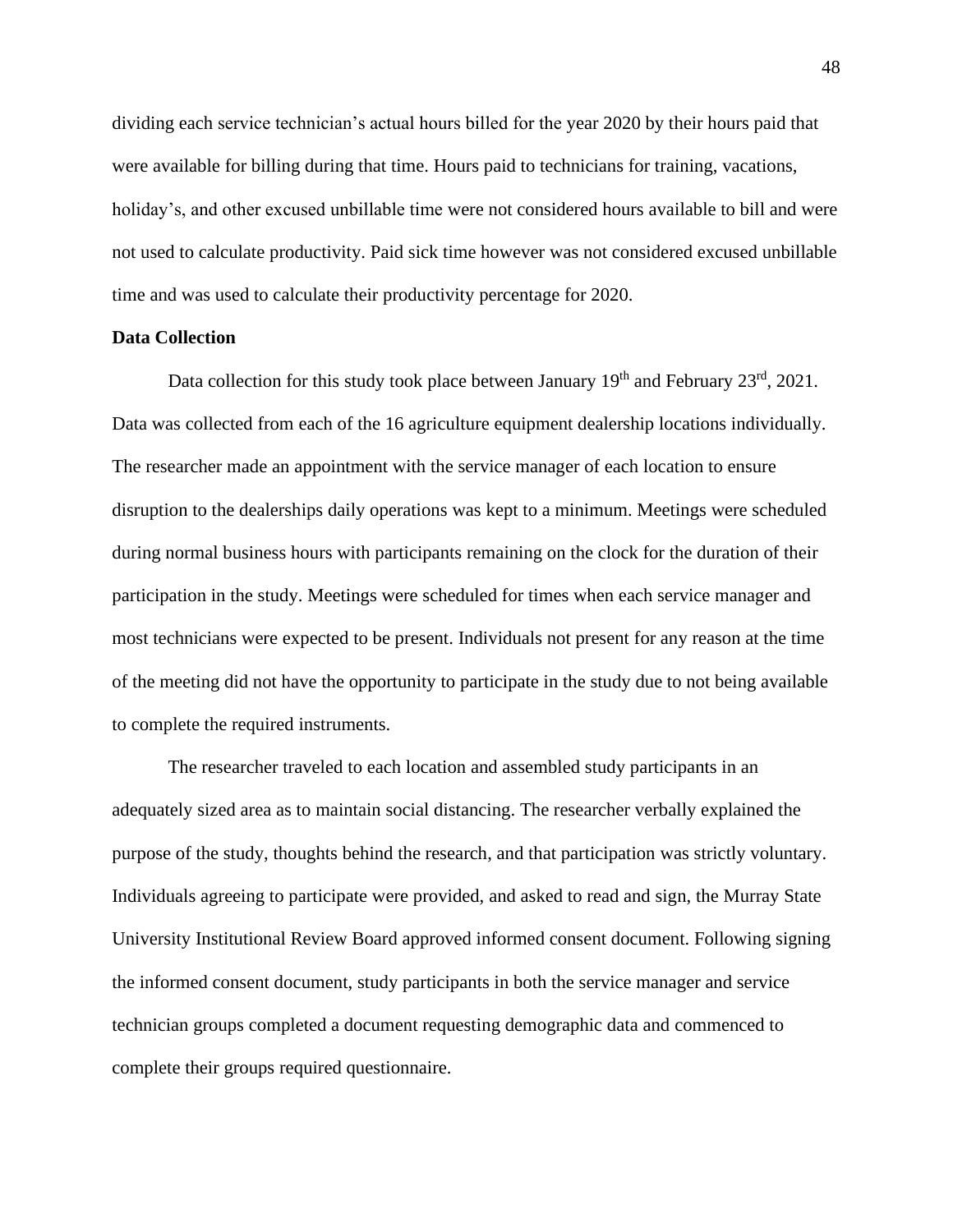dividing each service technician's actual hours billed for the year 2020 by their hours paid that were available for billing during that time. Hours paid to technicians for training, vacations, holiday's, and other excused unbillable time were not considered hours available to bill and were not used to calculate productivity. Paid sick time however was not considered excused unbillable time and was used to calculate their productivity percentage for 2020.

**Data Collection**

Data collection for this study took place between January 19th and February 23rd, 2021. Data was collected from each of the 16 agriculture equipment dealership locations individually. The researcher made an appointment with the service manager of each location to ensure disruption to the dealerships daily operations was kept to a minimum. Meetings were scheduled during normal business hours with participants remaining on the clock for the duration of their participation in the study. Meetings were scheduled for times when each service manager and most technicians were expected to be present. Individuals not present for any reason at the time of the meeting did not have the opportunity to participate in the study due to not being available to complete the required instruments.

The researcher traveled to each location and assembled study participants in an adequately sized area as to maintain social distancing. The researcher verbally explained the purpose of the study, thoughts behind the research, and that participation was strictly voluntary. Individuals agreeing to participate were provided, and asked to read and sign, the Murray State University Institutional Review Board approved informed consent document. Following signing the informed consent document, study participants in both the service manager and service technician groups completed a document requesting demographic data and commenced to complete their groups required questionnaire.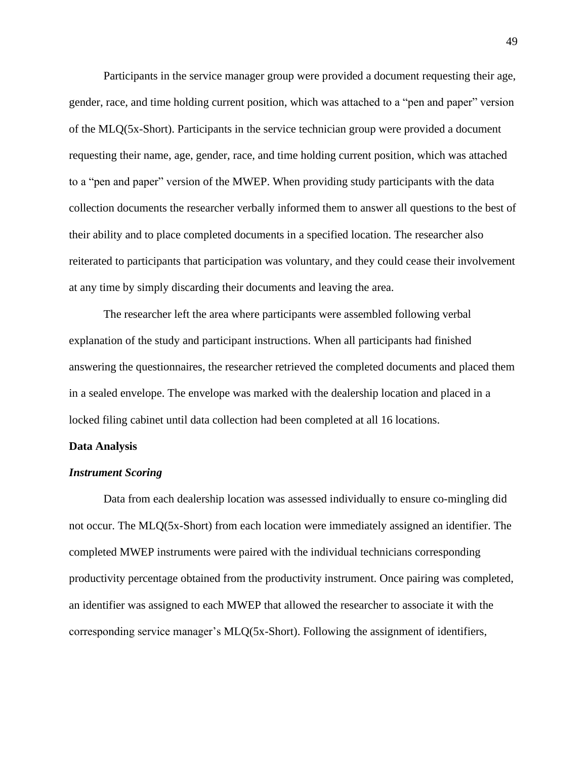Participants in the service manager group were provided a document requesting their age, gender, race, and time holding current position, which was attached to a “pen and paper” version of the MLQ(5x-Short). Participants in the service technician group were provided a document requesting their name, age, gender, race, and time holding current position, which was attached to a “pen and paper” version of the MWEP. When providing study participants with the data collection documents the researcher verbally informed them to answer all questions to the best of their ability and to place completed documents in a specified location. The researcher also reiterated to participants that participation was voluntary, and they could cease their involvement at any time by simply discarding their documents and leaving the area.

The researcher left the area where participants were assembled following verbal explanation of the study and participant instructions. When all participants had finished answering the questionnaires, the researcher retrieved the completed documents and placed them in a sealed envelope. The envelope was marked with the dealership location and placed in a locked filing cabinet until data collection had been completed at all 16 locations.

## Data Analysis

### *Instrument Scoring*

Data from each dealership location was assessed individually to ensure co-mingling did not occur. The MLQ(5x-Short) from each location were immediately assigned an identifier. The completed MWEP instruments were paired with the individual technicians corresponding productivity percentage obtained from the productivity instrument. Once pairing was completed, an identifier was assigned to each MWEP that allowed the researcher to associate it with the corresponding service manager’s MLQ(5x-Short). Following the assignment of identifiers,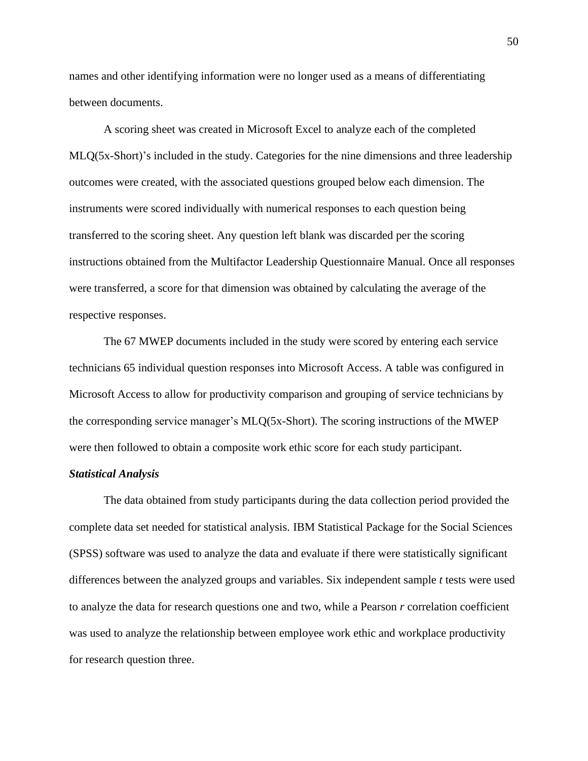names and other identifying information were no longer used as a means of differentiating between documents.

A scoring sheet was created in Microsoft Excel to analyze each of the completed MLQ(5x-Short)'s included in the study. Categories for the nine dimensions and three leadership outcomes were created, with the associated questions grouped below each dimension. The instruments were scored individually with numerical responses to each question being transferred to the scoring sheet. Any question left blank was discarded per the scoring instructions obtained from the Multifactor Leadership Questionnaire Manual. Once all responses were transferred, a score for that dimension was obtained by calculating the average of the respective responses.

The 67 MWEP documents included in the study were scored by entering each service technicians 65 individual question responses into Microsoft Access. A table was configured in Microsoft Access to allow for productivity comparison and grouping of service technicians by the corresponding service manager's MLQ(5x-Short). The scoring instructions of the MWEP were then followed to obtain a composite work ethic score for each study participant.

### *Statistical Analysis*

The data obtained from study participants during the data collection period provided the complete data set needed for statistical analysis. IBM Statistical Package for the Social Sciences (SPSS) software was used to analyze the data and evaluate if there were statistically significant differences between the analyzed groups and variables. Six independent sample $t$ tests were used to analyze the data for research questions one and two, while a Pearson $r$ correlation coefficient was used to analyze the relationship between employee work ethic and workplace productivity for research question three.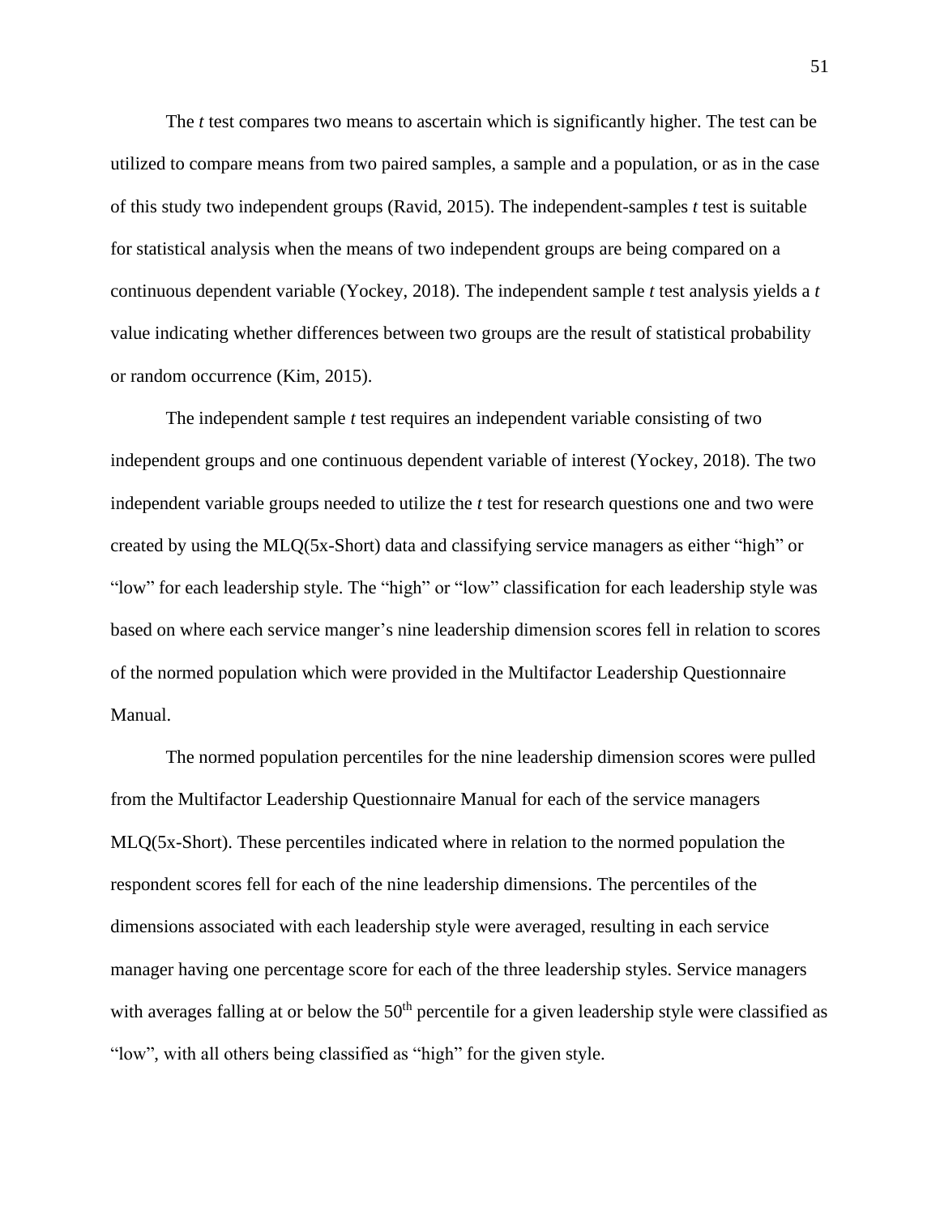The *t* test compares two means to ascertain which is significantly higher. The test can be utilized to compare means from two paired samples, a sample and a population, or as in the case of this study two independent groups (Ravid, 2015). The independent-samples *t* test is suitable for statistical analysis when the means of two independent groups are being compared on a continuous dependent variable (Yockey, 2018). The independent sample *t* test analysis yields a *t* value indicating whether differences between two groups are the result of statistical probability or random occurrence (Kim, 2015).

The independent sample *t* test requires an independent variable consisting of two independent groups and one continuous dependent variable of interest (Yockey, 2018). The two independent variable groups needed to utilize the *t* test for research questions one and two were created by using the MLQ(5x-Short) data and classifying service managers as either "high" or "low" for each leadership style. The "high" or "low" classification for each leadership style was based on where each service manger's nine leadership dimension scores fell in relation to scores of the normed population which were provided in the Multifactor Leadership Questionnaire Manual.

The normed population percentiles for the nine leadership dimension scores were pulled from the Multifactor Leadership Questionnaire Manual for each of the service managers MLQ(5x-Short). These percentiles indicated where in relation to the normed population the respondent scores fell for each of the nine leadership dimensions. The percentiles of the dimensions associated with each leadership style were averaged, resulting in each service manager having one percentage score for each of the three leadership styles. Service managers with averages falling at or below the $50^{th}$ percentile for a given leadership style were classified as "low", with all others being classified as "high" for the given style.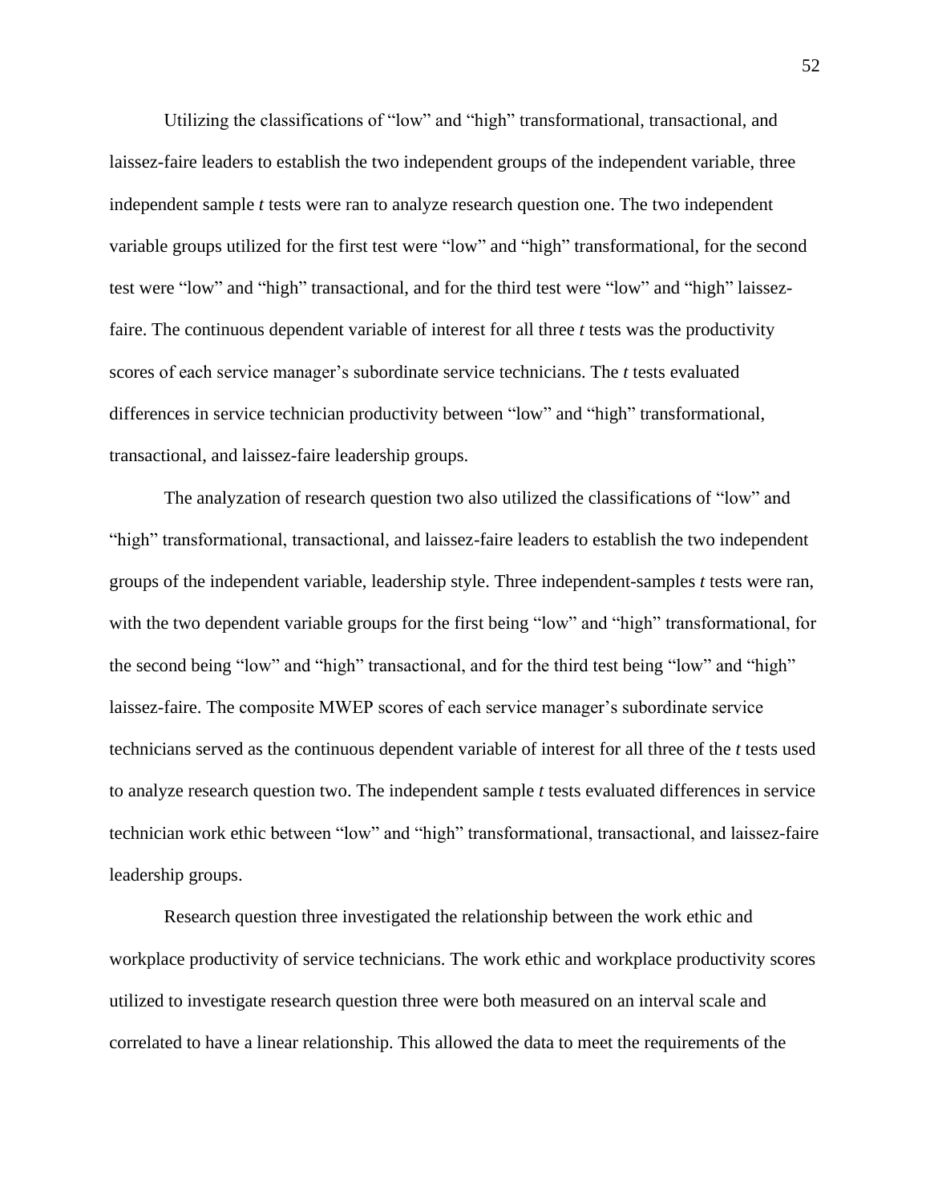Utilizing the classifications of "low" and "high" transformational, transactional, and laissez-faire leaders to establish the two independent groups of the independent variable, three independent sample *t* tests were ran to analyze research question one. The two independent variable groups utilized for the first test were "low" and "high" transformational, for the second test were "low" and "high" transactional, and for the third test were "low" and "high" laissez-faire. The continuous dependent variable of interest for all three *t* tests was the productivity scores of each service manager's subordinate service technicians. The *t* tests evaluated differences in service technician productivity between "low" and "high" transformational, transactional, and laissez-faire leadership groups.

The analyzation of research question two also utilized the classifications of "low" and "high" transformational, transactional, and laissez-faire leaders to establish the two independent groups of the independent variable, leadership style. Three independent-samples *t* tests were ran, with the two dependent variable groups for the first being "low" and "high" transformational, for the second being "low" and "high" transactional, and for the third test being "low" and "high" laissez-faire. The composite MWEP scores of each service manager's subordinate service technicians served as the continuous dependent variable of interest for all three of the *t* tests used to analyze research question two. The independent sample *t* tests evaluated differences in service technician work ethic between "low" and "high" transformational, transactional, and laissez-faire leadership groups.

Research question three investigated the relationship between the work ethic and workplace productivity of service technicians. The work ethic and workplace productivity scores utilized to investigate research question three were both measured on an interval scale and correlated to have a linear relationship. This allowed the data to meet the requirements of the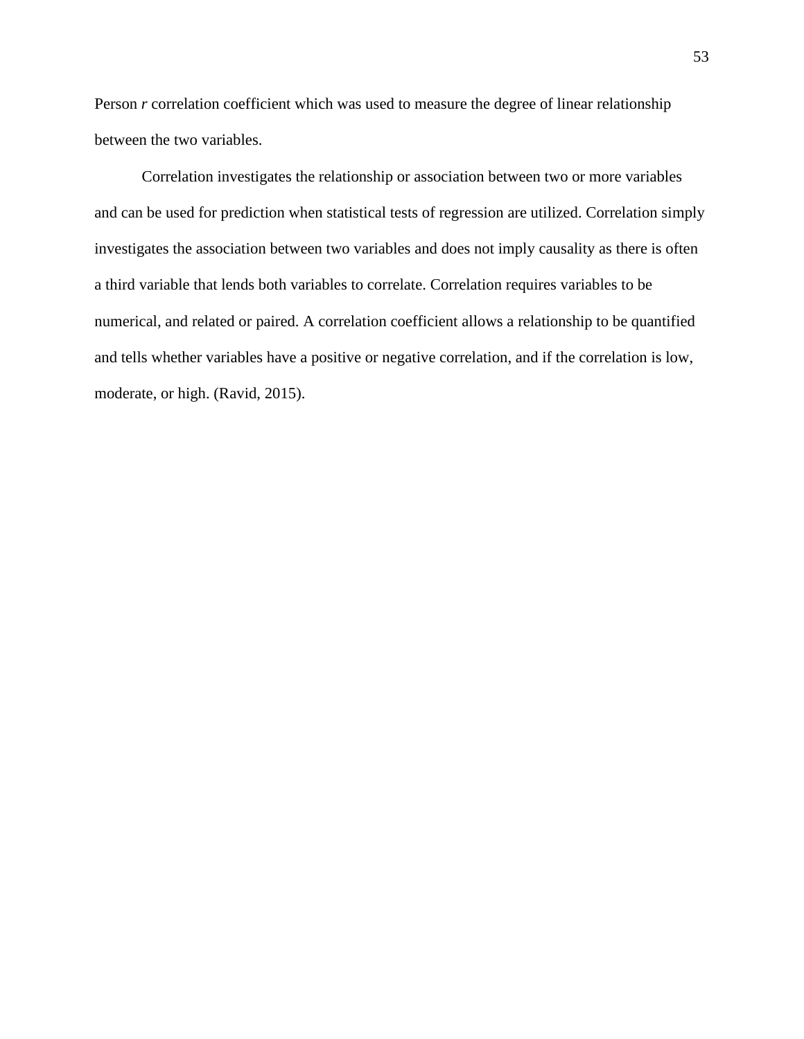Person *r* correlation coefficient which was used to measure the degree of linear relationship between the two variables.

Correlation investigates the relationship or association between two or more variables and can be used for prediction when statistical tests of regression are utilized. Correlation simply investigates the association between two variables and does not imply causality as there is often a third variable that lends both variables to correlate. Correlation requires variables to be numerical, and related or paired. A correlation coefficient allows a relationship to be quantified and tells whether variables have a positive or negative correlation, and if the correlation is low, moderate, or high. (Ravid, 2015).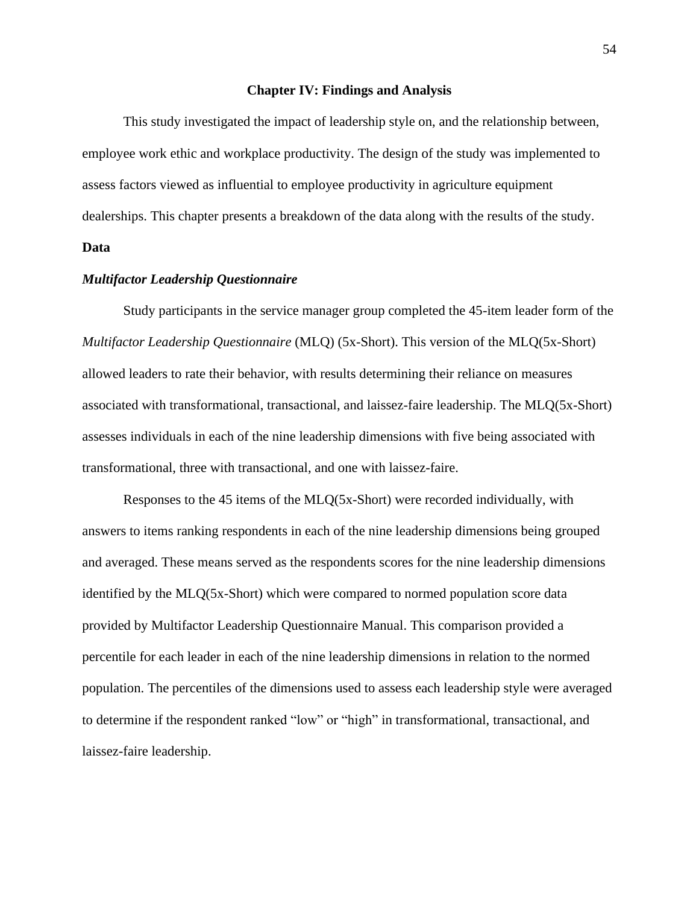# Chapter IV: Findings and Analysis

This study investigated the impact of leadership style on, and the relationship between, employee work ethic and workplace productivity. The design of the study was implemented to assess factors viewed as influential to employee productivity in agriculture equipment dealerships. This chapter presents a breakdown of the data along with the results of the study.

## Data

### *Multifactor Leadership Questionnaire*

Study participants in the service manager group completed the 45-item leader form of the *Multifactor Leadership Questionnaire* (MLQ) (5x-Short). This version of the MLQ(5x-Short) allowed leaders to rate their behavior, with results determining their reliance on measures associated with transformational, transactional, and laissez-faire leadership. The MLQ(5x-Short) assesses individuals in each of the nine leadership dimensions with five being associated with transformational, three with transactional, and one with laissez-faire.

Responses to the 45 items of the MLQ(5x-Short) were recorded individually, with answers to items ranking respondents in each of the nine leadership dimensions being grouped and averaged. These means served as the respondents scores for the nine leadership dimensions identified by the MLQ(5x-Short) which were compared to normed population score data provided by Multifactor Leadership Questionnaire Manual. This comparison provided a percentile for each leader in each of the nine leadership dimensions in relation to the normed population. The percentiles of the dimensions used to assess each leadership style were averaged to determine if the respondent ranked "low" or "high" in transformational, transactional, and laissez-faire leadership.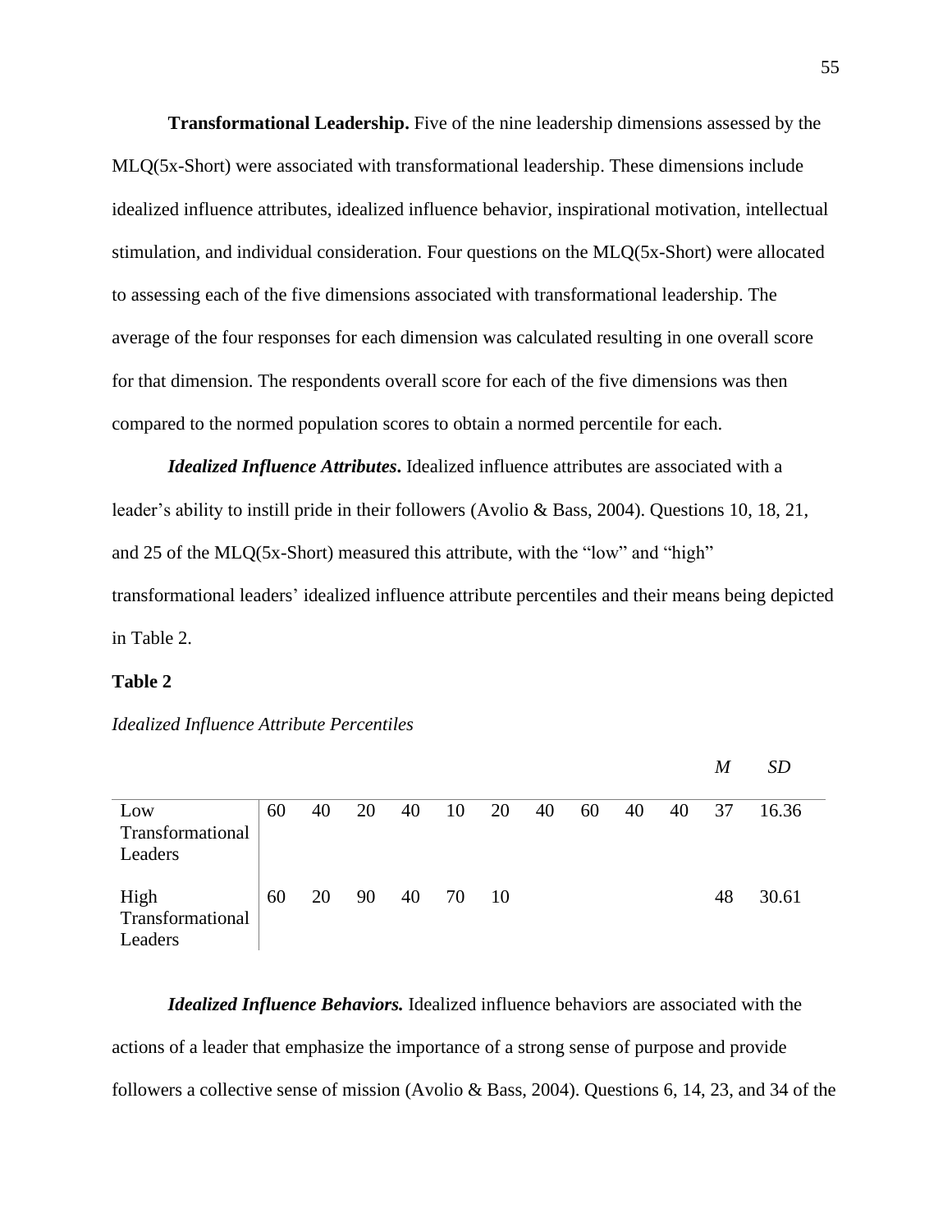**Transformational Leadership.** Five of the nine leadership dimensions assessed by the MLQ(5x-Short) were associated with transformational leadership. These dimensions include idealized influence attributes, idealized influence behavior, inspirational motivation, intellectual stimulation, and individual consideration. Four questions on the MLQ(5x-Short) were allocated to assessing each of the five dimensions associated with transformational leadership. The average of the four responses for each dimension was calculated resulting in one overall score for that dimension. The respondents overall score for each of the five dimensions was then compared to the normed population scores to obtain a normed percentile for each.

***Idealized Influence Attributes*.** Idealized influence attributes are associated with a leader's ability to instill pride in their followers (Avolio & Bass, 2004). Questions 10, 18, 21, and 25 of the MLQ(5x-Short) measured this attribute, with the "low" and "high" transformational leaders' idealized influence attribute percentiles and their means being depicted in Table 2.

**Table 2**

*Idealized Influence Attribute Percentiles*

| | | | | | | | | | | | *M* | *SD* |
|---|---|---|---|---|---|---|---|---|---|---|---|---|
| Low Transformational Leaders | 60 | 40 | 20 | 40 | 10 | 20 | 40 | 60 | 40 | 40 | 37 | 16.36 |
| High Transformational Leaders | 60 | 20 | 90 | 40 | 70 | 10 | | | | | 48 | 30.61 |

***Idealized Influence Behaviors.*** Idealized influence behaviors are associated with the actions of a leader that emphasize the importance of a strong sense of purpose and provide followers a collective sense of mission (Avolio & Bass, 2004). Questions 6, 14, 23, and 34 of the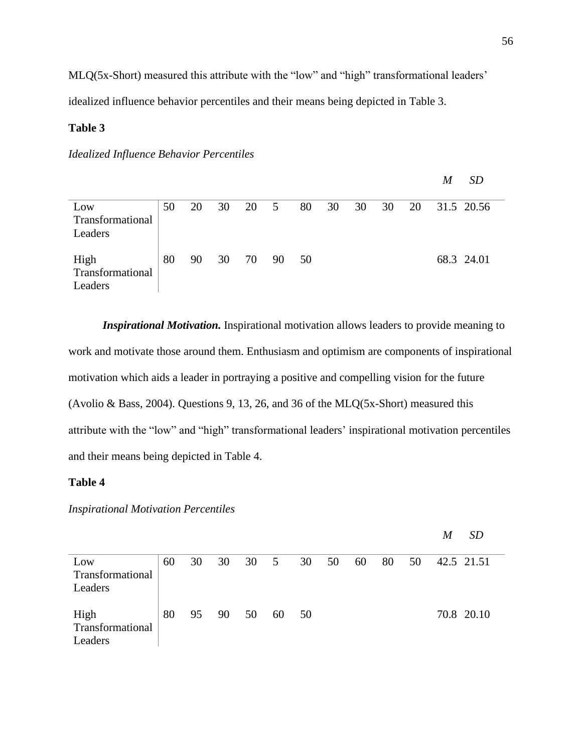MLQ(5x-Short) measured this attribute with the "low" and "high" transformational leaders' idealized influence behavior percentiles and their means being depicted in Table 3.

**Table 3**

*Idealized Influence Behavior Percentiles*

| | | | | | | | | | | | *M* | *SD* |
|---|---|---|---|---|---|---|---|---|---|---|---|---|
| Low Transformational Leaders | 50 | 20 | 30 | 20 | 5 | 80 | 30 | 30 | 30 | 20 | 31.5 | 20.56 |
| High Transformational Leaders | 80 | 90 | 30 | 70 | 90 | 50 | | | | | 68.3 | 24.01 |

***Inspirational Motivation.*** Inspirational motivation allows leaders to provide meaning to work and motivate those around them. Enthusiasm and optimism are components of inspirational motivation which aids a leader in portraying a positive and compelling vision for the future (Avolio & Bass, 2004). Questions 9, 13, 26, and 36 of the MLQ(5x-Short) measured this attribute with the "low" and "high" transformational leaders' inspirational motivation percentiles and their means being depicted in Table 4.

**Table 4**

*Inspirational Motivation Percentiles*

| | | | | | | | | | | | *M* | *SD* |
|---|---|---|---|---|---|---|---|---|---|---|---|---|
| Low Transformational Leaders | 60 | 30 | 30 | 30 | 5 | 30 | 50 | 60 | 80 | 50 | 42.5 | 21.51 |
| High Transformational Leaders | 80 | 95 | 90 | 50 | 60 | 50 | | | | | 70.8 | 20.10 |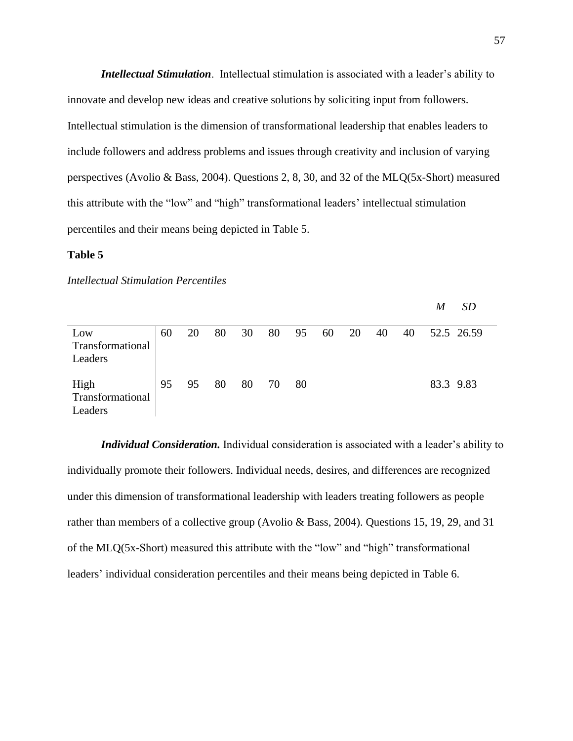***Intellectual Stimulation***. Intellectual stimulation is associated with a leader's ability to innovate and develop new ideas and creative solutions by soliciting input from followers. Intellectual stimulation is the dimension of transformational leadership that enables leaders to include followers and address problems and issues through creativity and inclusion of varying perspectives (Avolio & Bass, 2004). Questions 2, 8, 30, and 32 of the MLQ(5x-Short) measured this attribute with the "low" and "high" transformational leaders' intellectual stimulation percentiles and their means being depicted in Table 5.

**Table 5**

*Intellectual Stimulation Percentiles*

| | | | | | | | | | | | *M* | *SD* |
|---|---|---|---|---|---|---|---|---|---|---|---|---|
| Low Transformational Leaders | 60 | 20 | 80 | 30 | 80 | 95 | 60 | 20 | 40 | 40 | 52.5 | 26.59 |
| High Transformational Leaders | 95 | 95 | 80 | 80 | 70 | 80 | | | | | 83.3 | 9.83 |

***Individual Consideration.*** Individual consideration is associated with a leader's ability to individually promote their followers. Individual needs, desires, and differences are recognized under this dimension of transformational leadership with leaders treating followers as people rather than members of a collective group (Avolio & Bass, 2004). Questions 15, 19, 29, and 31 of the MLQ(5x-Short) measured this attribute with the "low" and "high" transformational leaders' individual consideration percentiles and their means being depicted in Table 6.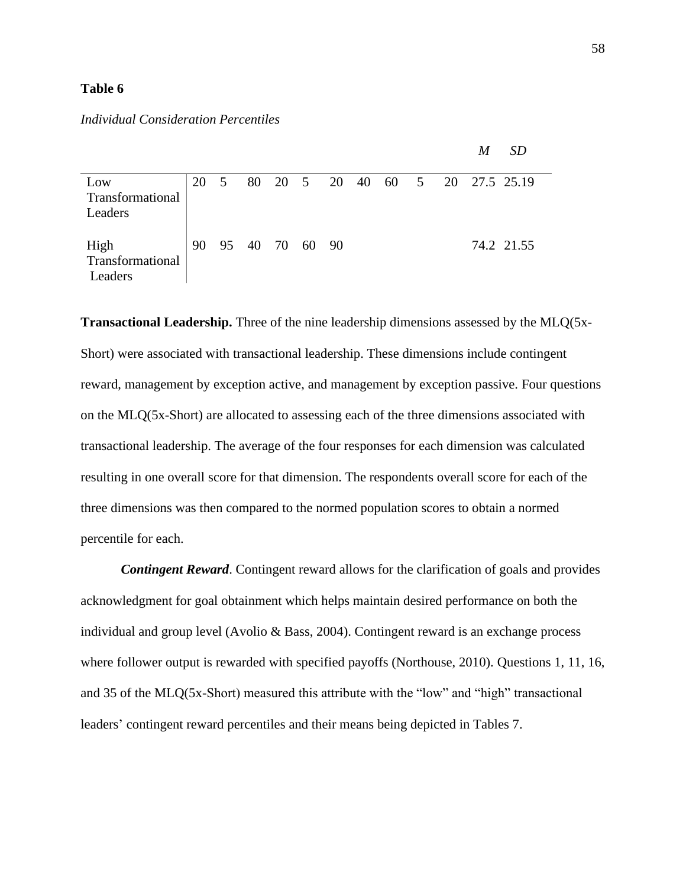**Table 6**

*Individual Consideration Percentiles*

| | | | | | | | | | | | *M* | *SD* |
|---|---|---|---|---|---|---|---|---|---|---|---|---|
| Low Transformational Leaders | 20 | 5 | 80 | 20 | 5 | 20 | 40 | 60 | 5 | 20 | 27.5 | 25.19 |
| High Transformational Leaders | 90 | 95 | 40 | 70 | 60 | 90 | | | | | 74.2 | 21.55 |

**Transactional Leadership.** Three of the nine leadership dimensions assessed by the MLQ(5x-Short) were associated with transactional leadership. These dimensions include contingent reward, management by exception active, and management by exception passive. Four questions on the MLQ(5x-Short) are allocated to assessing each of the three dimensions associated with transactional leadership. The average of the four responses for each dimension was calculated resulting in one overall score for that dimension. The respondents overall score for each of the three dimensions was then compared to the normed population scores to obtain a normed percentile for each.

***Contingent Reward***. Contingent reward allows for the clarification of goals and provides acknowledgment for goal obtainment which helps maintain desired performance on both the individual and group level (Avolio & Bass, 2004). Contingent reward is an exchange process where follower output is rewarded with specified payoffs (Northouse, 2010). Questions 1, 11, 16, and 35 of the MLQ(5x-Short) measured this attribute with the "low" and "high" transactional leaders' contingent reward percentiles and their means being depicted in Tables 7.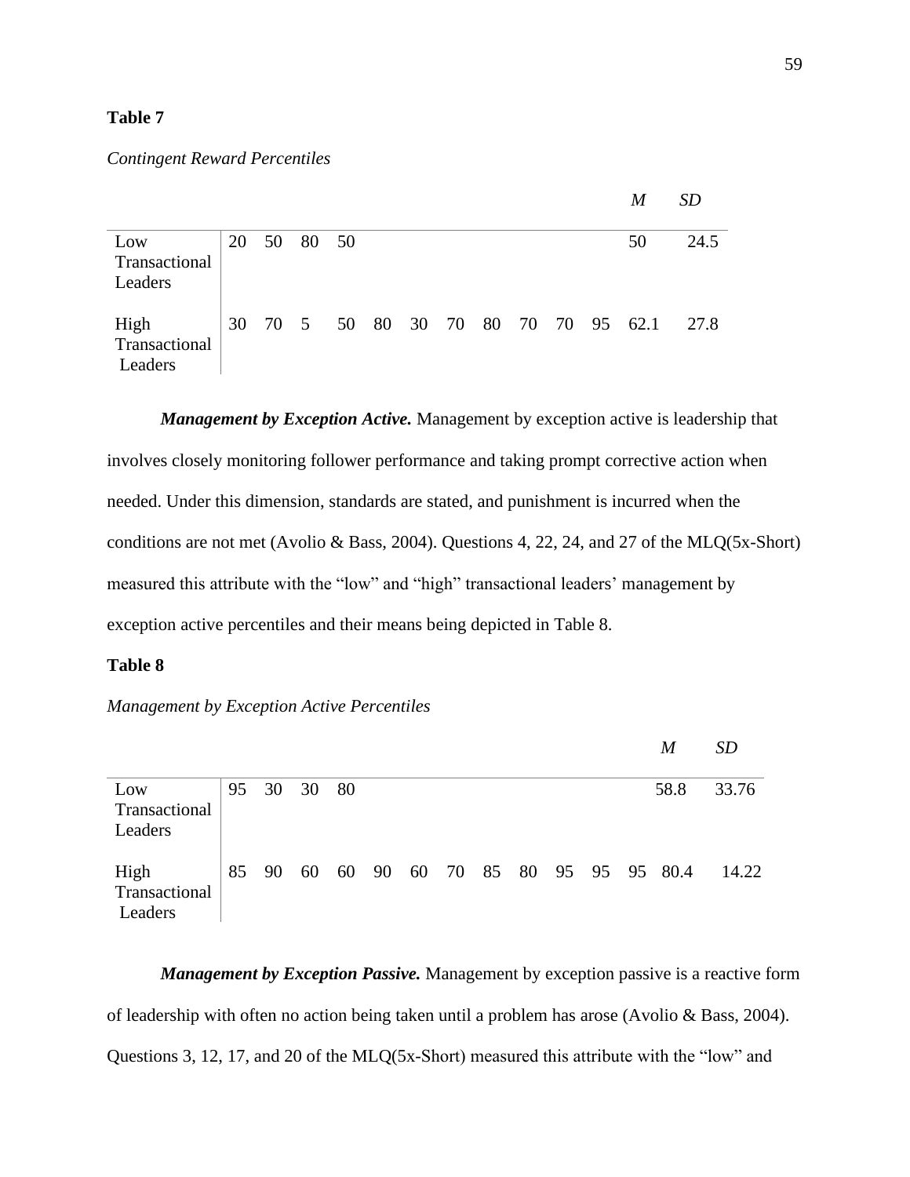**Table 7**

*Contingent Reward Percentiles*

| | | | | | | | | | | | | *M* | *SD* |
|---|---|---|---|---|---|---|---|---|---|---|---|---|---|
| Low Transactional Leaders | 20 | 50 | 80 | 50 | | | | | | | | 50 | 24.5 |
| High Transactional Leaders | 30 | 70 | 5 | 50 | 80 | 30 | 70 | 80 | 70 | 70 | 95 | 62.1 | 27.8 |

***Management by Exception Active.*** Management by exception active is leadership that involves closely monitoring follower performance and taking prompt corrective action when needed. Under this dimension, standards are stated, and punishment is incurred when the conditions are not met (Avolio & Bass, 2004). Questions 4, 22, 24, and 27 of the MLQ(5x-Short) measured this attribute with the "low" and "high" transactional leaders' management by exception active percentiles and their means being depicted in Table 8.

**Table 8**

*Management by Exception Active Percentiles*

| | | | | | | | | | | | | | *M* | *SD* |
|---|---|---|---|---|---|---|---|---|---|---|---|---|---|---|
| Low Transactional Leaders | 95 | 30 | 30 | 80 | | | | | | | | | 58.8 | 33.76 |
| High Transactional Leaders | 85 | 90 | 60 | 60 | 90 | 60 | 70 | 85 | 80 | 95 | 95 | 95 | 80.4 | 14.22 |

***Management by Exception Passive.*** Management by exception passive is a reactive form of leadership with often no action being taken until a problem has arose (Avolio & Bass, 2004). Questions 3, 12, 17, and 20 of the MLQ(5x-Short) measured this attribute with the "low" and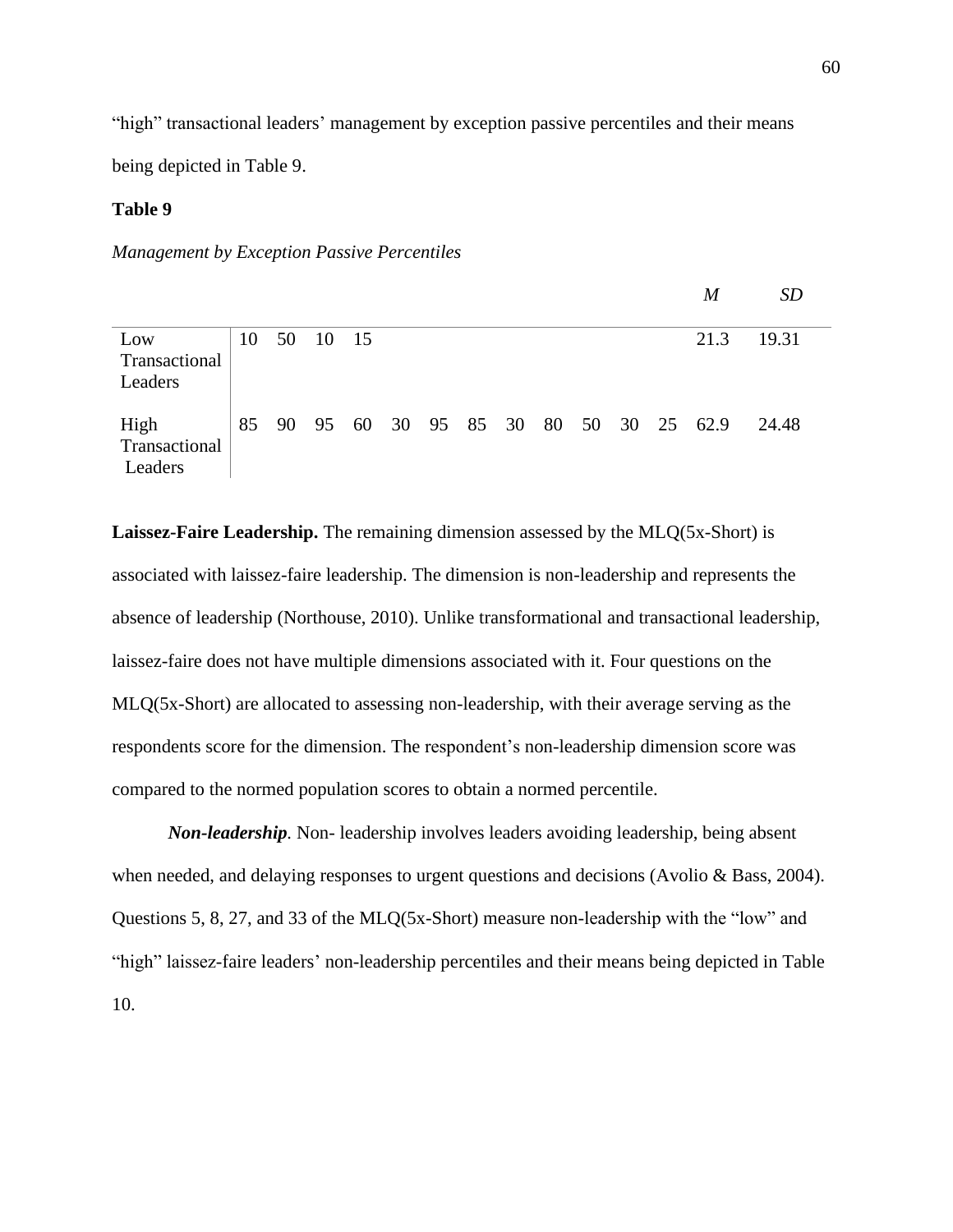"high" transactional leaders' management by exception passive percentiles and their means being depicted in Table 9.

**Table 9**

*Management by Exception Passive Percentiles*

| | | | | | | | | | | | | | *M* | *SD* |
|---|---|---|---|---|---|---|---|---|---|---|---|---|---|---|
| Low Transactional Leaders | 10 | 50 | 10 | 15 | | | | | | | | | 21.3 | 19.31 |
| High Transactional Leaders | 85 | 90 | 95 | 60 | 30 | 95 | 85 | 30 | 80 | 50 | 30 | 25 | 62.9 | 24.48 |

**Laissez-Faire Leadership.** The remaining dimension assessed by the MLQ(5x-Short) is associated with laissez-faire leadership. The dimension is non-leadership and represents the absence of leadership (Northouse, 2010). Unlike transformational and transactional leadership, laissez-faire does not have multiple dimensions associated with it. Four questions on the MLQ(5x-Short) are allocated to assessing non-leadership, with their average serving as the respondents score for the dimension. The respondent's non-leadership dimension score was compared to the normed population scores to obtain a normed percentile.

***Non-leadership.*** Non- leadership involves leaders avoiding leadership, being absent when needed, and delaying responses to urgent questions and decisions (Avolio & Bass, 2004). Questions 5, 8, 27, and 33 of the MLQ(5x-Short) measure non-leadership with the "low" and "high" laissez-faire leaders' non-leadership percentiles and their means being depicted in Table 10.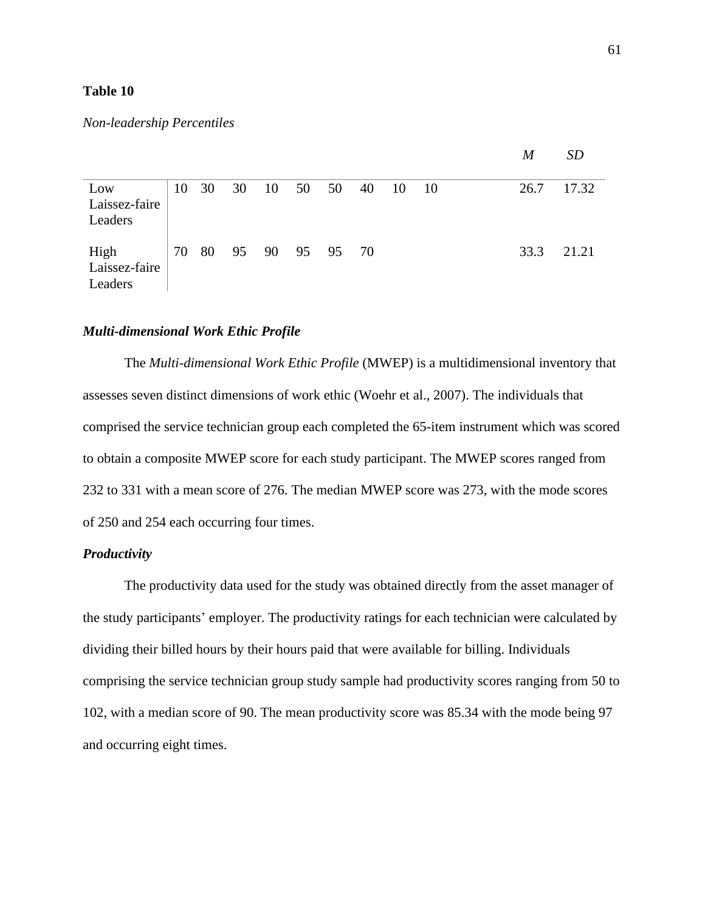**Table 10**

*Non-leadership Percentiles*

| | | | | | | | | | | *M* | *SD* |
|---|---|---|---|---|---|---|---|---|---|---|---|
| Low Laissez-faire Leaders | 10 | 30 | 30 | 10 | 50 | 50 | 40 | 10 | 10 | 26.7 | 17.32 |
| High Laissez-faire Leaders | 70 | 80 | 95 | 90 | 95 | 95 | 70 | | | 33.3 | 21.21 |

### *Multi-dimensional Work Ethic Profile*

The *Multi-dimensional Work Ethic Profile* (MWEP) is a multidimensional inventory that assesses seven distinct dimensions of work ethic (Woehr et al., 2007). The individuals that comprised the service technician group each completed the 65-item instrument which was scored to obtain a composite MWEP score for each study participant. The MWEP scores ranged from 232 to 331 with a mean score of 276. The median MWEP score was 273, with the mode scores of 250 and 254 each occurring four times.

### *Productivity*

The productivity data used for the study was obtained directly from the asset manager of the study participants' employer. The productivity ratings for each technician were calculated by dividing their billed hours by their hours paid that were available for billing. Individuals comprising the service technician group study sample had productivity scores ranging from 50 to 102, with a median score of 90. The mean productivity score was 85.34 with the mode being 97 and occurring eight times.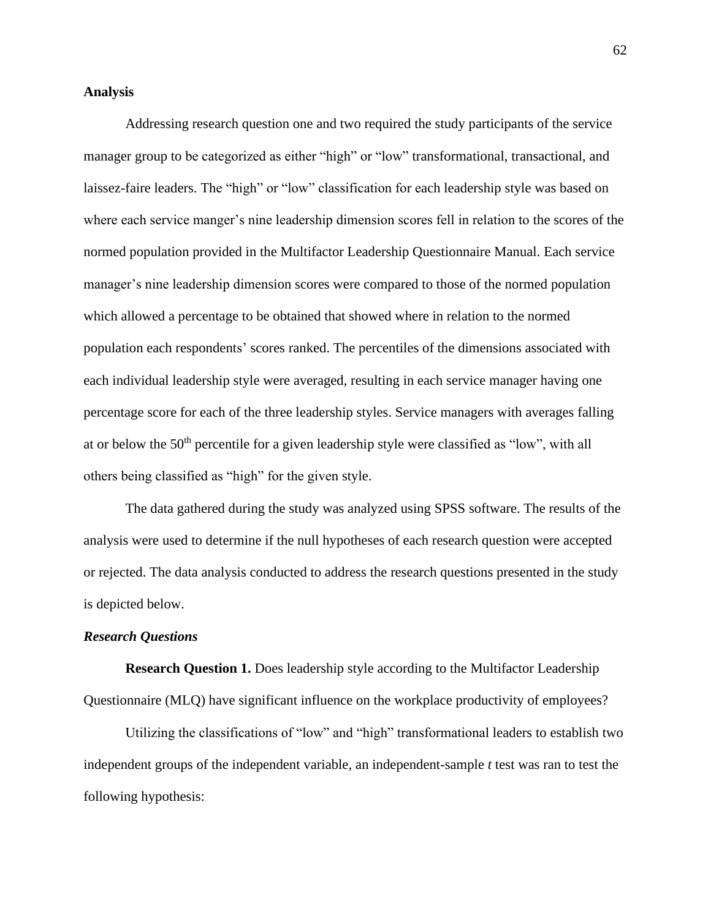**Analysis**

Addressing research question one and two required the study participants of the service manager group to be categorized as either "high" or "low" transformational, transactional, and laissez-faire leaders. The "high" or "low" classification for each leadership style was based on where each service manger's nine leadership dimension scores fell in relation to the scores of the normed population provided in the Multifactor Leadership Questionnaire Manual. Each service manager's nine leadership dimension scores were compared to those of the normed population which allowed a percentage to be obtained that showed where in relation to the normed population each respondents' scores ranked. The percentiles of the dimensions associated with each individual leadership style were averaged, resulting in each service manager having one percentage score for each of the three leadership styles. Service managers with averages falling at or below the 50th percentile for a given leadership style were classified as "low", with all others being classified as "high" for the given style.

The data gathered during the study was analyzed using SPSS software. The results of the analysis were used to determine if the null hypotheses of each research question were accepted or rejected. The data analysis conducted to address the research questions presented in the study is depicted below.

***Research Questions***

**Research Question 1.** Does leadership style according to the Multifactor Leadership Questionnaire (MLQ) have significant influence on the workplace productivity of employees?

Utilizing the classifications of "low" and "high" transformational leaders to establish two independent groups of the independent variable, an independent-sample *t* test was ran to test the following hypothesis: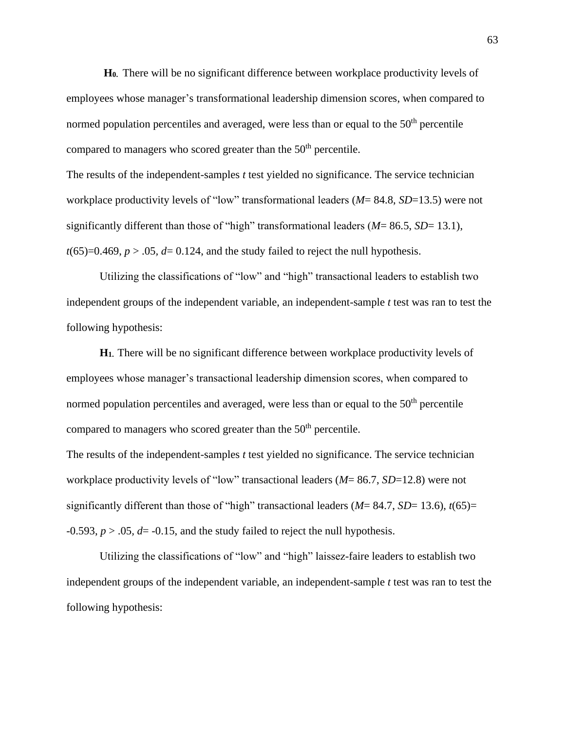**$H_0$.** There will be no significant difference between workplace productivity levels of employees whose manager's transformational leadership dimension scores, when compared to normed population percentiles and averaged, were less than or equal to the 50th percentile compared to managers who scored greater than the 50th percentile.

The results of the independent-samples *t* test yielded no significance. The service technician workplace productivity levels of "low" transformational leaders ($M$= 84.8, $SD$=13.5) were not significantly different than those of "high" transformational leaders ($M$= 86.5, $SD$= 13.1), $t(65)$=0.469, $p > .05$, $d$= 0.124, and the study failed to reject the null hypothesis.

Utilizing the classifications of "low" and "high" transactional leaders to establish two independent groups of the independent variable, an independent-sample *t* test was ran to test the following hypothesis:

**$H_1$.** There will be no significant difference between workplace productivity levels of employees whose manager's transactional leadership dimension scores, when compared to normed population percentiles and averaged, were less than or equal to the 50th percentile compared to managers who scored greater than the 50th percentile.

The results of the independent-samples *t* test yielded no significance. The service technician workplace productivity levels of "low" transactional leaders ($M$= 86.7, $SD$=12.8) were not significantly different than those of "high" transactional leaders ($M$= 84.7, $SD$= 13.6), $t(65)$= -0.593, $p > .05$, $d$= -0.15, and the study failed to reject the null hypothesis.

Utilizing the classifications of "low" and "high" laissez-faire leaders to establish two independent groups of the independent variable, an independent-sample *t* test was ran to test the following hypothesis: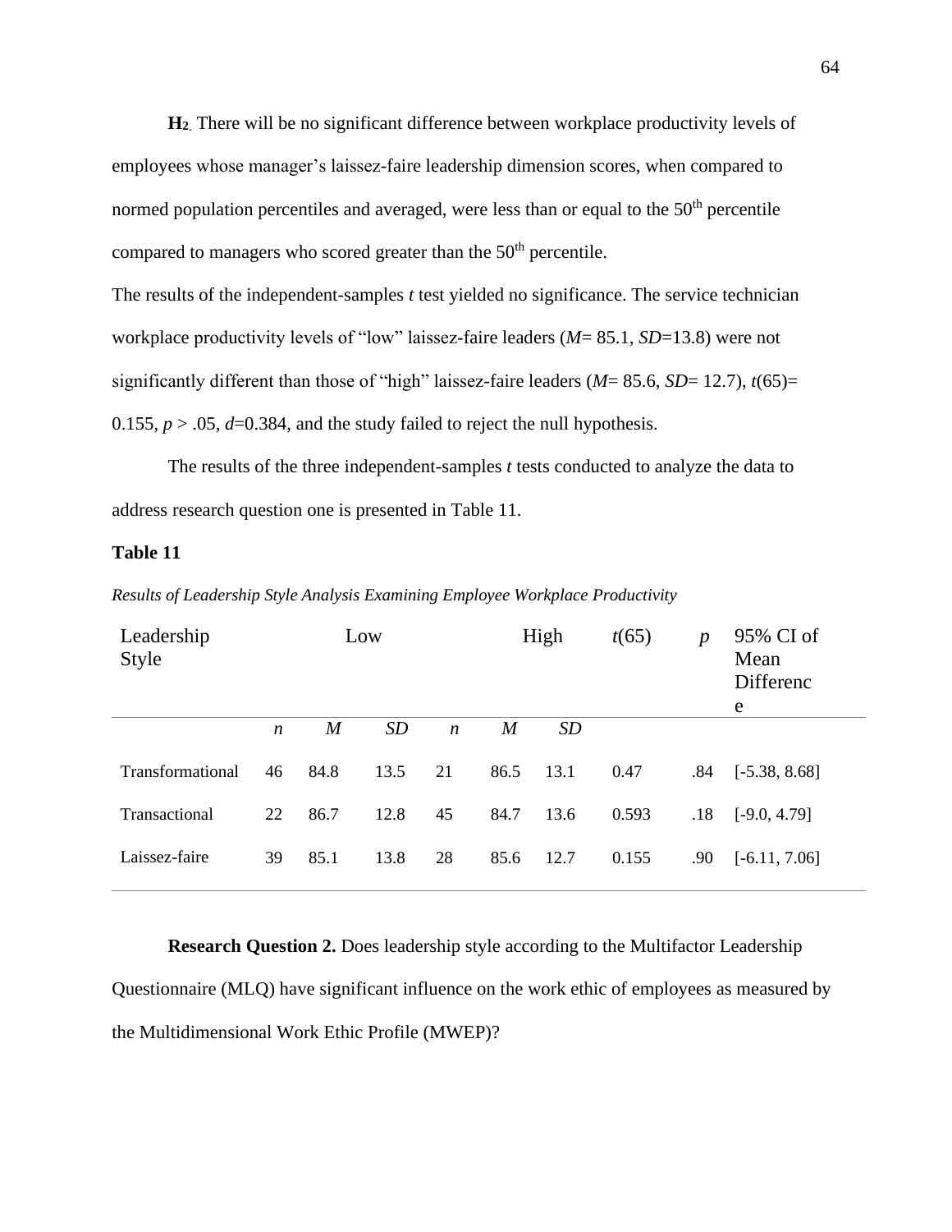**$H_2$.** There will be no significant difference between workplace productivity levels of employees whose manager's laissez-faire leadership dimension scores, when compared to normed population percentiles and averaged, were less than or equal to the 50th percentile compared to managers who scored greater than the 50th percentile.

The results of the independent-samples *t* test yielded no significance. The service technician workplace productivity levels of "low" laissez-faire leaders (*M*= 85.1, *SD*=13.8) were not significantly different than those of "high" laissez-faire leaders (*M*= 85.6, *SD*= 12.7), *t*(65)= 0.155, *p* > .05, *d*=0.384, and the study failed to reject the null hypothesis.

The results of the three independent-samples *t* tests conducted to analyze the data to address research question one is presented in Table 11.

**Table 11**

*Results of Leadership Style Analysis Examining Employee Workplace Productivity*

| Leadership Style | Low | | | High | | | *t*(65) | *p* | 95% CI of Mean Difference |
|---|---|---|---|---|---|---|---|---|---|
| | *n* | *M* | *SD* | *n* | *M* | *SD* | | | |
| Transformational | 46 | 84.8 | 13.5 | 21 | 86.5 | 13.1 | 0.47 | .84 | [-5.38, 8.68] |
| Transactional | 22 | 86.7 | 12.8 | 45 | 84.7 | 13.6 | 0.593 | .18 | [-9.0, 4.79] |
| Laissez-faire | 39 | 85.1 | 13.8 | 28 | 85.6 | 12.7 | 0.155 | .90 | [-6.11, 7.06] |

**Research Question 2.** Does leadership style according to the Multifactor Leadership Questionnaire (MLQ) have significant influence on the work ethic of employees as measured by the Multidimensional Work Ethic Profile (MWEP)?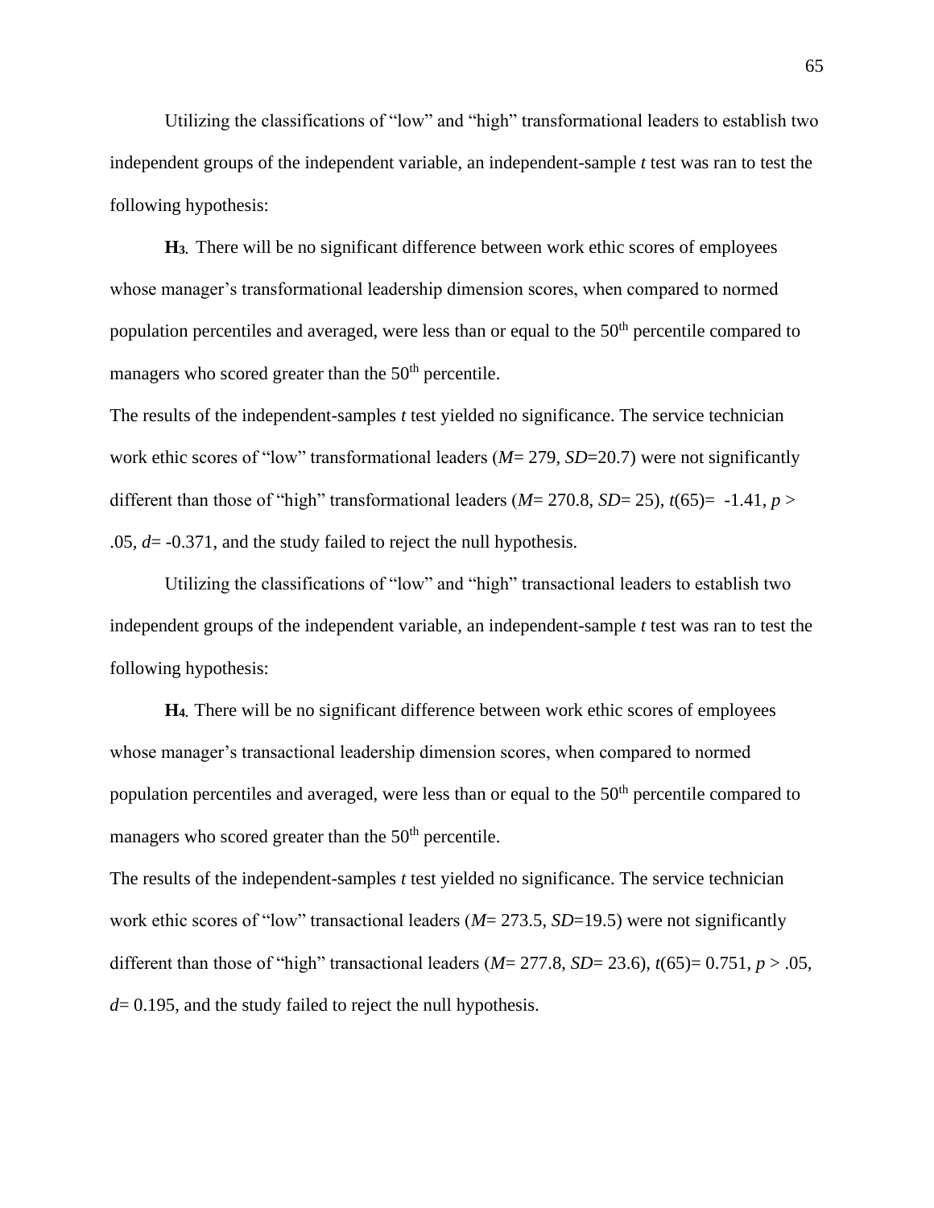Utilizing the classifications of "low" and "high" transformational leaders to establish two independent groups of the independent variable, an independent-sample *t* test was ran to test the following hypothesis:

**$H_3$.** There will be no significant difference between work ethic scores of employees whose manager's transformational leadership dimension scores, when compared to normed population percentiles and averaged, were less than or equal to the $50^{th}$ percentile compared to managers who scored greater than the $50^{th}$ percentile.

The results of the independent-samples *t* test yielded no significance. The service technician work ethic scores of "low" transformational leaders ($M$= 279, $SD$=20.7) were not significantly different than those of "high" transformational leaders ($M$= 270.8, $SD$= 25), $t(65)$= -1.41, $p >$ .05, $d$= -0.371, and the study failed to reject the null hypothesis.

Utilizing the classifications of "low" and "high" transactional leaders to establish two independent groups of the independent variable, an independent-sample *t* test was ran to test the following hypothesis:

**$H_4$.** There will be no significant difference between work ethic scores of employees whose manager's transactional leadership dimension scores, when compared to normed population percentiles and averaged, were less than or equal to the $50^{th}$ percentile compared to managers who scored greater than the $50^{th}$ percentile.

The results of the independent-samples *t* test yielded no significance. The service technician work ethic scores of "low" transactional leaders ($M$= 273.5, $SD$=19.5) were not significantly different than those of "high" transactional leaders ($M$= 277.8, $SD$= 23.6), $t(65)$= 0.751, $p >$ .05, $d$= 0.195, and the study failed to reject the null hypothesis.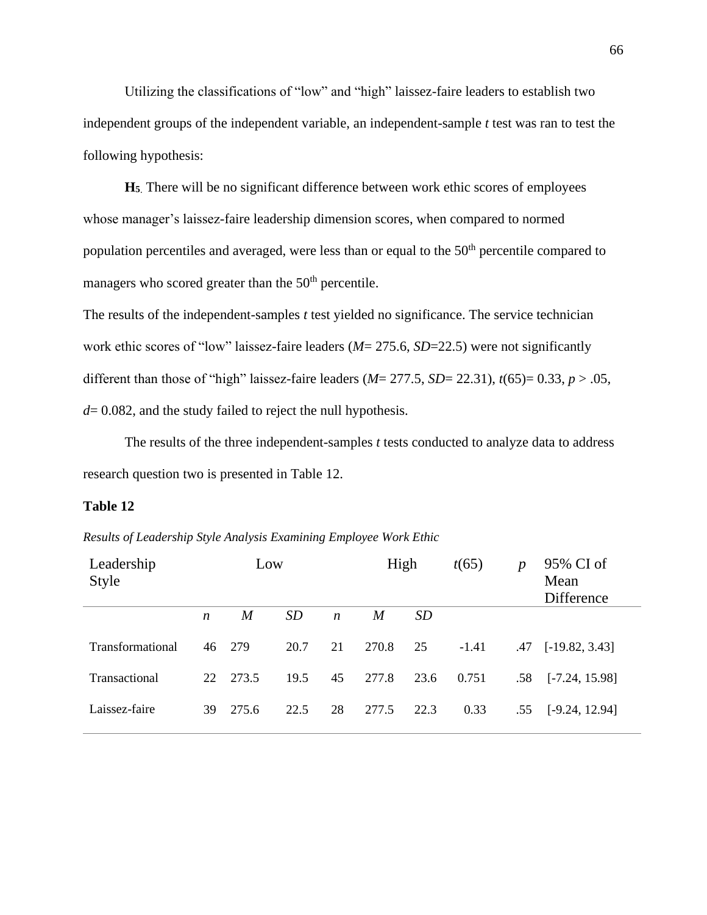Utilizing the classifications of "low" and "high" laissez-faire leaders to establish two independent groups of the independent variable, an independent-sample *t* test was ran to test the following hypothesis:

**H5.** There will be no significant difference between work ethic scores of employees whose manager's laissez-faire leadership dimension scores, when compared to normed population percentiles and averaged, were less than or equal to the 50th percentile compared to managers who scored greater than the 50th percentile.

The results of the independent-samples *t* test yielded no significance. The service technician work ethic scores of "low" laissez-faire leaders (*M*= 275.6, *SD*=22.5) were not significantly different than those of "high" laissez-faire leaders (*M*= 277.5, *SD*= 22.31), $t(65)= 0.33$, $p > .05$, $d= 0.082$, and the study failed to reject the null hypothesis.

The results of the three independent-samples *t* tests conducted to analyze data to address research question two is presented in Table 12.

**Table 12**

*Results of Leadership Style Analysis Examining Employee Work Ethic*

| Leadership Style | Low | | | High | | | *t*(65) | *p* | 95% CI of Mean Difference |
|---|---|---|---|---|---|---|---|---|---|
| | *n* | *M* | *SD* | *n* | *M* | *SD* | | | |
| Transformational | 46 | 279 | 20.7 | 21 | 270.8 | 25 | -1.41 | .47 | [-19.82, 3.43] |
| Transactional | 22 | 273.5 | 19.5 | 45 | 277.8 | 23.6 | 0.751 | .58 | [-7.24, 15.98] |
| Laissez-faire | 39 | 275.6 | 22.5 | 28 | 277.5 | 22.3 | 0.33 | .55 | [-9.24, 12.94] |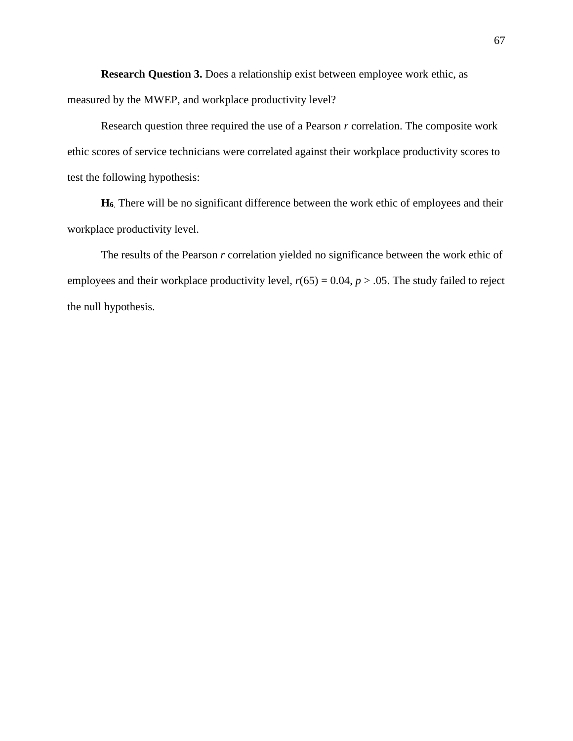**Research Question 3.** Does a relationship exist between employee work ethic, as measured by the MWEP, and workplace productivity level?

Research question three required the use of a Pearson *r* correlation. The composite work ethic scores of service technicians were correlated against their workplace productivity scores to test the following hypothesis:

**$H_6$.** There will be no significant difference between the work ethic of employees and their workplace productivity level.

The results of the Pearson *r* correlation yielded no significance between the work ethic of employees and their workplace productivity level, $r(65) = 0.04$, $p > .05$. The study failed to reject the null hypothesis.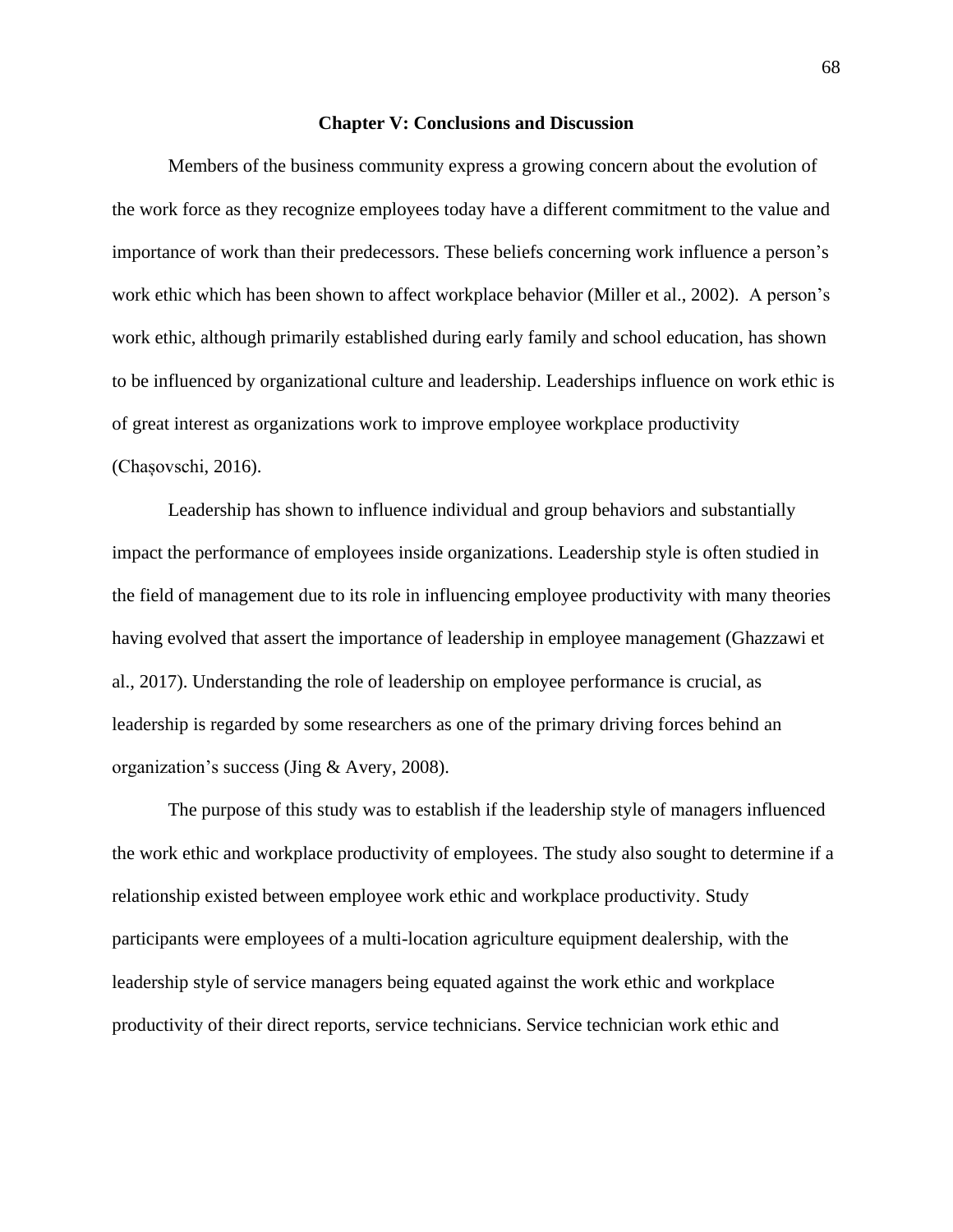# Chapter V: Conclusions and Discussion

Members of the business community express a growing concern about the evolution of the work force as they recognize employees today have a different commitment to the value and importance of work than their predecessors. These beliefs concerning work influence a person's work ethic which has been shown to affect workplace behavior (Miller et al., 2002). A person's work ethic, although primarily established during early family and school education, has shown to be influenced by organizational culture and leadership. Leaderships influence on work ethic is of great interest as organizations work to improve employee workplace productivity (Chașovschi, 2016).

Leadership has shown to influence individual and group behaviors and substantially impact the performance of employees inside organizations. Leadership style is often studied in the field of management due to its role in influencing employee productivity with many theories having evolved that assert the importance of leadership in employee management (Ghazzawi et al., 2017). Understanding the role of leadership on employee performance is crucial, as leadership is regarded by some researchers as one of the primary driving forces behind an organization's success (Jing & Avery, 2008).

The purpose of this study was to establish if the leadership style of managers influenced the work ethic and workplace productivity of employees. The study also sought to determine if a relationship existed between employee work ethic and workplace productivity. Study participants were employees of a multi-location agriculture equipment dealership, with the leadership style of service managers being equated against the work ethic and workplace productivity of their direct reports, service technicians. Service technician work ethic and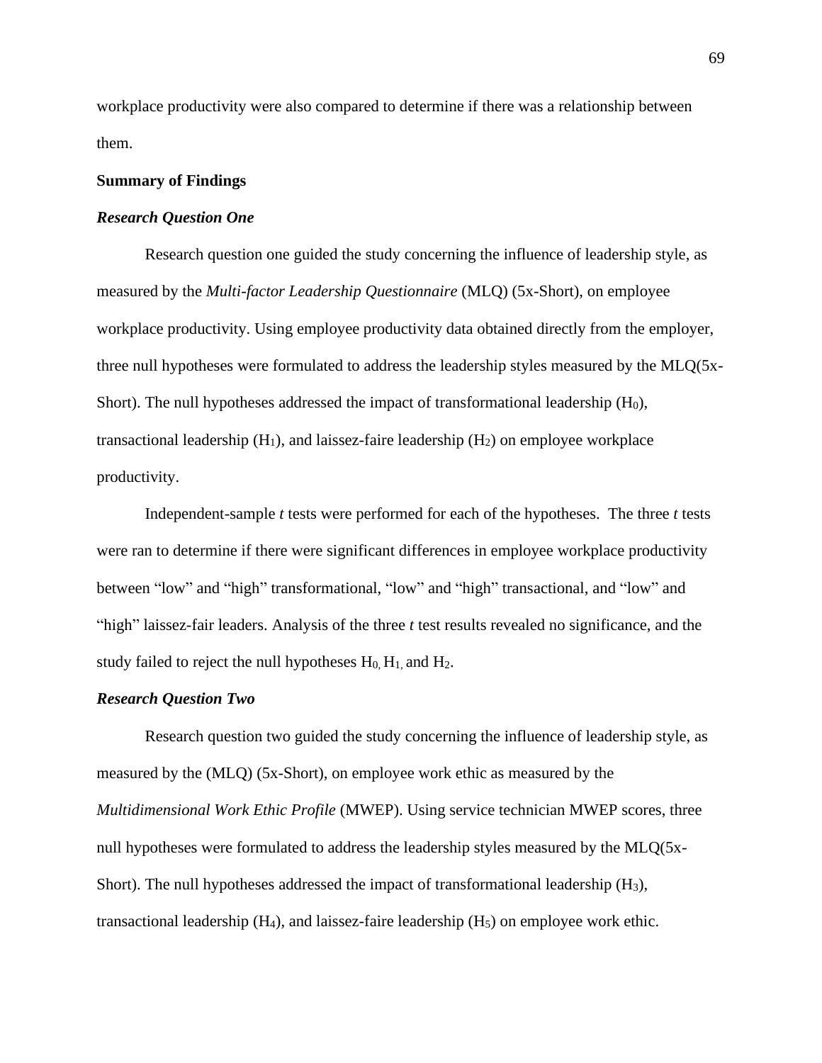workplace productivity were also compared to determine if there was a relationship between them.

**Summary of Findings**

***Research Question One***

Research question one guided the study concerning the influence of leadership style, as measured by the *Multi-factor Leadership Questionnaire* (MLQ) (5x-Short), on employee workplace productivity. Using employee productivity data obtained directly from the employer, three null hypotheses were formulated to address the leadership styles measured by the MLQ(5x-Short). The null hypotheses addressed the impact of transformational leadership ($H_0$), transactional leadership ($H_1$), and laissez-faire leadership ($H_2$) on employee workplace productivity.

Independent-sample *t* tests were performed for each of the hypotheses. The three *t* tests were ran to determine if there were significant differences in employee workplace productivity between "low" and "high" transformational, "low" and "high" transactional, and "low" and "high" laissez-fair leaders. Analysis of the three *t* test results revealed no significance, and the study failed to reject the null hypotheses $H_{0,}$ $H_{1,}$ and $H_2$.

***Research Question Two***

Research question two guided the study concerning the influence of leadership style, as measured by the (MLQ) (5x-Short), on employee work ethic as measured by the *Multidimensional Work Ethic Profile* (MWEP). Using service technician MWEP scores, three null hypotheses were formulated to address the leadership styles measured by the MLQ(5x-Short). The null hypotheses addressed the impact of transformational leadership ($H_3$), transactional leadership ($H_4$), and laissez-faire leadership ($H_5$) on employee work ethic.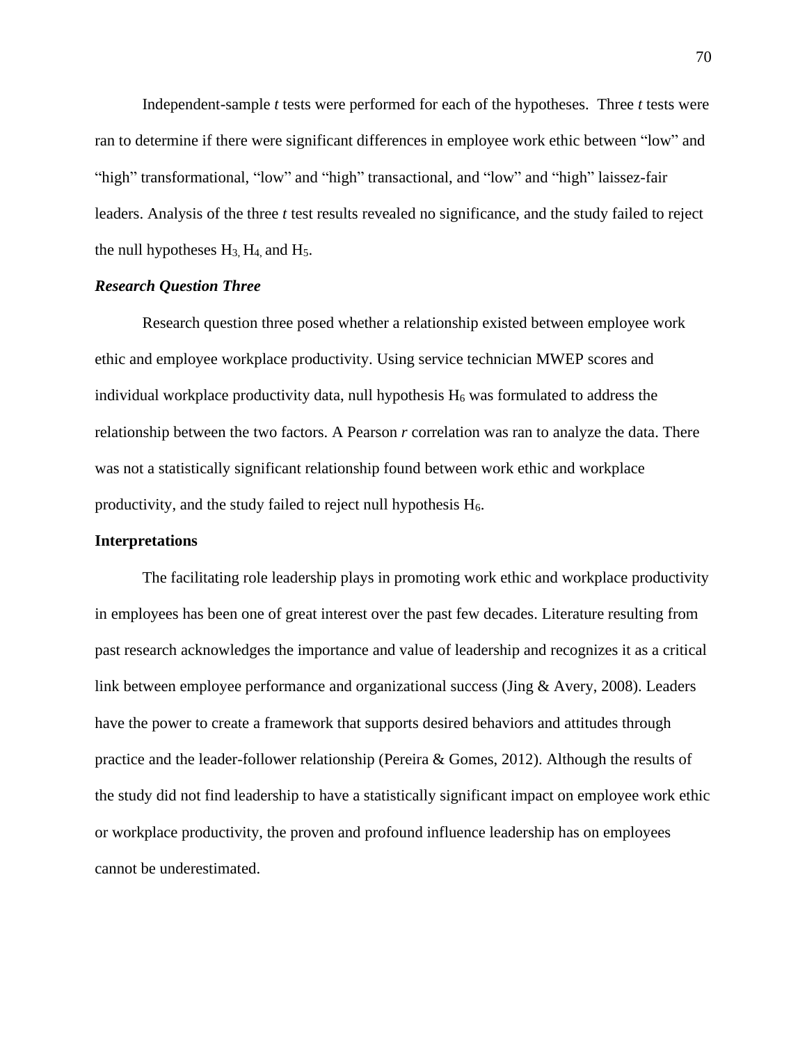Independent-sample *t* tests were performed for each of the hypotheses. Three *t* tests were ran to determine if there were significant differences in employee work ethic between "low" and "high" transformational, "low" and "high" transactional, and "low" and "high" laissez-fair leaders. Analysis of the three *t* test results revealed no significance, and the study failed to reject the null hypotheses $H_3$, $H_4$, and $H_5$.

### *Research Question Three*

Research question three posed whether a relationship existed between employee work ethic and employee workplace productivity. Using service technician MWEP scores and individual workplace productivity data, null hypothesis $H_6$ was formulated to address the relationship between the two factors. A Pearson *r* correlation was ran to analyze the data. There was not a statistically significant relationship found between work ethic and workplace productivity, and the study failed to reject null hypothesis $H_6$.

## Interpretations

The facilitating role leadership plays in promoting work ethic and workplace productivity in employees has been one of great interest over the past few decades. Literature resulting from past research acknowledges the importance and value of leadership and recognizes it as a critical link between employee performance and organizational success (Jing & Avery, 2008). Leaders have the power to create a framework that supports desired behaviors and attitudes through practice and the leader-follower relationship (Pereira & Gomes, 2012). Although the results of the study did not find leadership to have a statistically significant impact on employee work ethic or workplace productivity, the proven and profound influence leadership has on employees cannot be underestimated.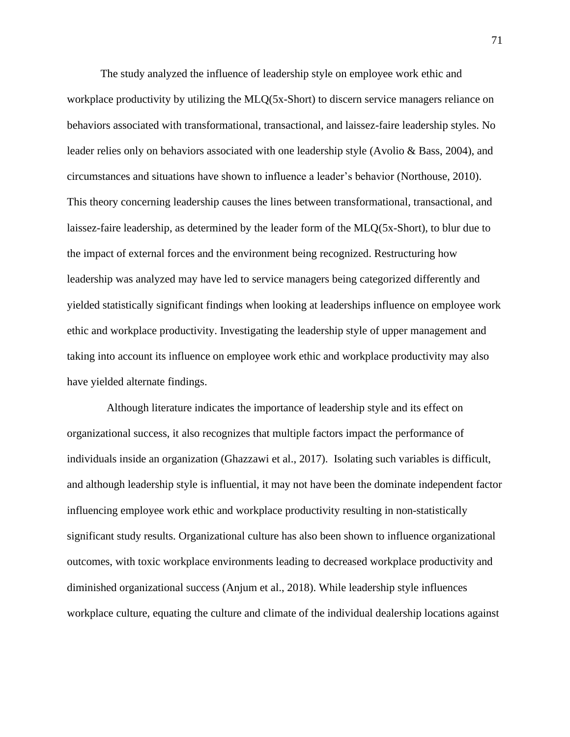The study analyzed the influence of leadership style on employee work ethic and workplace productivity by utilizing the MLQ(5x-Short) to discern service managers reliance on behaviors associated with transformational, transactional, and laissez-faire leadership styles. No leader relies only on behaviors associated with one leadership style (Avolio & Bass, 2004), and circumstances and situations have shown to influence a leader's behavior (Northouse, 2010). This theory concerning leadership causes the lines between transformational, transactional, and laissez-faire leadership, as determined by the leader form of the MLQ(5x-Short), to blur due to the impact of external forces and the environment being recognized. Restructuring how leadership was analyzed may have led to service managers being categorized differently and yielded statistically significant findings when looking at leaderships influence on employee work ethic and workplace productivity. Investigating the leadership style of upper management and taking into account its influence on employee work ethic and workplace productivity may also have yielded alternate findings.

Although literature indicates the importance of leadership style and its effect on organizational success, it also recognizes that multiple factors impact the performance of individuals inside an organization (Ghazzawi et al., 2017). Isolating such variables is difficult, and although leadership style is influential, it may not have been the dominate independent factor influencing employee work ethic and workplace productivity resulting in non-statistically significant study results. Organizational culture has also been shown to influence organizational outcomes, with toxic workplace environments leading to decreased workplace productivity and diminished organizational success (Anjum et al., 2018). While leadership style influences workplace culture, equating the culture and climate of the individual dealership locations against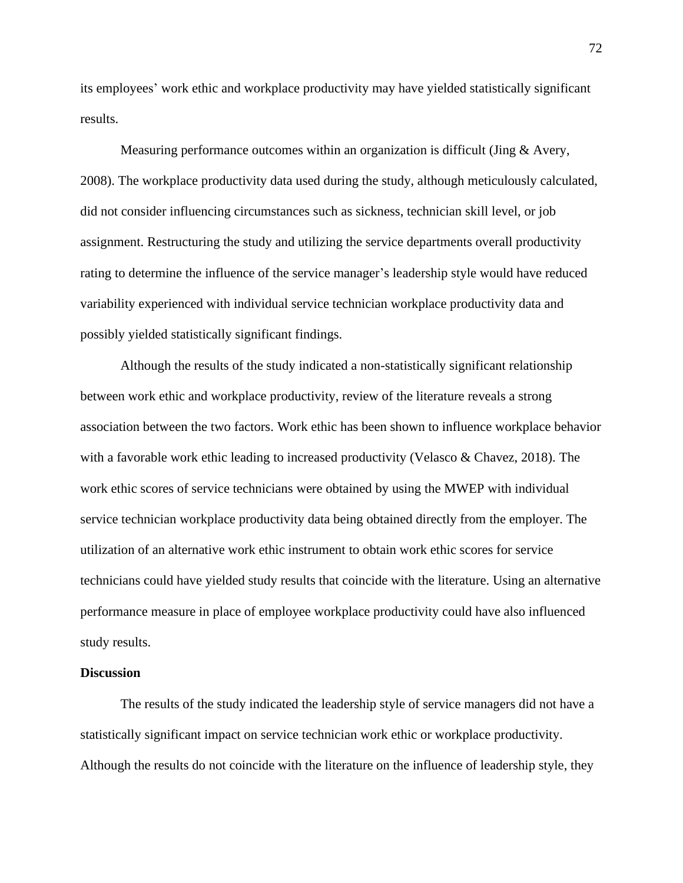its employees' work ethic and workplace productivity may have yielded statistically significant results.

Measuring performance outcomes within an organization is difficult (Jing & Avery, 2008). The workplace productivity data used during the study, although meticulously calculated, did not consider influencing circumstances such as sickness, technician skill level, or job assignment. Restructuring the study and utilizing the service departments overall productivity rating to determine the influence of the service manager's leadership style would have reduced variability experienced with individual service technician workplace productivity data and possibly yielded statistically significant findings.

Although the results of the study indicated a non-statistically significant relationship between work ethic and workplace productivity, review of the literature reveals a strong association between the two factors. Work ethic has been shown to influence workplace behavior with a favorable work ethic leading to increased productivity (Velasco & Chavez, 2018). The work ethic scores of service technicians were obtained by using the MWEP with individual service technician workplace productivity data being obtained directly from the employer. The utilization of an alternative work ethic instrument to obtain work ethic scores for service technicians could have yielded study results that coincide with the literature. Using an alternative performance measure in place of employee workplace productivity could have also influenced study results.

## Discussion

The results of the study indicated the leadership style of service managers did not have a statistically significant impact on service technician work ethic or workplace productivity. Although the results do not coincide with the literature on the influence of leadership style, they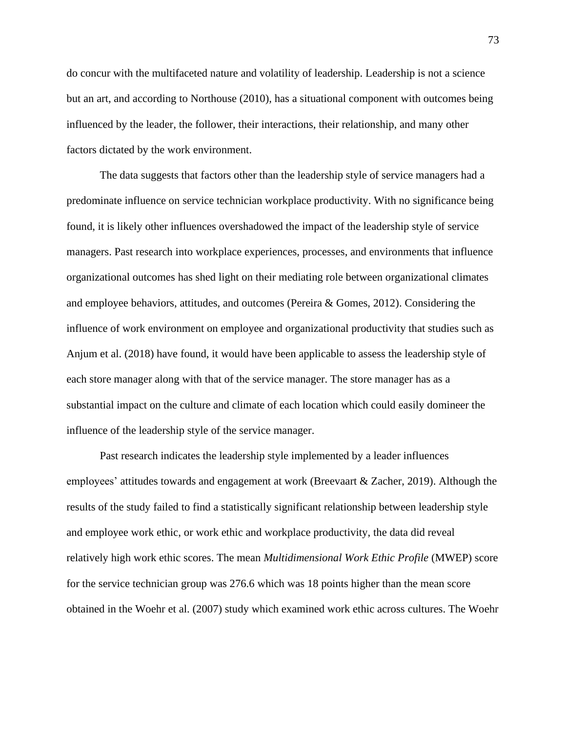do concur with the multifaceted nature and volatility of leadership. Leadership is not a science but an art, and according to Northouse (2010), has a situational component with outcomes being influenced by the leader, the follower, their interactions, their relationship, and many other factors dictated by the work environment.

The data suggests that factors other than the leadership style of service managers had a predominate influence on service technician workplace productivity. With no significance being found, it is likely other influences overshadowed the impact of the leadership style of service managers. Past research into workplace experiences, processes, and environments that influence organizational outcomes has shed light on their mediating role between organizational climates and employee behaviors, attitudes, and outcomes (Pereira & Gomes, 2012). Considering the influence of work environment on employee and organizational productivity that studies such as Anjum et al. (2018) have found, it would have been applicable to assess the leadership style of each store manager along with that of the service manager. The store manager has as a substantial impact on the culture and climate of each location which could easily domineer the influence of the leadership style of the service manager.

Past research indicates the leadership style implemented by a leader influences employees' attitudes towards and engagement at work (Breevaart & Zacher, 2019). Although the results of the study failed to find a statistically significant relationship between leadership style and employee work ethic, or work ethic and workplace productivity, the data did reveal relatively high work ethic scores. The mean *Multidimensional Work Ethic Profile* (MWEP) score for the service technician group was 276.6 which was 18 points higher than the mean score obtained in the Woehr et al. (2007) study which examined work ethic across cultures. The Woehr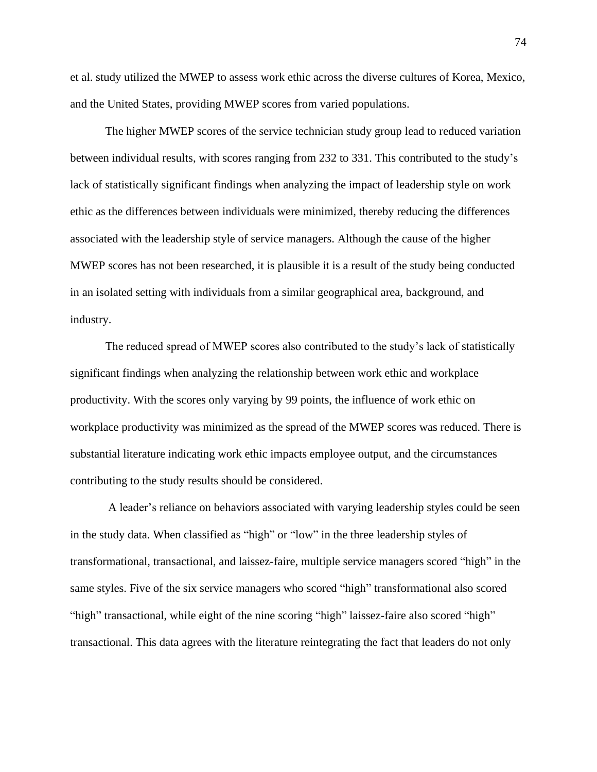et al. study utilized the MWEP to assess work ethic across the diverse cultures of Korea, Mexico, and the United States, providing MWEP scores from varied populations.

The higher MWEP scores of the service technician study group lead to reduced variation between individual results, with scores ranging from 232 to 331. This contributed to the study's lack of statistically significant findings when analyzing the impact of leadership style on work ethic as the differences between individuals were minimized, thereby reducing the differences associated with the leadership style of service managers. Although the cause of the higher MWEP scores has not been researched, it is plausible it is a result of the study being conducted in an isolated setting with individuals from a similar geographical area, background, and industry.

The reduced spread of MWEP scores also contributed to the study's lack of statistically significant findings when analyzing the relationship between work ethic and workplace productivity. With the scores only varying by 99 points, the influence of work ethic on workplace productivity was minimized as the spread of the MWEP scores was reduced. There is substantial literature indicating work ethic impacts employee output, and the circumstances contributing to the study results should be considered.

A leader's reliance on behaviors associated with varying leadership styles could be seen in the study data. When classified as "high" or "low" in the three leadership styles of transformational, transactional, and laissez-faire, multiple service managers scored "high" in the same styles. Five of the six service managers who scored "high" transformational also scored "high" transactional, while eight of the nine scoring "high" laissez-faire also scored "high" transactional. This data agrees with the literature reintegrating the fact that leaders do not only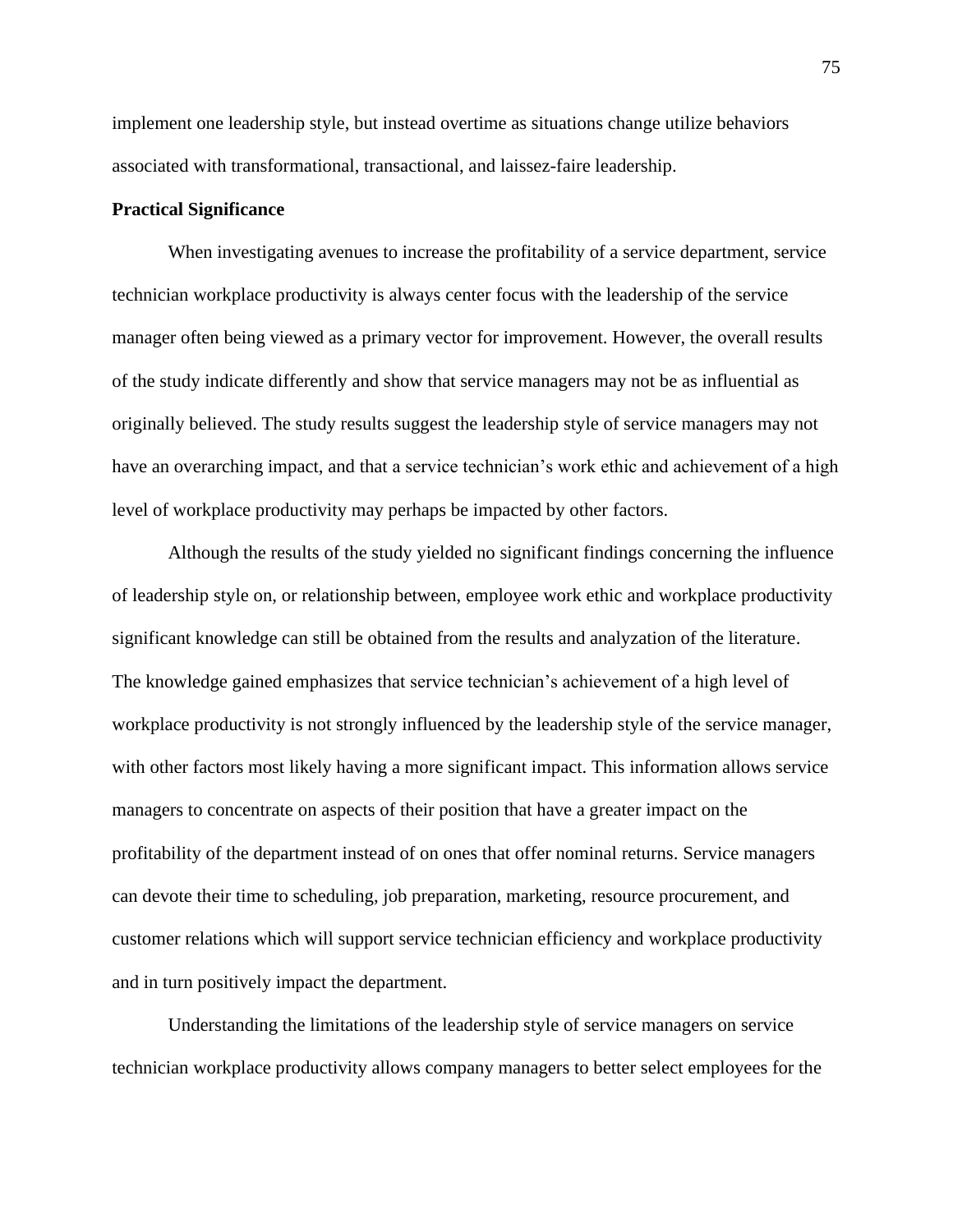implement one leadership style, but instead overtime as situations change utilize behaviors associated with transformational, transactional, and laissez-faire leadership.

**Practical Significance**

When investigating avenues to increase the profitability of a service department, service technician workplace productivity is always center focus with the leadership of the service manager often being viewed as a primary vector for improvement. However, the overall results of the study indicate differently and show that service managers may not be as influential as originally believed. The study results suggest the leadership style of service managers may not have an overarching impact, and that a service technician's work ethic and achievement of a high level of workplace productivity may perhaps be impacted by other factors.

Although the results of the study yielded no significant findings concerning the influence of leadership style on, or relationship between, employee work ethic and workplace productivity significant knowledge can still be obtained from the results and analyzation of the literature. The knowledge gained emphasizes that service technician's achievement of a high level of workplace productivity is not strongly influenced by the leadership style of the service manager, with other factors most likely having a more significant impact. This information allows service managers to concentrate on aspects of their position that have a greater impact on the profitability of the department instead of on ones that offer nominal returns. Service managers can devote their time to scheduling, job preparation, marketing, resource procurement, and customer relations which will support service technician efficiency and workplace productivity and in turn positively impact the department.

Understanding the limitations of the leadership style of service managers on service technician workplace productivity allows company managers to better select employees for the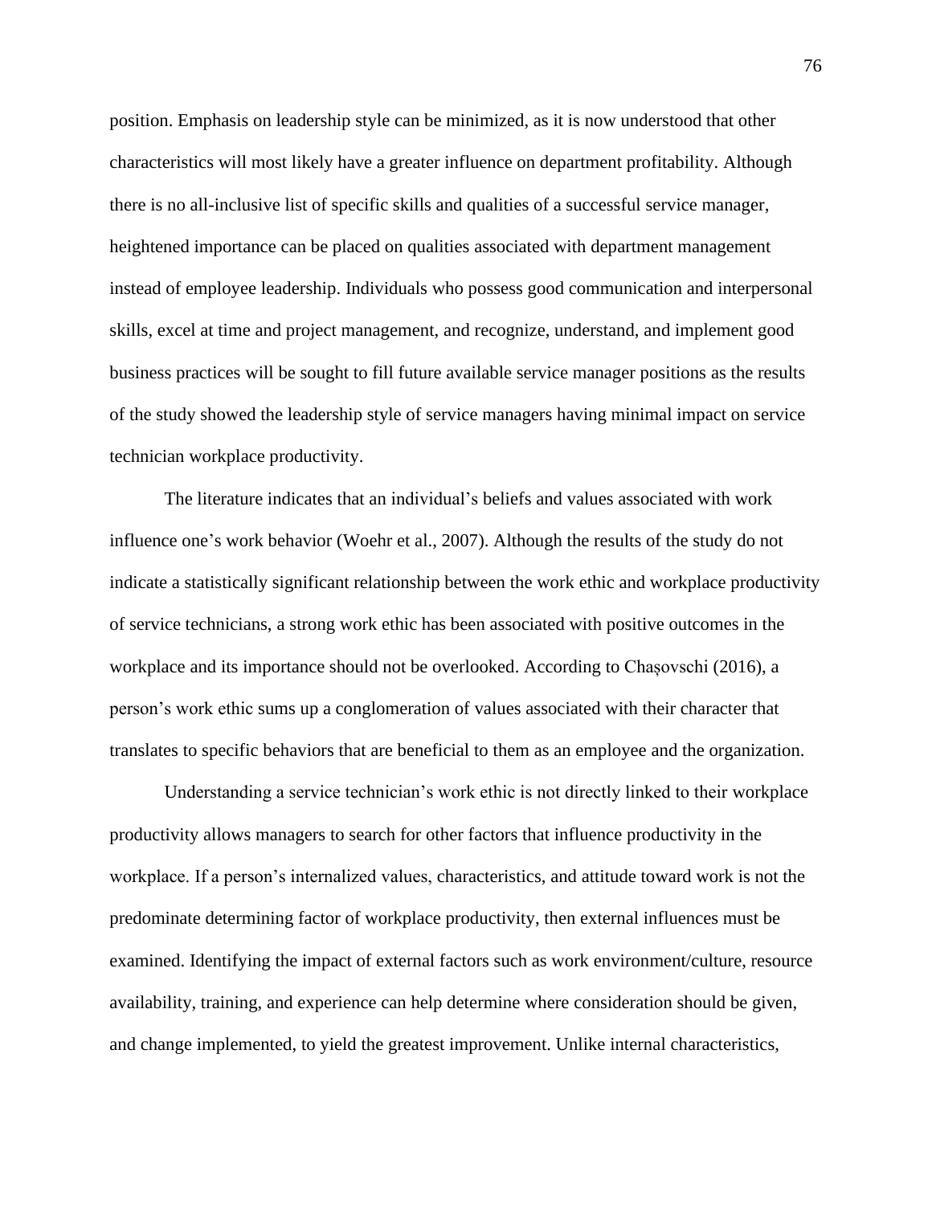position. Emphasis on leadership style can be minimized, as it is now understood that other characteristics will most likely have a greater influence on department profitability. Although there is no all-inclusive list of specific skills and qualities of a successful service manager, heightened importance can be placed on qualities associated with department management instead of employee leadership. Individuals who possess good communication and interpersonal skills, excel at time and project management, and recognize, understand, and implement good business practices will be sought to fill future available service manager positions as the results of the study showed the leadership style of service managers having minimal impact on service technician workplace productivity.

The literature indicates that an individual's beliefs and values associated with work influence one's work behavior (Woehr et al., 2007). Although the results of the study do not indicate a statistically significant relationship between the work ethic and workplace productivity of service technicians, a strong work ethic has been associated with positive outcomes in the workplace and its importance should not be overlooked. According to Chașovschi (2016), a person's work ethic sums up a conglomeration of values associated with their character that translates to specific behaviors that are beneficial to them as an employee and the organization.

Understanding a service technician's work ethic is not directly linked to their workplace productivity allows managers to search for other factors that influence productivity in the workplace. If a person's internalized values, characteristics, and attitude toward work is not the predominate determining factor of workplace productivity, then external influences must be examined. Identifying the impact of external factors such as work environment/culture, resource availability, training, and experience can help determine where consideration should be given, and change implemented, to yield the greatest improvement. Unlike internal characteristics,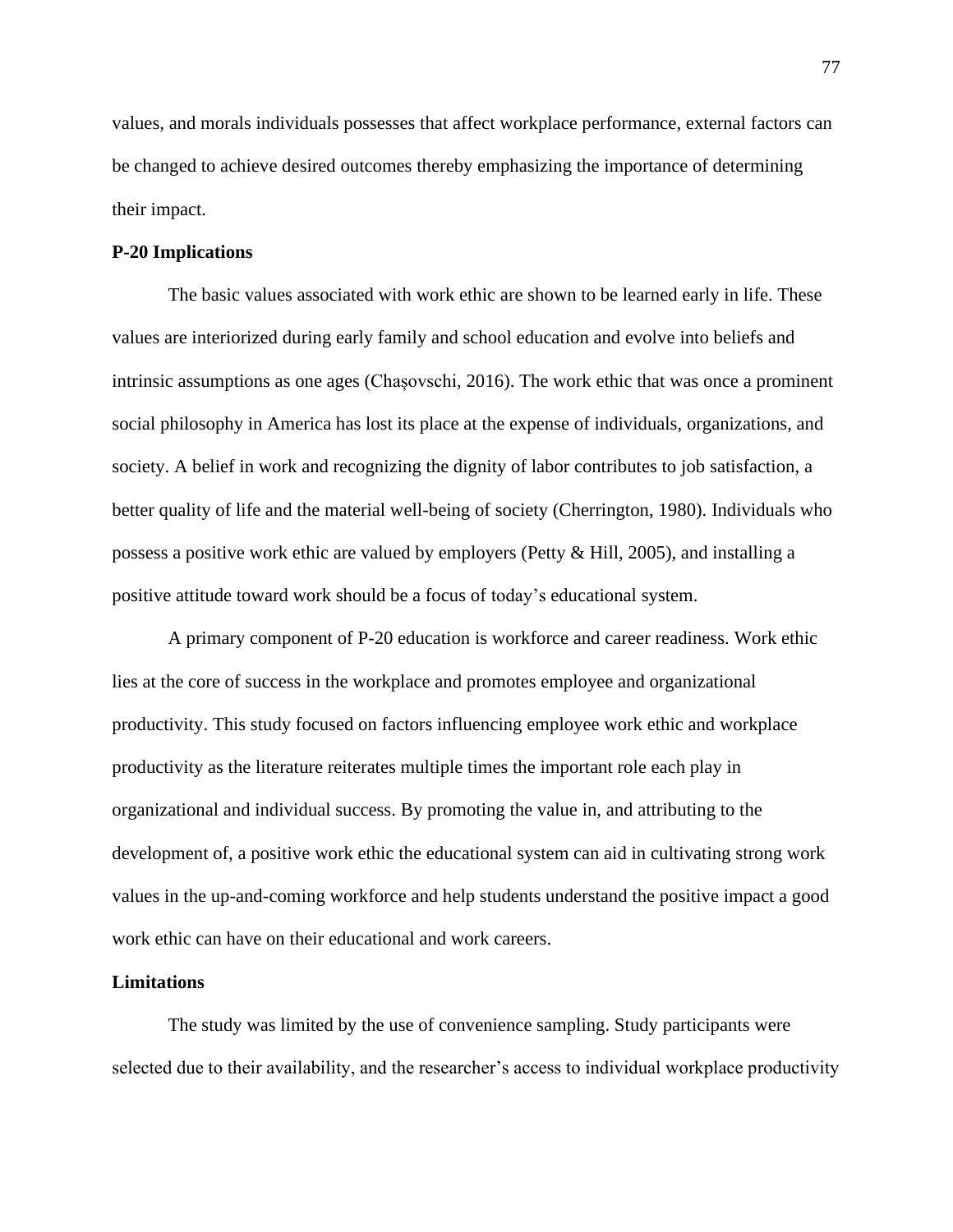values, and morals individuals possesses that affect workplace performance, external factors can be changed to achieve desired outcomes thereby emphasizing the importance of determining their impact.

## P-20 Implications

The basic values associated with work ethic are shown to be learned early in life. These values are interiorized during early family and school education and evolve into beliefs and intrinsic assumptions as one ages (Chașovschi, 2016). The work ethic that was once a prominent social philosophy in America has lost its place at the expense of individuals, organizations, and society. A belief in work and recognizing the dignity of labor contributes to job satisfaction, a better quality of life and the material well-being of society (Cherrington, 1980). Individuals who possess a positive work ethic are valued by employers (Petty & Hill, 2005), and installing a positive attitude toward work should be a focus of today's educational system.

A primary component of P-20 education is workforce and career readiness. Work ethic lies at the core of success in the workplace and promotes employee and organizational productivity. This study focused on factors influencing employee work ethic and workplace productivity as the literature reiterates multiple times the important role each play in organizational and individual success. By promoting the value in, and attributing to the development of, a positive work ethic the educational system can aid in cultivating strong work values in the up-and-coming workforce and help students understand the positive impact a good work ethic can have on their educational and work careers.

## Limitations

The study was limited by the use of convenience sampling. Study participants were selected due to their availability, and the researcher's access to individual workplace productivity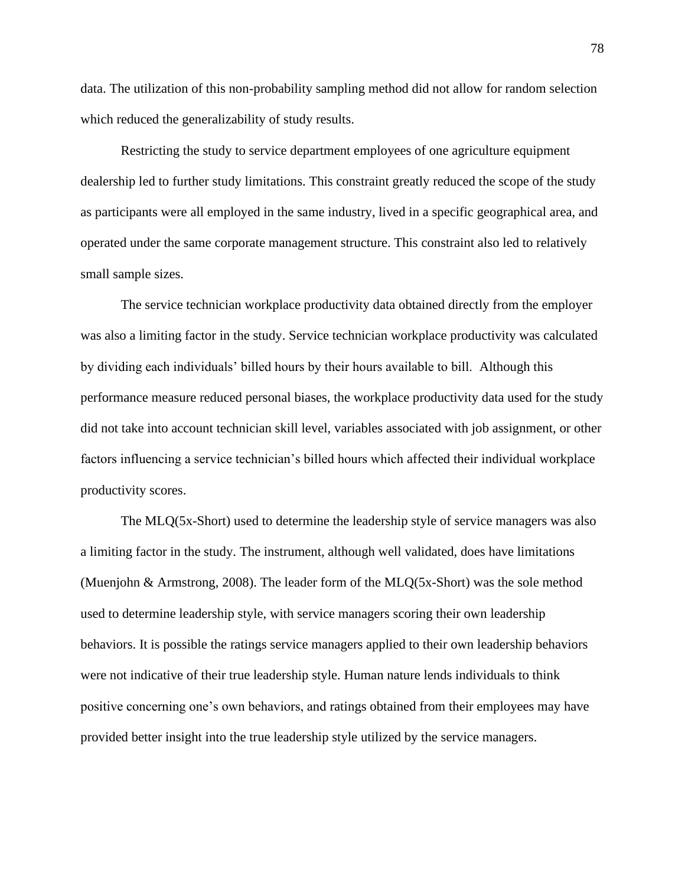data. The utilization of this non-probability sampling method did not allow for random selection which reduced the generalizability of study results.

Restricting the study to service department employees of one agriculture equipment dealership led to further study limitations. This constraint greatly reduced the scope of the study as participants were all employed in the same industry, lived in a specific geographical area, and operated under the same corporate management structure. This constraint also led to relatively small sample sizes.

The service technician workplace productivity data obtained directly from the employer was also a limiting factor in the study. Service technician workplace productivity was calculated by dividing each individuals' billed hours by their hours available to bill. Although this performance measure reduced personal biases, the workplace productivity data used for the study did not take into account technician skill level, variables associated with job assignment, or other factors influencing a service technician's billed hours which affected their individual workplace productivity scores.

The MLQ(5x-Short) used to determine the leadership style of service managers was also a limiting factor in the study. The instrument, although well validated, does have limitations (Muenjohn & Armstrong, 2008). The leader form of the MLQ(5x-Short) was the sole method used to determine leadership style, with service managers scoring their own leadership behaviors. It is possible the ratings service managers applied to their own leadership behaviors were not indicative of their true leadership style. Human nature lends individuals to think positive concerning one's own behaviors, and ratings obtained from their employees may have provided better insight into the true leadership style utilized by the service managers.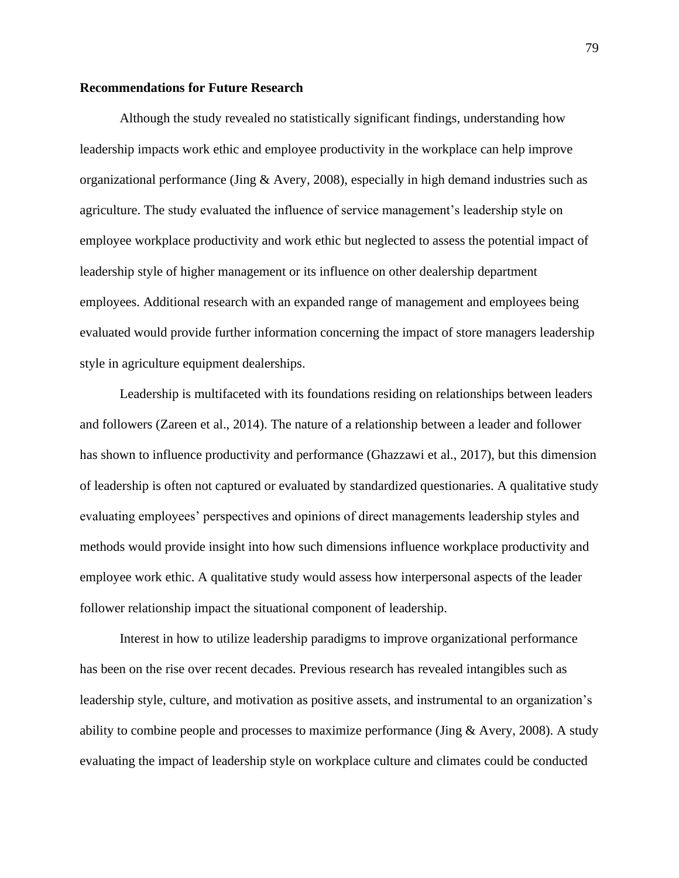### Recommendations for Future Research

Although the study revealed no statistically significant findings, understanding how leadership impacts work ethic and employee productivity in the workplace can help improve organizational performance (Jing & Avery, 2008), especially in high demand industries such as agriculture. The study evaluated the influence of service management's leadership style on employee workplace productivity and work ethic but neglected to assess the potential impact of leadership style of higher management or its influence on other dealership department employees. Additional research with an expanded range of management and employees being evaluated would provide further information concerning the impact of store managers leadership style in agriculture equipment dealerships.

Leadership is multifaceted with its foundations residing on relationships between leaders and followers (Zareen et al., 2014). The nature of a relationship between a leader and follower has shown to influence productivity and performance (Ghazzawi et al., 2017), but this dimension of leadership is often not captured or evaluated by standardized questionaries. A qualitative study evaluating employees' perspectives and opinions of direct managements leadership styles and methods would provide insight into how such dimensions influence workplace productivity and employee work ethic. A qualitative study would assess how interpersonal aspects of the leader follower relationship impact the situational component of leadership.

Interest in how to utilize leadership paradigms to improve organizational performance has been on the rise over recent decades. Previous research has revealed intangibles such as leadership style, culture, and motivation as positive assets, and instrumental to an organization's ability to combine people and processes to maximize performance (Jing & Avery, 2008). A study evaluating the impact of leadership style on workplace culture and climates could be conducted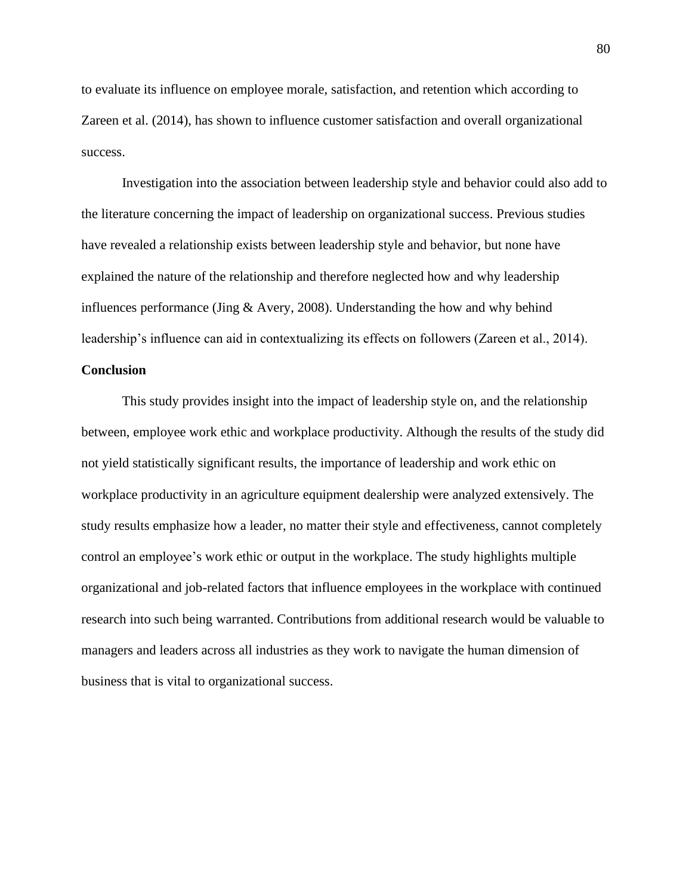to evaluate its influence on employee morale, satisfaction, and retention which according to Zareen et al. (2014), has shown to influence customer satisfaction and overall organizational success.

Investigation into the association between leadership style and behavior could also add to the literature concerning the impact of leadership on organizational success. Previous studies have revealed a relationship exists between leadership style and behavior, but none have explained the nature of the relationship and therefore neglected how and why leadership influences performance (Jing & Avery, 2008). Understanding the how and why behind leadership's influence can aid in contextualizing its effects on followers (Zareen et al., 2014).

## Conclusion

This study provides insight into the impact of leadership style on, and the relationship between, employee work ethic and workplace productivity. Although the results of the study did not yield statistically significant results, the importance of leadership and work ethic on workplace productivity in an agriculture equipment dealership were analyzed extensively. The study results emphasize how a leader, no matter their style and effectiveness, cannot completely control an employee's work ethic or output in the workplace. The study highlights multiple organizational and job-related factors that influence employees in the workplace with continued research into such being warranted. Contributions from additional research would be valuable to managers and leaders across all industries as they work to navigate the human dimension of business that is vital to organizational success.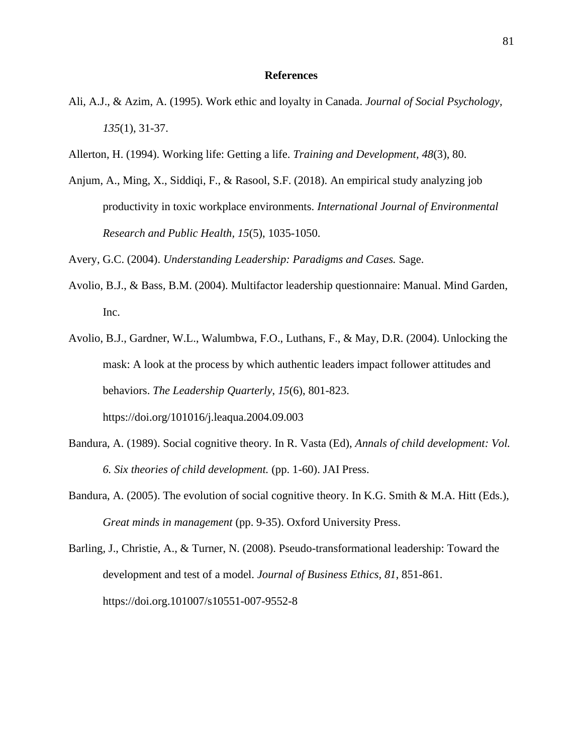**References**

Ali, A.J., & Azim, A. (1995). Work ethic and loyalty in Canada. *Journal of Social Psychology, 135*(1), 31-37.

Allerton, H. (1994). Working life: Getting a life. *Training and Development, 48*(3), 80.

Anjum, A., Ming, X., Siddiqi, F., & Rasool, S.F. (2018). An empirical study analyzing job productivity in toxic workplace environments. *International Journal of Environmental Research and Public Health, 15*(5), 1035-1050.

Avery, G.C. (2004). *Understanding Leadership: Paradigms and Cases.* Sage.

Avolio, B.J., & Bass, B.M. (2004). Multifactor leadership questionnaire: Manual. Mind Garden, Inc.

Avolio, B.J., Gardner, W.L., Walumbwa, F.O., Luthans, F., & May, D.R. (2004). Unlocking the mask: A look at the process by which authentic leaders impact follower attitudes and behaviors. *The Leadership Quarterly, 15*(6), 801-823. https://doi.org/101016/j.leaqua.2004.09.003

Bandura, A. (1989). Social cognitive theory. In R. Vasta (Ed), *Annals of child development: Vol. 6. Six theories of child development.* (pp. 1-60). JAI Press.

Bandura, A. (2005). The evolution of social cognitive theory. In K.G. Smith & M.A. Hitt (Eds.), *Great minds in management* (pp. 9-35). Oxford University Press.

Barling, J., Christie, A., & Turner, N. (2008). Pseudo-transformational leadership: Toward the development and test of a model. *Journal of Business Ethics, 81*, 851-861. https://doi.org.101007/s10551-007-9552-8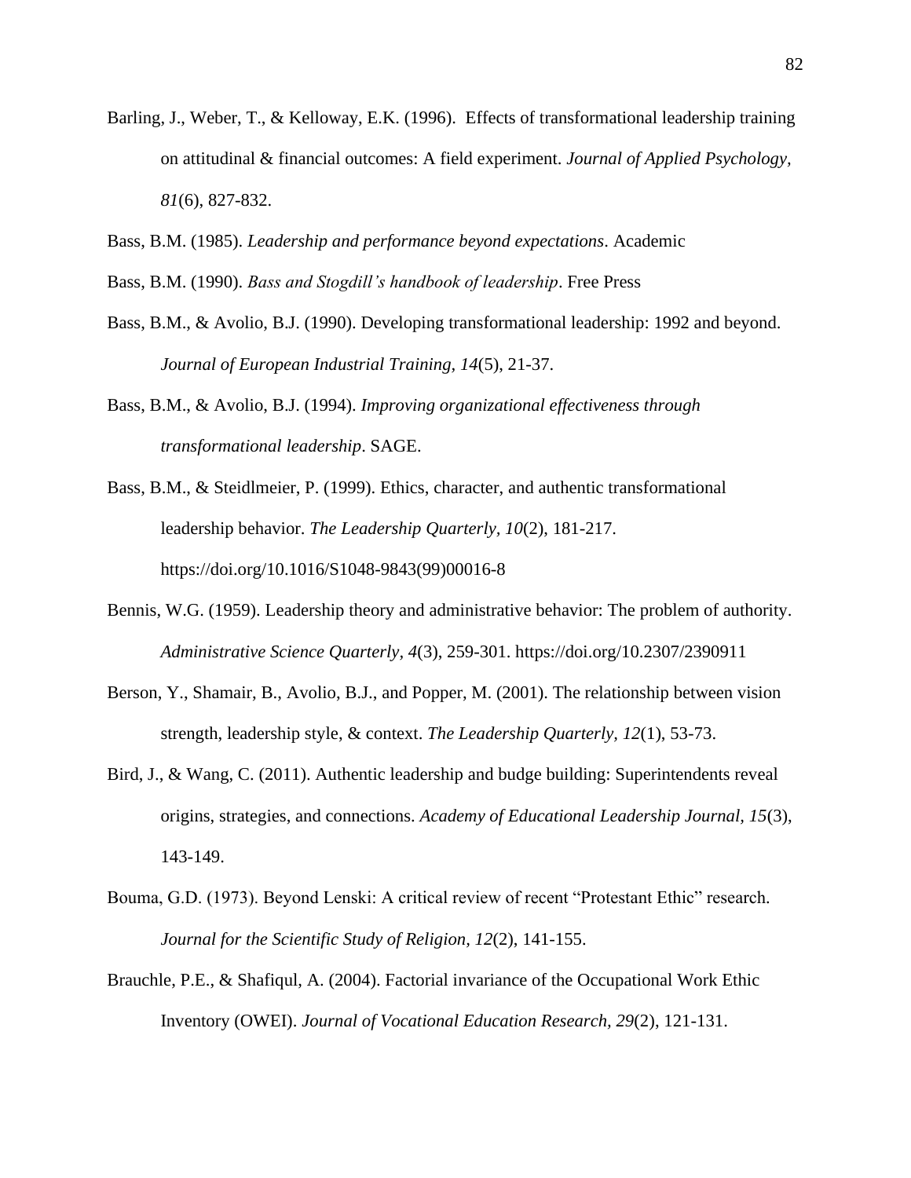Barling, J., Weber, T., & Kelloway, E.K. (1996). Effects of transformational leadership training on attitudinal & financial outcomes: A field experiment. *Journal of Applied Psychology, 81*(6), 827-832.

Bass, B.M. (1985). *Leadership and performance beyond expectations*. Academic

Bass, B.M. (1990). *Bass and Stogdill's handbook of leadership*. Free Press

Bass, B.M., & Avolio, B.J. (1990). Developing transformational leadership: 1992 and beyond. *Journal of European Industrial Training, 14*(5), 21-37.

Bass, B.M., & Avolio, B.J. (1994). *Improving organizational effectiveness through transformational leadership*. SAGE.

Bass, B.M., & Steidlmeier, P. (1999). Ethics, character, and authentic transformational leadership behavior. *The Leadership Quarterly, 10*(2), 181-217. https://doi.org/10.1016/S1048-9843(99)00016-8

Bennis, W.G. (1959). Leadership theory and administrative behavior: The problem of authority. *Administrative Science Quarterly, 4*(3), 259-301. https://doi.org/10.2307/2390911

Berson, Y., Shamair, B., Avolio, B.J., and Popper, M. (2001). The relationship between vision strength, leadership style, & context. *The Leadership Quarterly, 12*(1), 53-73.

Bird, J., & Wang, C. (2011). Authentic leadership and budge building: Superintendents reveal origins, strategies, and connections. *Academy of Educational Leadership Journal, 15*(3), 143-149.

Bouma, G.D. (1973). Beyond Lenski: A critical review of recent "Protestant Ethic" research. *Journal for the Scientific Study of Religion, 12*(2), 141-155.

Brauchle, P.E., & Shafiqul, A. (2004). Factorial invariance of the Occupational Work Ethic Inventory (OWEI). *Journal of Vocational Education Research, 29*(2), 121-131.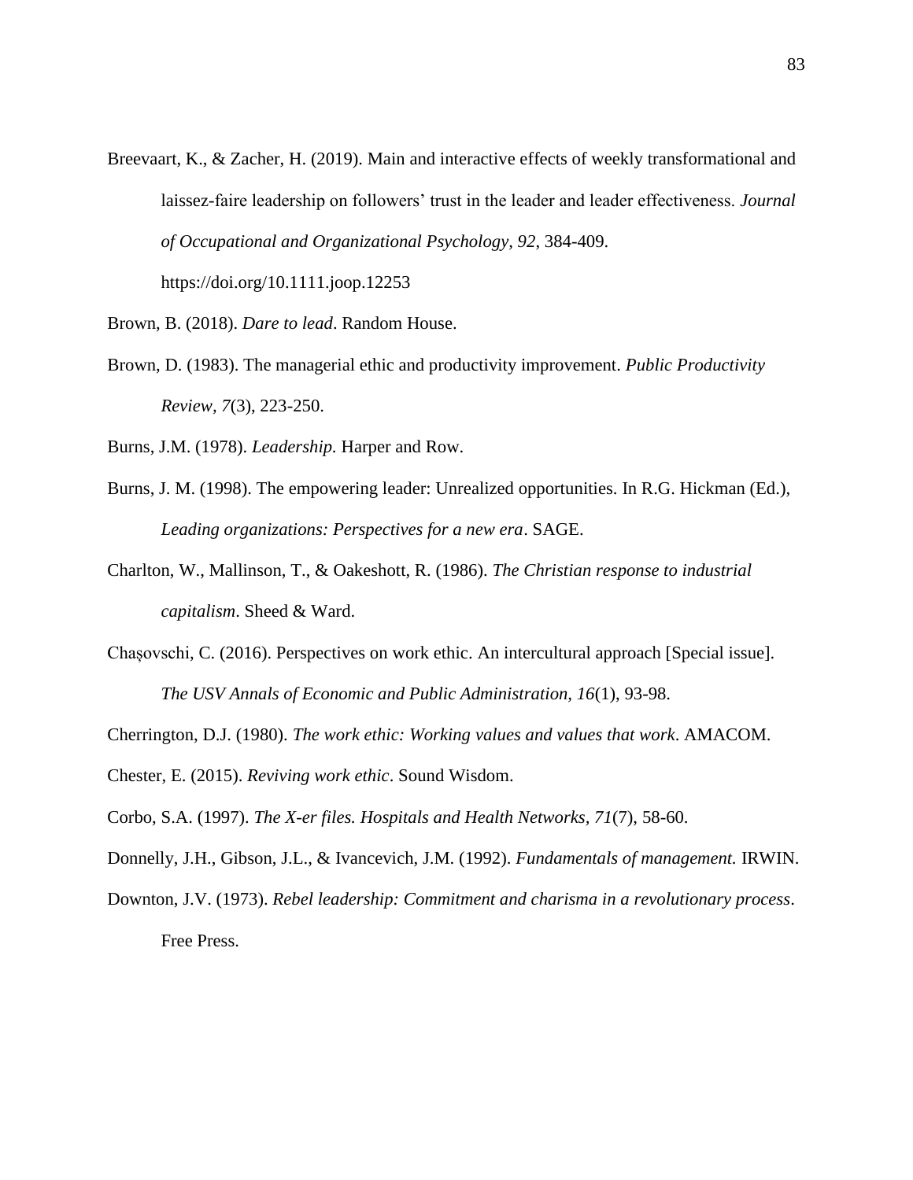Breevaart, K., & Zacher, H. (2019). Main and interactive effects of weekly transformational and laissez-faire leadership on followers' trust in the leader and leader effectiveness. *Journal of Occupational and Organizational Psychology, 92*, 384-409. https://doi.org/10.1111.joop.12253

Brown, B. (2018). *Dare to lead*. Random House.

Brown, D. (1983). The managerial ethic and productivity improvement. *Public Productivity Review, 7*(3), 223-250.

Burns, J.M. (1978). *Leadership.* Harper and Row.

Burns, J. M. (1998). The empowering leader: Unrealized opportunities. In R.G. Hickman (Ed.), *Leading organizations: Perspectives for a new era*. SAGE.

Charlton, W., Mallinson, T., & Oakeshott, R. (1986). *The Christian response to industrial capitalism*. Sheed & Ward.

Chașovschi, C. (2016). Perspectives on work ethic. An intercultural approach [Special issue]. *The USV Annals of Economic and Public Administration, 16*(1), 93-98.

Cherrington, D.J. (1980). *The work ethic: Working values and values that work*. AMACOM.

Chester, E. (2015). *Reviving work ethic*. Sound Wisdom.

Corbo, S.A. (1997). *The X-er files. Hospitals and Health Networks*, *71*(7), 58-60.

Donnelly, J.H., Gibson, J.L., & Ivancevich, J.M. (1992). *Fundamentals of management.* IRWIN.

Downton, J.V. (1973). *Rebel leadership: Commitment and charisma in a revolutionary process*. Free Press.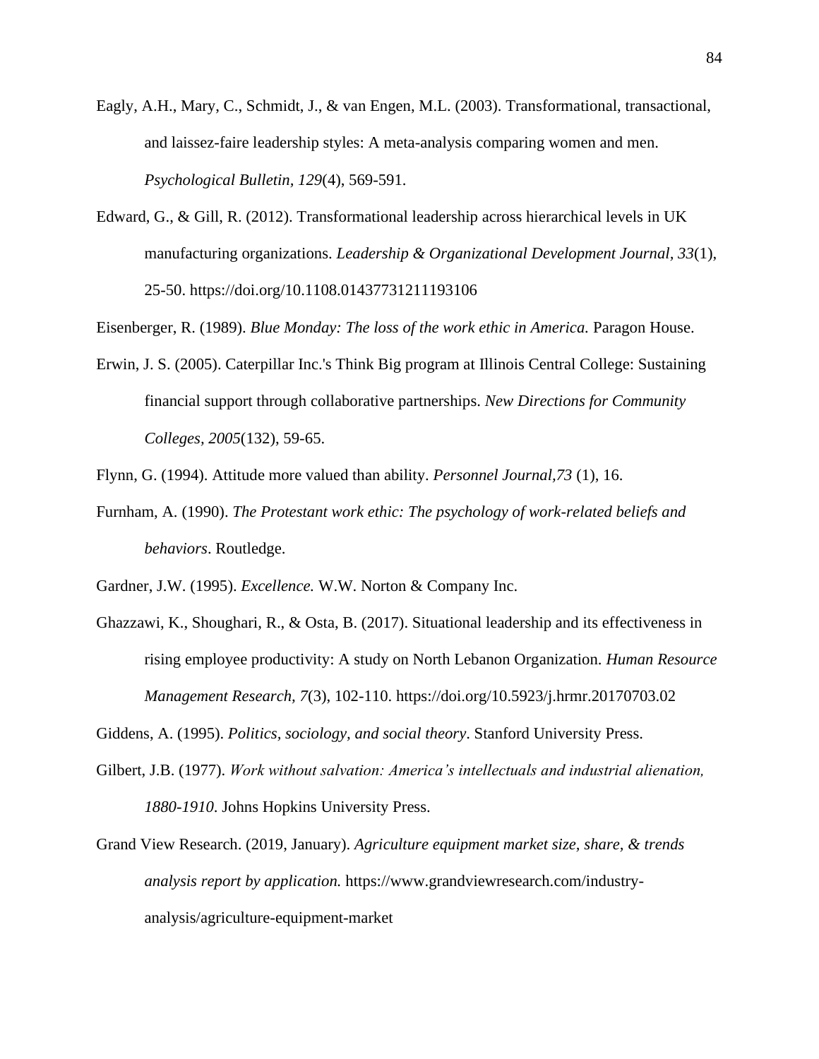Eagly, A.H., Mary, C., Schmidt, J., & van Engen, M.L. (2003). Transformational, transactional, and laissez-faire leadership styles: A meta-analysis comparing women and men. *Psychological Bulletin, 129*(4), 569-591.

Edward, G., & Gill, R. (2012). Transformational leadership across hierarchical levels in UK manufacturing organizations. *Leadership & Organizational Development Journal, 33*(1), 25-50. https://doi.org/10.1108.01437731211193106

Eisenberger, R. (1989). *Blue Monday: The loss of the work ethic in America.* Paragon House.

Erwin, J. S. (2005). Caterpillar Inc.'s Think Big program at Illinois Central College: Sustaining financial support through collaborative partnerships. *New Directions for Community Colleges, 2005*(132), 59-65.

Flynn, G. (1994). Attitude more valued than ability. *Personnel Journal,73* (1), 16.

Furnham, A. (1990). *The Protestant work ethic: The psychology of work-related beliefs and behaviors*. Routledge.

Gardner, J.W. (1995). *Excellence.* W.W. Norton & Company Inc.

Ghazzawi, K., Shoughari, R., & Osta, B. (2017). Situational leadership and its effectiveness in rising employee productivity: A study on North Lebanon Organization. *Human Resource Management Research, 7*(3), 102-110. https://doi.org/10.5923/j.hrmr.20170703.02

Giddens, A. (1995). *Politics, sociology, and social theory*. Stanford University Press.

Gilbert, J.B. (1977). *Work without salvation: America's intellectuals and industrial alienation, 1880-1910*. Johns Hopkins University Press.

Grand View Research. (2019, January). *Agriculture equipment market size, share, & trends analysis report by application.* https://www.grandviewresearch.com/industry-analysis/agriculture-equipment-market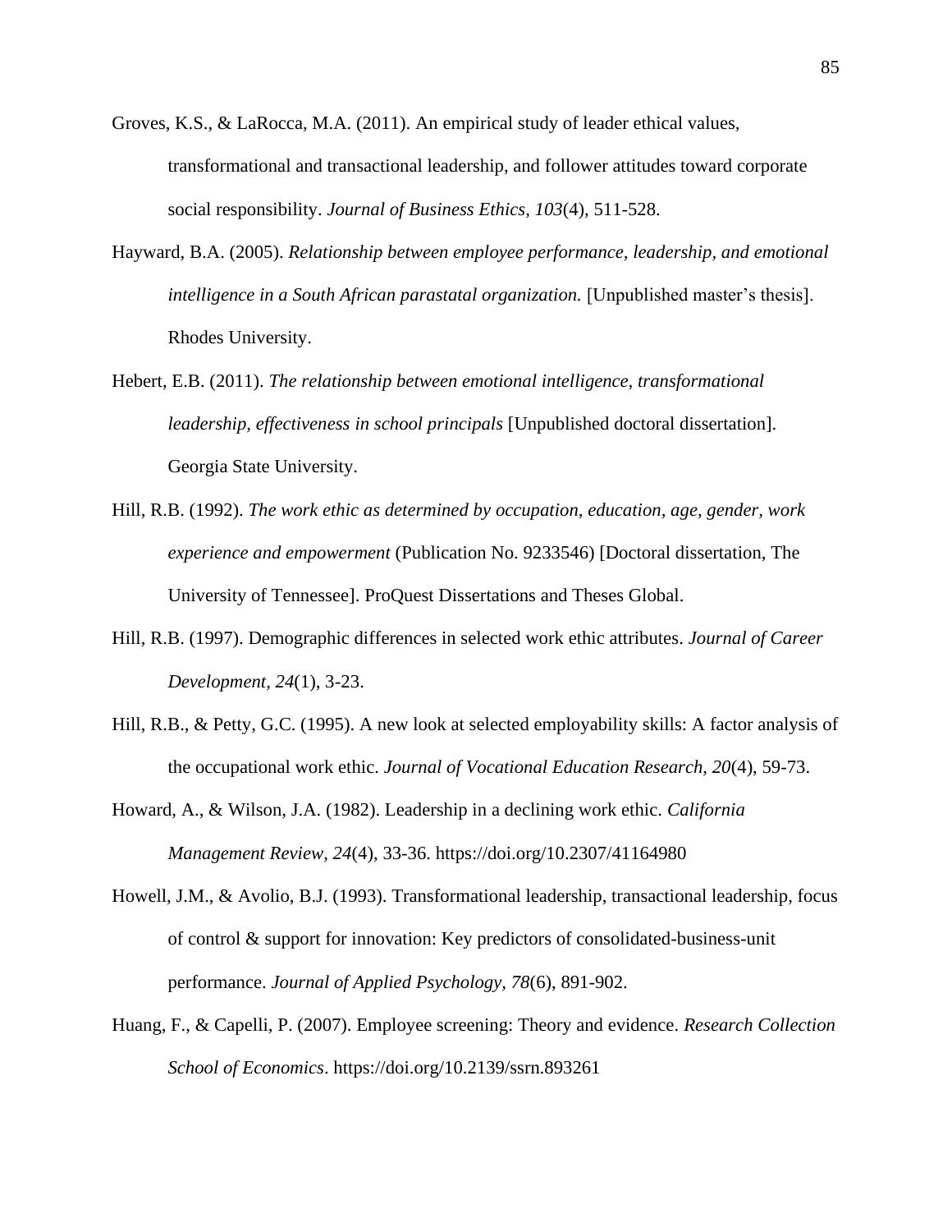Groves, K.S., & LaRocca, M.A. (2011). An empirical study of leader ethical values, transformational and transactional leadership, and follower attitudes toward corporate social responsibility. *Journal of Business Ethics, 103*(4), 511-528.

Hayward, B.A. (2005). *Relationship between employee performance, leadership, and emotional intelligence in a South African parastatal organization.* [Unpublished master's thesis]. Rhodes University.

Hebert, E.B. (2011). *The relationship between emotional intelligence, transformational leadership, effectiveness in school principals* [Unpublished doctoral dissertation]. Georgia State University.

Hill, R.B. (1992). *The work ethic as determined by occupation, education, age, gender, work experience and empowerment* (Publication No. 9233546) [Doctoral dissertation, The University of Tennessee]. ProQuest Dissertations and Theses Global.

Hill, R.B. (1997). Demographic differences in selected work ethic attributes. *Journal of Career Development, 24*(1), 3-23.

Hill, R.B., & Petty, G.C. (1995). A new look at selected employability skills: A factor analysis of the occupational work ethic. *Journal of Vocational Education Research, 20*(4), 59-73.

Howard, A., & Wilson, J.A. (1982). Leadership in a declining work ethic. *California Management Review*, *24*(4), 33-36. https://doi.org/10.2307/41164980

Howell, J.M., & Avolio, B.J. (1993). Transformational leadership, transactional leadership, focus of control & support for innovation: Key predictors of consolidated-business-unit performance. *Journal of Applied Psychology*, *78*(6), 891-902.

Huang, F., & Capelli, P. (2007). Employee screening: Theory and evidence. *Research Collection School of Economics*. https://doi.org/10.2139/ssrn.893261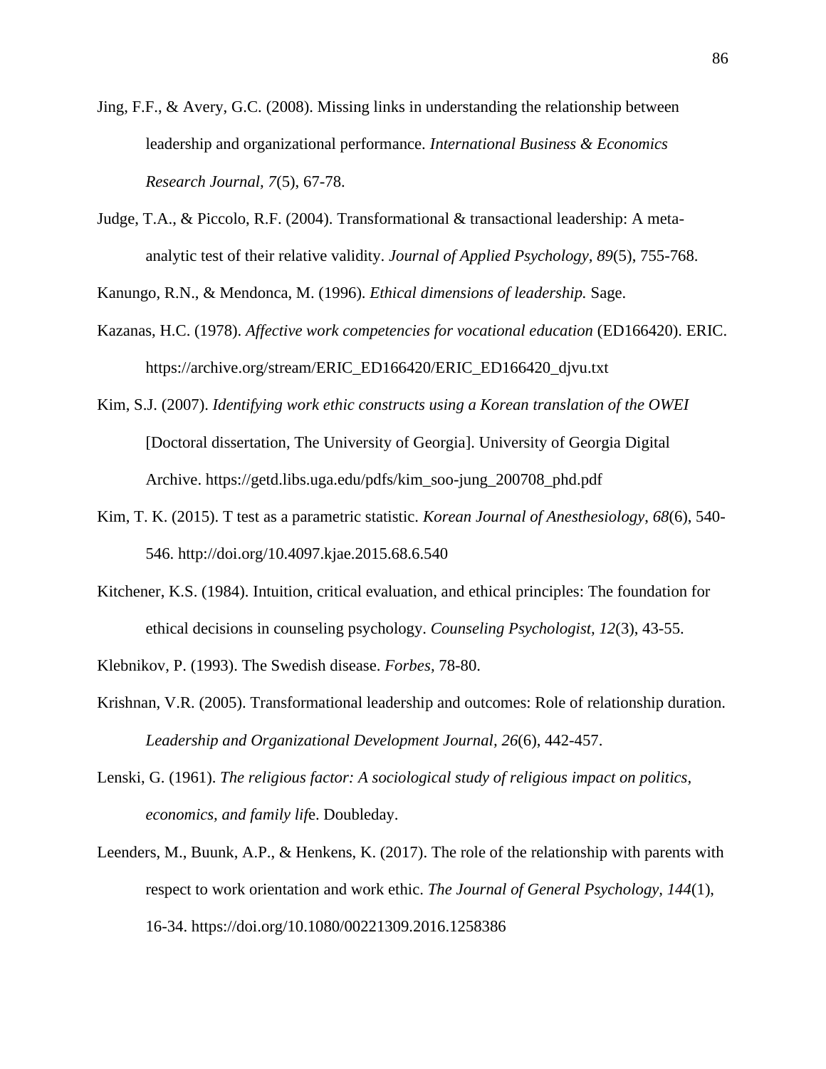Jing, F.F., & Avery, G.C. (2008). Missing links in understanding the relationship between leadership and organizational performance. *International Business & Economics Research Journal, 7*(5), 67-78.

Judge, T.A., & Piccolo, R.F. (2004). Transformational & transactional leadership: A meta-analytic test of their relative validity. *Journal of Applied Psychology, 89*(5), 755-768.

Kanungo, R.N., & Mendonca, M. (1996). *Ethical dimensions of leadership.* Sage.

Kazanas, H.C. (1978). *Affective work competencies for vocational education* (ED166420). ERIC. https://archive.org/stream/ERIC_ED166420/ERIC_ED166420_djvu.txt

Kim, S.J. (2007). *Identifying work ethic constructs using a Korean translation of the OWEI* [Doctoral dissertation, The University of Georgia]. University of Georgia Digital Archive. https://getd.libs.uga.edu/pdfs/kim_soo-jung_200708_phd.pdf

Kim, T. K. (2015). T test as a parametric statistic. *Korean Journal of Anesthesiology*, *68*(6), 540-546. http://doi.org/10.4097.kjae.2015.68.6.540

Kitchener, K.S. (1984). Intuition, critical evaluation, and ethical principles: The foundation for ethical decisions in counseling psychology. *Counseling Psychologist, 12*(3), 43-55.

Klebnikov, P. (1993). The Swedish disease. *Forbes,* 78-80.

Krishnan, V.R. (2005). Transformational leadership and outcomes: Role of relationship duration. *Leadership and Organizational Development Journal, 26*(6), 442-457.

Lenski, G. (1961). *The religious factor: A sociological study of religious impact on politics, economics, and family life*. Doubleday.

Leenders, M., Buunk, A.P., & Henkens, K. (2017). The role of the relationship with parents with respect to work orientation and work ethic. *The Journal of General Psychology, 144*(1), 16-34. https://doi.org/10.1080/00221309.2016.1258386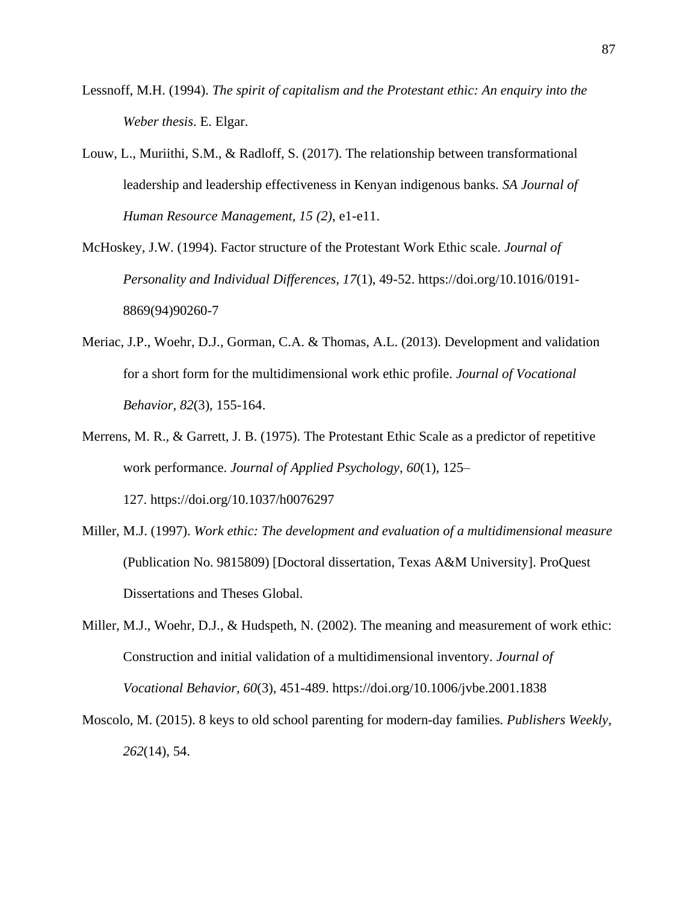Lessnoff, M.H. (1994). *The spirit of capitalism and the Protestant ethic: An enquiry into the Weber thesis*. E. Elgar.

Louw, L., Muriithi, S.M., & Radloff, S. (2017). The relationship between transformational leadership and leadership effectiveness in Kenyan indigenous banks. *SA Journal of Human Resource Management, 15 (2)*, e1-e11.

McHoskey, J.W. (1994). Factor structure of the Protestant Work Ethic scale. *Journal of Personality and Individual Differences, 17*(1), 49-52. https://doi.org/10.1016/0191-8869(94)90260-7

Meriac, J.P., Woehr, D.J., Gorman, C.A. & Thomas, A.L. (2013). Development and validation for a short form for the multidimensional work ethic profile. *Journal of Vocational Behavior*, *82*(3), 155-164.

Merrens, M. R., & Garrett, J. B. (1975). The Protestant Ethic Scale as a predictor of repetitive work performance. *Journal of Applied Psychology, 60*(1), 125–127. https://doi.org/10.1037/h0076297

Miller, M.J. (1997). *Work ethic: The development and evaluation of a multidimensional measure* (Publication No. 9815809) [Doctoral dissertation, Texas A&M University]. ProQuest Dissertations and Theses Global.

Miller, M.J., Woehr, D.J., & Hudspeth, N. (2002). The meaning and measurement of work ethic: Construction and initial validation of a multidimensional inventory. *Journal of Vocational Behavior, 60*(3), 451-489. https://doi.org/10.1006/jvbe.2001.1838

Moscolo, M. (2015). 8 keys to old school parenting for modern-day families. *Publishers Weekly, 262*(14), 54.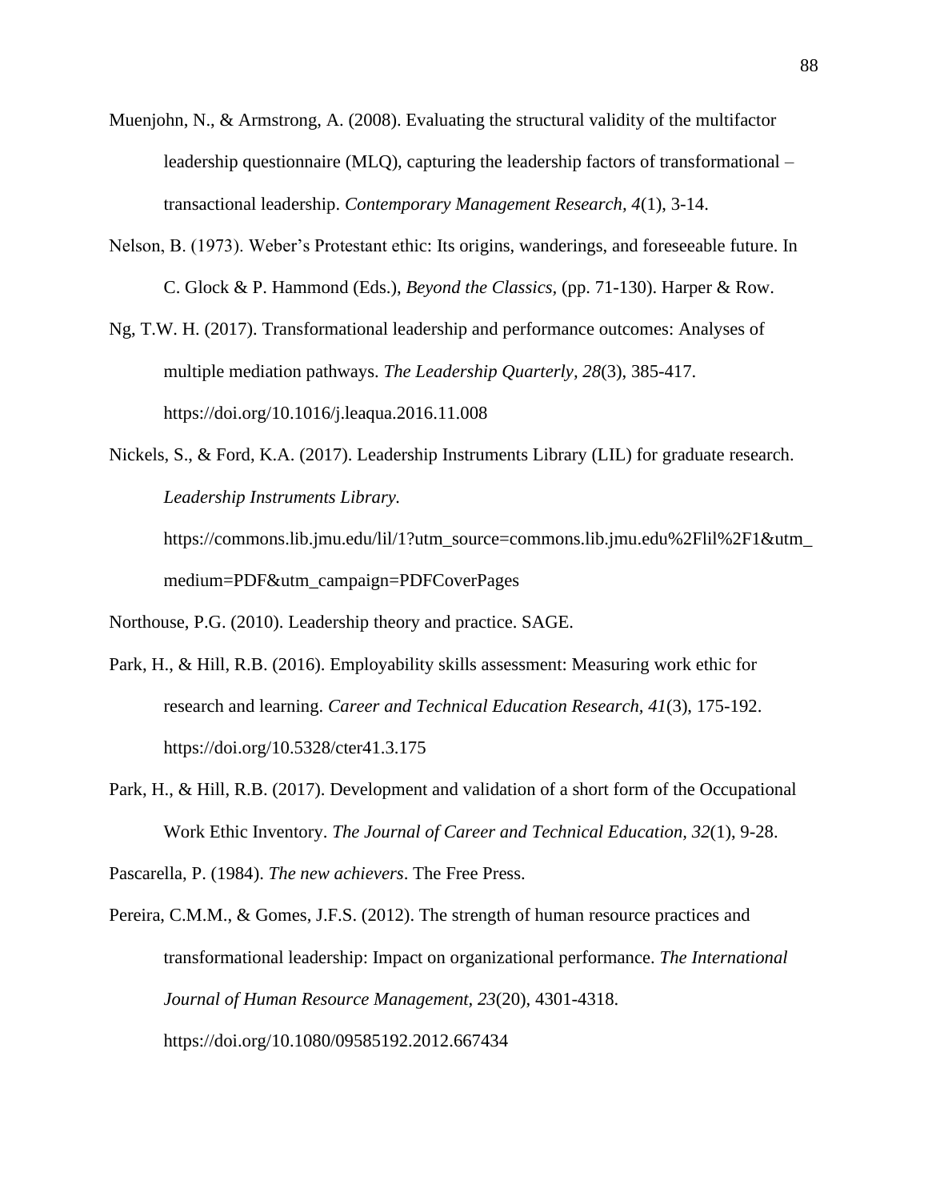Muenjohn, N., & Armstrong, A. (2008). Evaluating the structural validity of the multifactor leadership questionnaire (MLQ), capturing the leadership factors of transformational – transactional leadership. *Contemporary Management Research, 4*(1), 3-14.

Nelson, B. (1973). Weber's Protestant ethic: Its origins, wanderings, and foreseeable future. In C. Glock & P. Hammond (Eds.), *Beyond the Classics,* (pp. 71-130). Harper & Row.

Ng, T.W. H. (2017). Transformational leadership and performance outcomes: Analyses of multiple mediation pathways. *The Leadership Quarterly, 28*(3), 385-417. https://doi.org/10.1016/j.leaqua.2016.11.008

Nickels, S., & Ford, K.A. (2017). Leadership Instruments Library (LIL) for graduate research. *Leadership Instruments Library.* https://commons.lib.jmu.edu/lil/1?utm_source=commons.lib.jmu.edu%2Flil%2F1&utm_medium=PDF&utm_campaign=PDFCoverPages

Northouse, P.G. (2010). Leadership theory and practice. SAGE.

Park, H., & Hill, R.B. (2016). Employability skills assessment: Measuring work ethic for research and learning. *Career and Technical Education Research, 41*(3), 175-192. https://doi.org/10.5328/cter41.3.175

Park, H., & Hill, R.B. (2017). Development and validation of a short form of the Occupational Work Ethic Inventory. *The Journal of Career and Technical Education, 32*(1), 9-28.

Pascarella, P. (1984). *The new achievers*. The Free Press.

Pereira, C.M.M., & Gomes, J.F.S. (2012). The strength of human resource practices and transformational leadership: Impact on organizational performance. *The International Journal of Human Resource Management, 23*(20), 4301-4318. https://doi.org/10.1080/09585192.2012.667434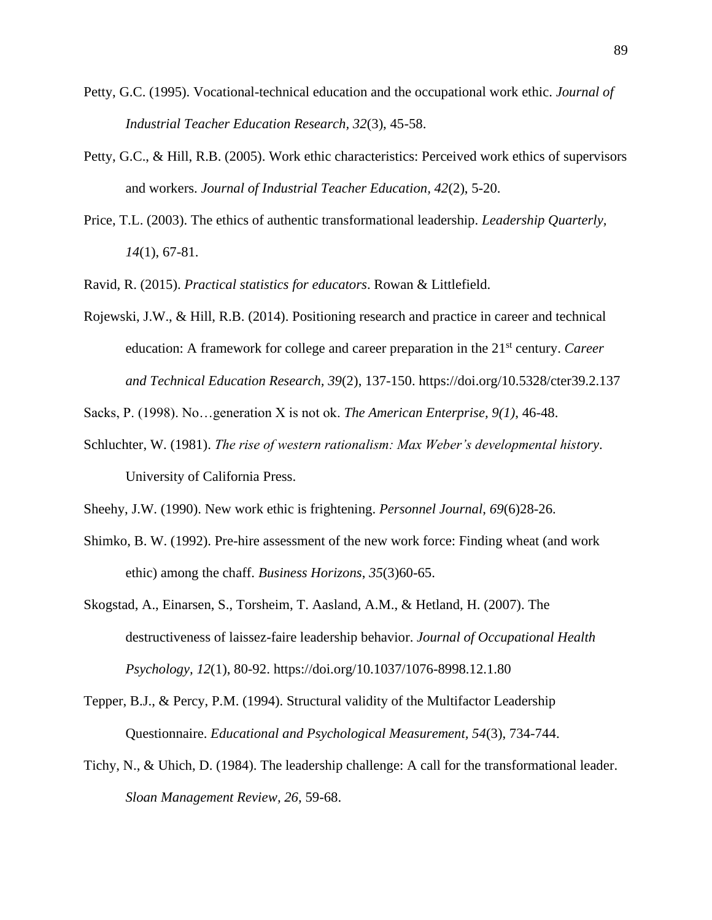Petty, G.C. (1995). Vocational-technical education and the occupational work ethic. *Journal of Industrial Teacher Education Research, 32*(3), 45-58.

Petty, G.C., & Hill, R.B. (2005). Work ethic characteristics: Perceived work ethics of supervisors and workers. *Journal of Industrial Teacher Education, 42*(2), 5-20.

Price, T.L. (2003). The ethics of authentic transformational leadership. *Leadership Quarterly, 14*(1), 67-81.

Ravid, R. (2015). *Practical statistics for educators*. Rowan & Littlefield.

Rojewski, J.W., & Hill, R.B. (2014). Positioning research and practice in career and technical education: A framework for college and career preparation in the 21st century. *Career and Technical Education Research, 39*(2), 137-150. https://doi.org/10.5328/cter39.2.137

Sacks, P. (1998). No…generation X is not ok. *The American Enterprise, 9(1)*, 46-48.

Schluchter, W. (1981). *The rise of western rationalism: Max Weber's developmental history*. University of California Press.

Sheehy, J.W. (1990). New work ethic is frightening. *Personnel Journal*, *69*(6)28-26.

Shimko, B. W. (1992). Pre-hire assessment of the new work force: Finding wheat (and work ethic) among the chaff. *Business Horizons*, *35*(3)60-65.

Skogstad, A., Einarsen, S., Torsheim, T. Aasland, A.M., & Hetland, H. (2007). The destructiveness of laissez-faire leadership behavior. *Journal of Occupational Health Psychology, 12*(1), 80-92. https://doi.org/10.1037/1076-8998.12.1.80

Tepper, B.J., & Percy, P.M. (1994). Structural validity of the Multifactor Leadership Questionnaire. *Educational and Psychological Measurement, 54*(3), 734-744.

Tichy, N., & Uhich, D. (1984). The leadership challenge: A call for the transformational leader. *Sloan Management Review, 26*, 59-68.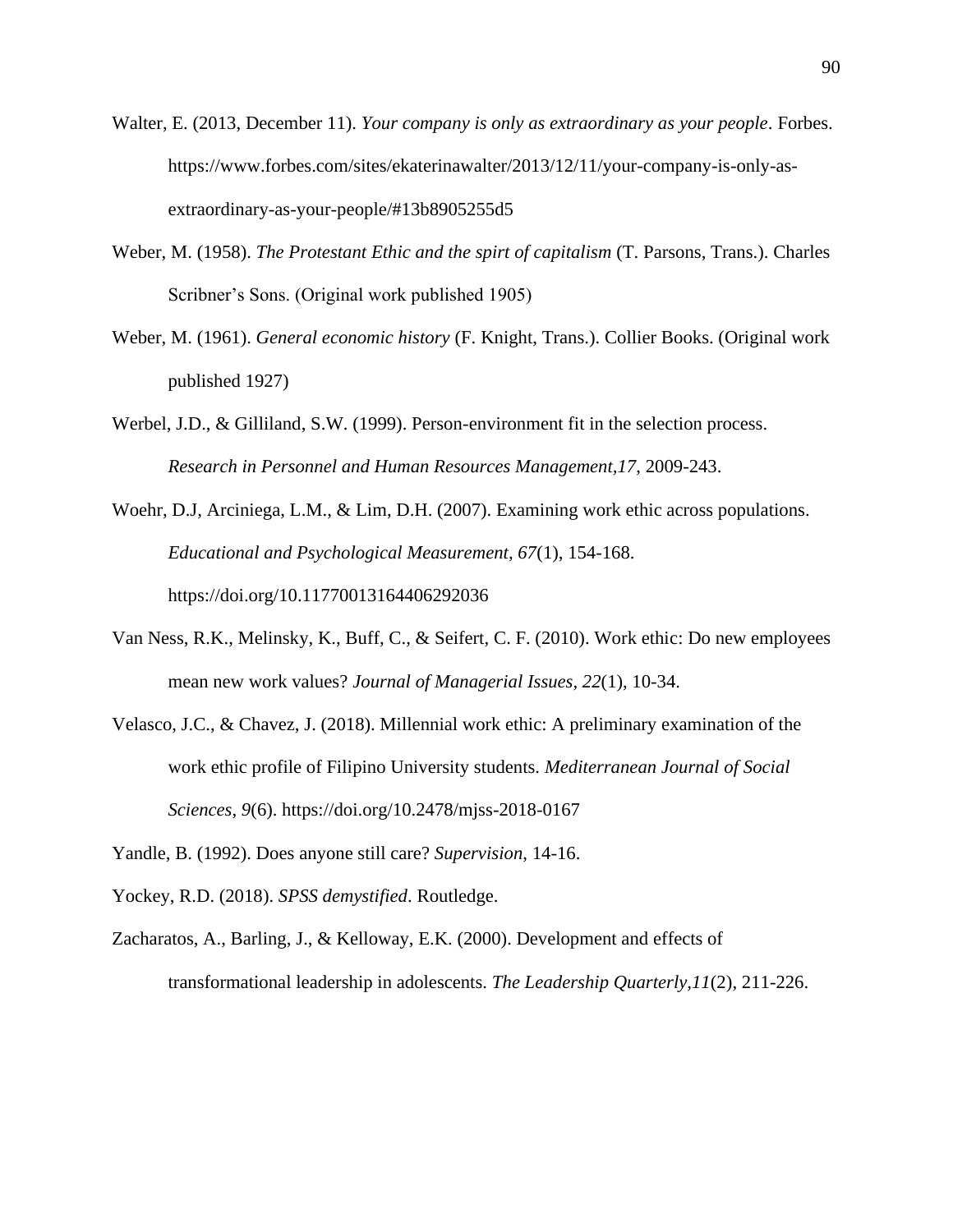Walter, E. (2013, December 11). *Your company is only as extraordinary as your people*. Forbes. https://www.forbes.com/sites/ekaterinawalter/2013/12/11/your-company-is-only-as-extraordinary-as-your-people/#13b8905255d5

Weber, M. (1958). *The Protestant Ethic and the spirt of capitalism* (T. Parsons, Trans.). Charles Scribner's Sons. (Original work published 1905)

Weber, M. (1961). *General economic history* (F. Knight, Trans.). Collier Books. (Original work published 1927)

Werbel, J.D., & Gilliland, S.W. (1999). Person-environment fit in the selection process. *Research in Personnel and Human Resources Management,17*, 2009-243.

Woehr, D.J, Arciniega, L.M., & Lim, D.H. (2007). Examining work ethic across populations. *Educational and Psychological Measurement, 67*(1), 154-168. https://doi.org/10.11770013164406292036

Van Ness, R.K., Melinsky, K., Buff, C., & Seifert, C. F. (2010). Work ethic: Do new employees mean new work values? *Journal of Managerial Issues, 22*(1), 10-34.

Velasco, J.C., & Chavez, J. (2018). Millennial work ethic: A preliminary examination of the work ethic profile of Filipino University students. *Mediterranean Journal of Social Sciences, 9*(6). https://doi.org/10.2478/mjss-2018-0167

Yandle, B. (1992). Does anyone still care? *Supervision*, 14-16.

Yockey, R.D. (2018). *SPSS demystified*. Routledge.

Zacharatos, A., Barling, J., & Kelloway, E.K. (2000). Development and effects of transformational leadership in adolescents. *The Leadership Quarterly,11*(2), 211-226.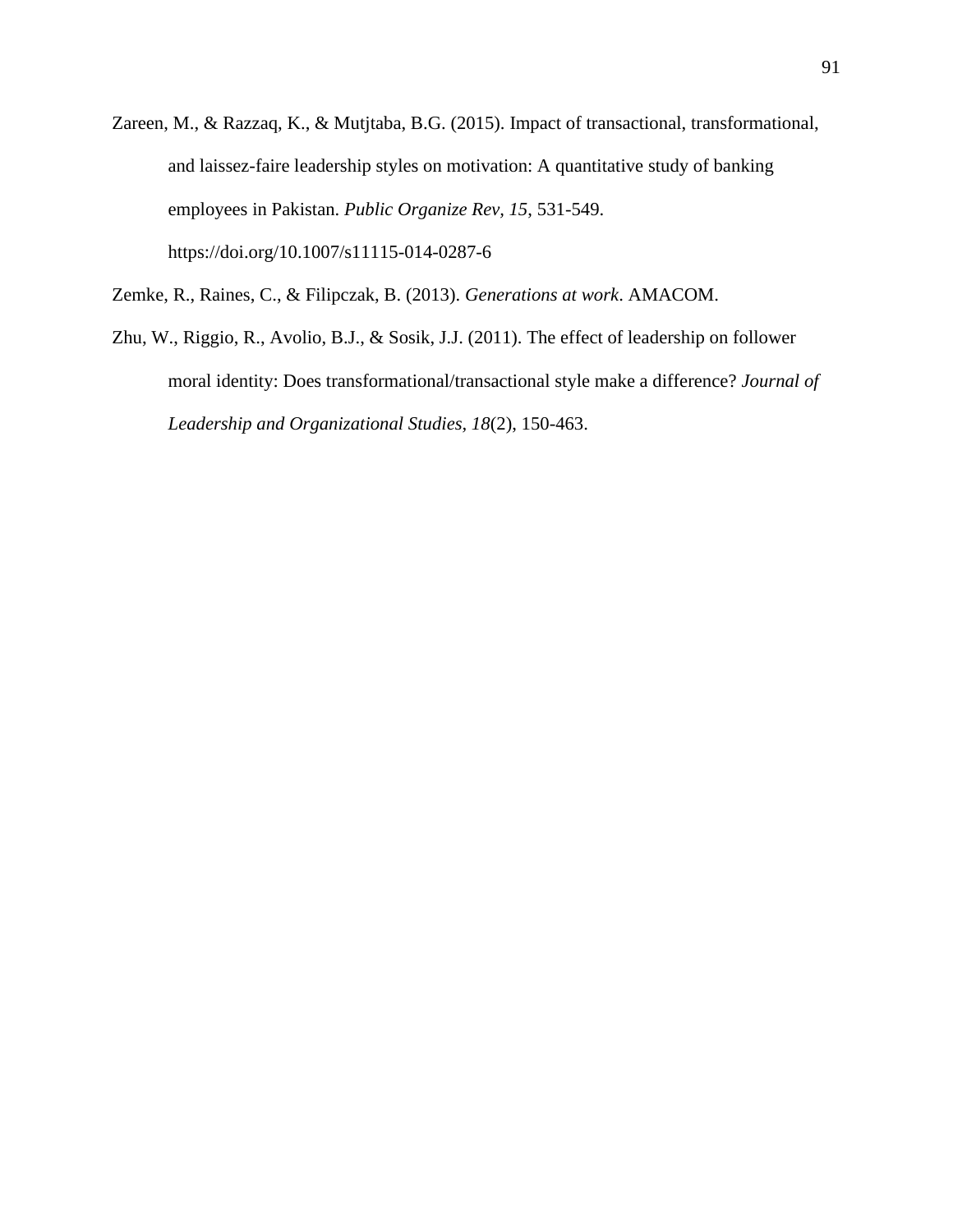Zareen, M., & Razzaq, K., & Mutjtaba, B.G. (2015). Impact of transactional, transformational, and laissez-faire leadership styles on motivation: A quantitative study of banking employees in Pakistan. *Public Organize Rev, 15*, 531-549. https://doi.org/10.1007/s11115-014-0287-6

Zemke, R., Raines, C., & Filipczak, B. (2013). *Generations at work*. AMACOM.

Zhu, W., Riggio, R., Avolio, B.J., & Sosik, J.J. (2011). The effect of leadership on follower moral identity: Does transformational/transactional style make a difference? *Journal of Leadership and Organizational Studies, 18*(2), 150-463.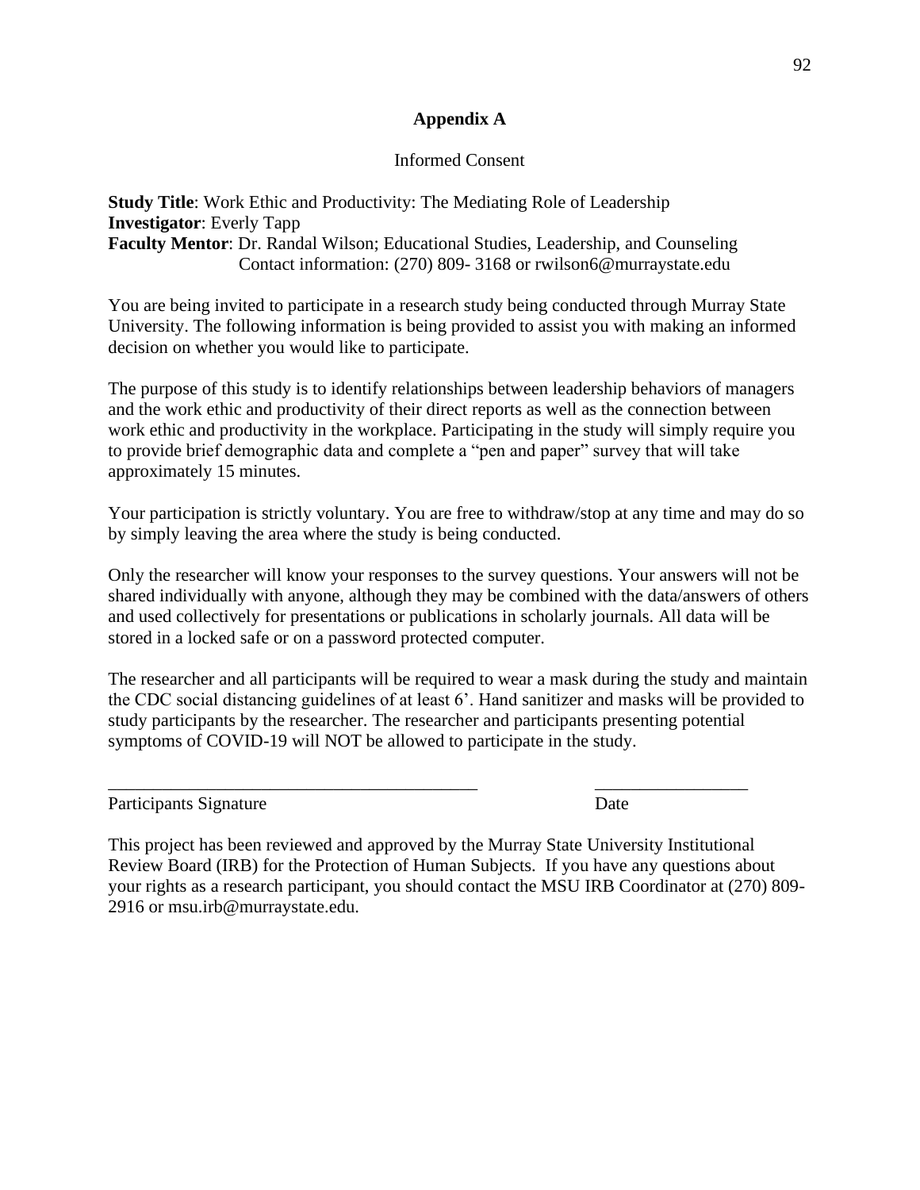# Appendix A

Informed Consent

**Study Title**: Work Ethic and Productivity: The Mediating Role of Leadership
**Investigator**: Everly Tapp
**Faculty Mentor**: Dr. Randal Wilson; Educational Studies, Leadership, and Counseling
Contact information: (270) 809- 3168 or rwilson6@murraystate.edu

You are being invited to participate in a research study being conducted through Murray State University. The following information is being provided to assist you with making an informed decision on whether you would like to participate.

The purpose of this study is to identify relationships between leadership behaviors of managers and the work ethic and productivity of their direct reports as well as the connection between work ethic and productivity in the workplace. Participating in the study will simply require you to provide brief demographic data and complete a "pen and paper" survey that will take approximately 15 minutes.

Your participation is strictly voluntary. You are free to withdraw/stop at any time and may do so by simply leaving the area where the study is being conducted.

Only the researcher will know your responses to the survey questions. Your answers will not be shared individually with anyone, although they may be combined with the data/answers of others and used collectively for presentations or publications in scholarly journals. All data will be stored in a locked safe or on a password protected computer.

The researcher and all participants will be required to wear a mask during the study and maintain the CDC social distancing guidelines of at least 6'. Hand sanitizer and masks will be provided to study participants by the researcher. The researcher and participants presenting potential symptoms of COVID-19 will NOT be allowed to participate in the study.

\_\_\_\_\_\_\_\_\_\_\_\_\_\_\_\_\_\_\_\_\_\_\_\_\_\_\_\_\_\_\_\_\_\_\_\_\_\_\_\_\_ \_\_\_\_\_\_\_\_\_\_\_\_\_\_\_\_\_
Participants Signature Date

This project has been reviewed and approved by the Murray State University Institutional Review Board (IRB) for the Protection of Human Subjects. If you have any questions about your rights as a research participant, you should contact the MSU IRB Coordinator at (270) 809-2916 or msu.irb@murraystate.edu.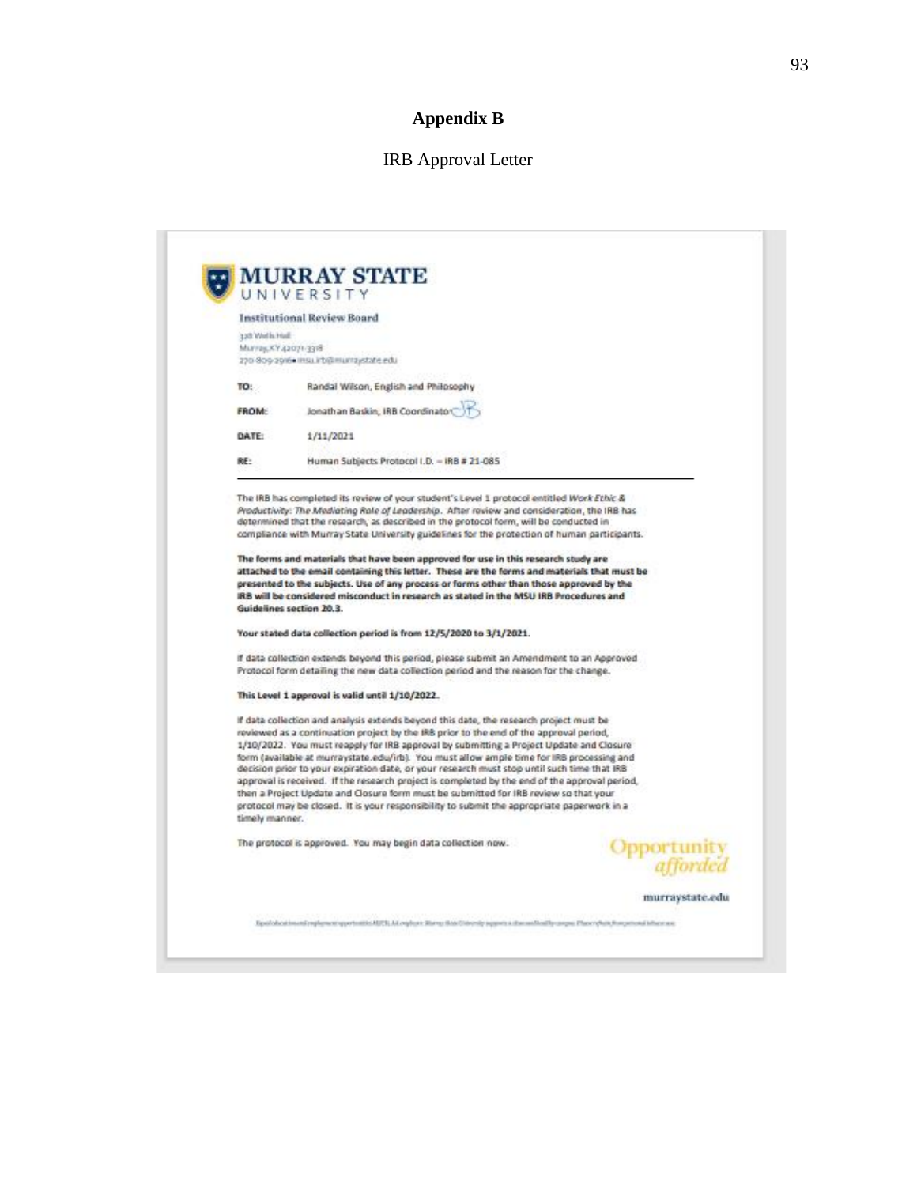# Appendix B

IRB Approval Letter

**MURRAY STATE**
UNIVERSITY

**Institutional Review Board**

328 Wells Hall
Murray, KY 42071-3318
270-809-2916 • msu.irb@murraystate.edu

| | |
|---|---|
| **TO:** | Randal Wilson, English and Philosophy |
| **FROM:** | Jonathan Baskin, IRB Coordinator |
| **DATE:** | 1/11/2021 |
| **RE:** | Human Subjects Protocol I.D. – IRB # 21-085 |

The IRB has completed its review of your student's Level 1 protocol entitled *Work Ethic & Productivity: The Mediating Role of Leadership*. After review and consideration, the IRB has determined that the research, as described in the protocol form, will be conducted in compliance with Murray State University guidelines for the protection of human participants.

**The forms and materials that have been approved for use in this research study are attached to the email containing this letter. These are the forms and materials that must be presented to the subjects. Use of any process or forms other than those approved by the IRB will be considered misconduct in research as stated in the MSU IRB Procedures and Guidelines section 20.3.**

**Your stated data collection period is from 12/5/2020 to 3/1/2021.**

If data collection extends beyond this period, please submit an Amendment to an Approved Protocol form detailing the new data collection period and the reason for the change.

**This Level 1 approval is valid until 1/10/2022.**

If data collection and analysis extends beyond this date, the research project must be reviewed as a continuation project by the IRB prior to the end of the approval period, 1/10/2022. You must reapply for IRB approval by submitting a Project Update and Closure form (available at murraystate.edu/irb). You must allow ample time for IRB processing and decision prior to your expiration date, or your research must stop until such time that IRB approval is received. If the research project is completed by the end of the approval period, then a Project Update and Closure form must be submitted for IRB review so that your protocol may be closed. It is your responsibility to submit the appropriate paperwork in a timely manner.

The protocol is approved. You may begin data collection now.

Opportunity *afforded*

murraystate.edu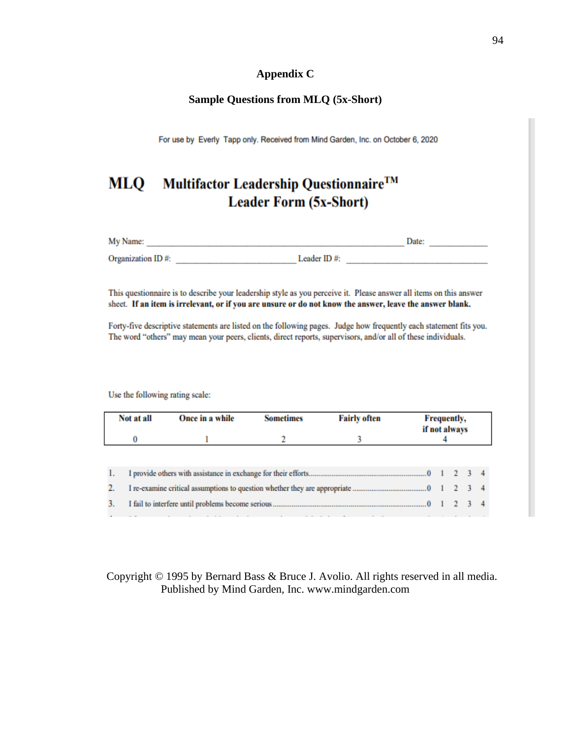# Appendix C

## Sample Questions from MLQ (5x-Short)

For use by Everly Tapp only. Received from Mind Garden, Inc. on October 6, 2020

# MLQ Multifactor Leadership Questionnaire™ Leader Form (5x-Short)

My Name: ______________________________ Date: ____________

Organization ID #: ____________________ Leader ID #: ____________________

This questionnaire is to describe your leadership style as you perceive it. Please answer all items on this answer sheet. **If an item is irrelevant, or if you are unsure or do not know the answer, leave the answer blank.**

Forty-five descriptive statements are listed on the following pages. Judge how frequently each statement fits you. The word "others" may mean your peers, clients, direct reports, supervisors, and/or all of these individuals.

Use the following rating scale:

| Not at all | Once in a while | Sometimes | Fairly often | Frequently, if not always |
|---|---|---|---|---|
| 0 | 1 | 2 | 3 | 4 |

1. I provide others with assistance in exchange for their efforts.............. 0 1 2 3 4
2. I re-examine critical assumptions to question whether they are appropriate.............. 0 1 2 3 4
3. I fail to interfere until problems become serious.............. 0 1 2 3 4

Copyright © 1995 by Bernard Bass & Bruce J. Avolio. All rights reserved in all media. Published by Mind Garden, Inc. www.mindgarden.com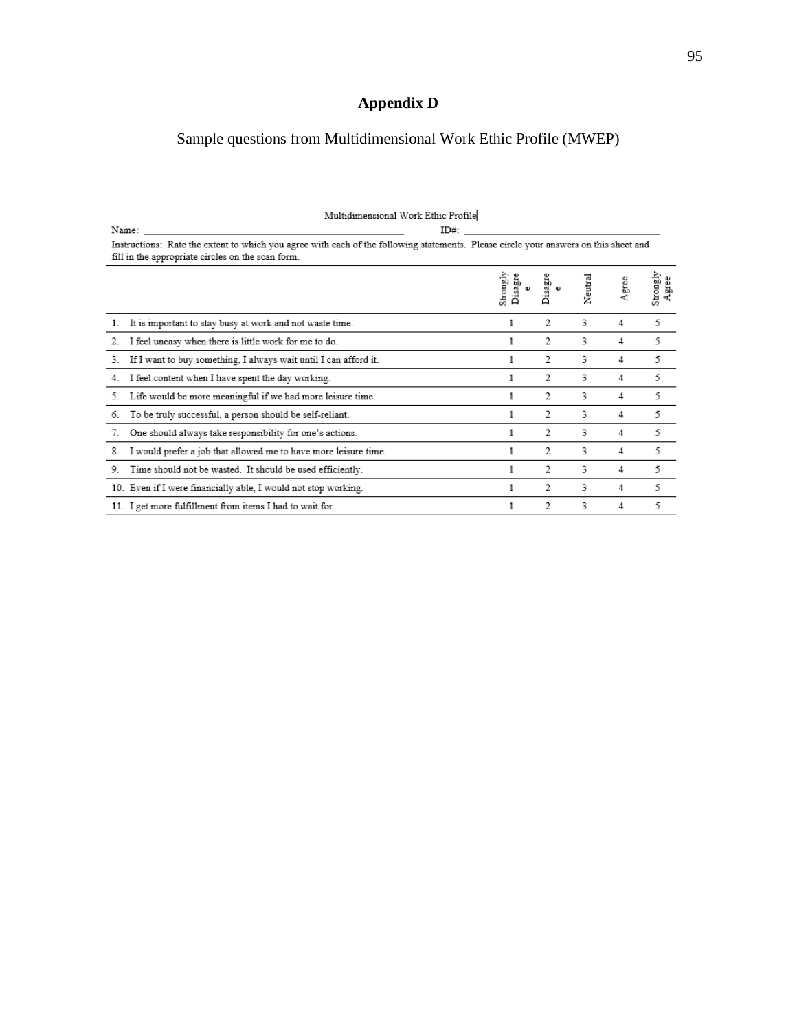# Appendix D

Sample questions from Multidimensional Work Ethic Profile (MWEP)

Multidimensional Work Ethic Profile

Name: \_\_\_\_\_\_\_\_\_\_\_\_\_\_\_\_\_\_\_\_\_\_\_\_\_\_\_\_\_\_ ID#: \_\_\_\_\_\_\_\_\_\_\_\_\_\_\_\_\_\_\_\_\_\_\_\_

Instructions: Rate the extent to which you agree with each of the following statements. Please circle your answers on this sheet and fill in the appropriate circles on the scan form.

| | Strongly Disagree | Disagree | Neutral | Agree | Strongly Agree |
|---|---|---|---|---|---|
| 1. It is important to stay busy at work and not waste time. | 1 | 2 | 3 | 4 | 5 |
| 2. I feel uneasy when there is little work for me to do. | 1 | 2 | 3 | 4 | 5 |
| 3. If I want to buy something, I always wait until I can afford it. | 1 | 2 | 3 | 4 | 5 |
| 4. I feel content when I have spent the day working. | 1 | 2 | 3 | 4 | 5 |
| 5. Life would be more meaningful if we had more leisure time. | 1 | 2 | 3 | 4 | 5 |
| 6. To be truly successful, a person should be self-reliant. | 1 | 2 | 3 | 4 | 5 |
| 7. One should always take responsibility for one's actions. | 1 | 2 | 3 | 4 | 5 |
| 8. I would prefer a job that allowed me to have more leisure time. | 1 | 2 | 3 | 4 | 5 |
| 9. Time should not be wasted. It should be used efficiently. | 1 | 2 | 3 | 4 | 5 |
| 10. Even if I were financially able, I would not stop working. | 1 | 2 | 3 | 4 | 5 |
| 11. I get more fulfillment from items I had to wait for. | 1 | 2 | 3 | 4 | 5 |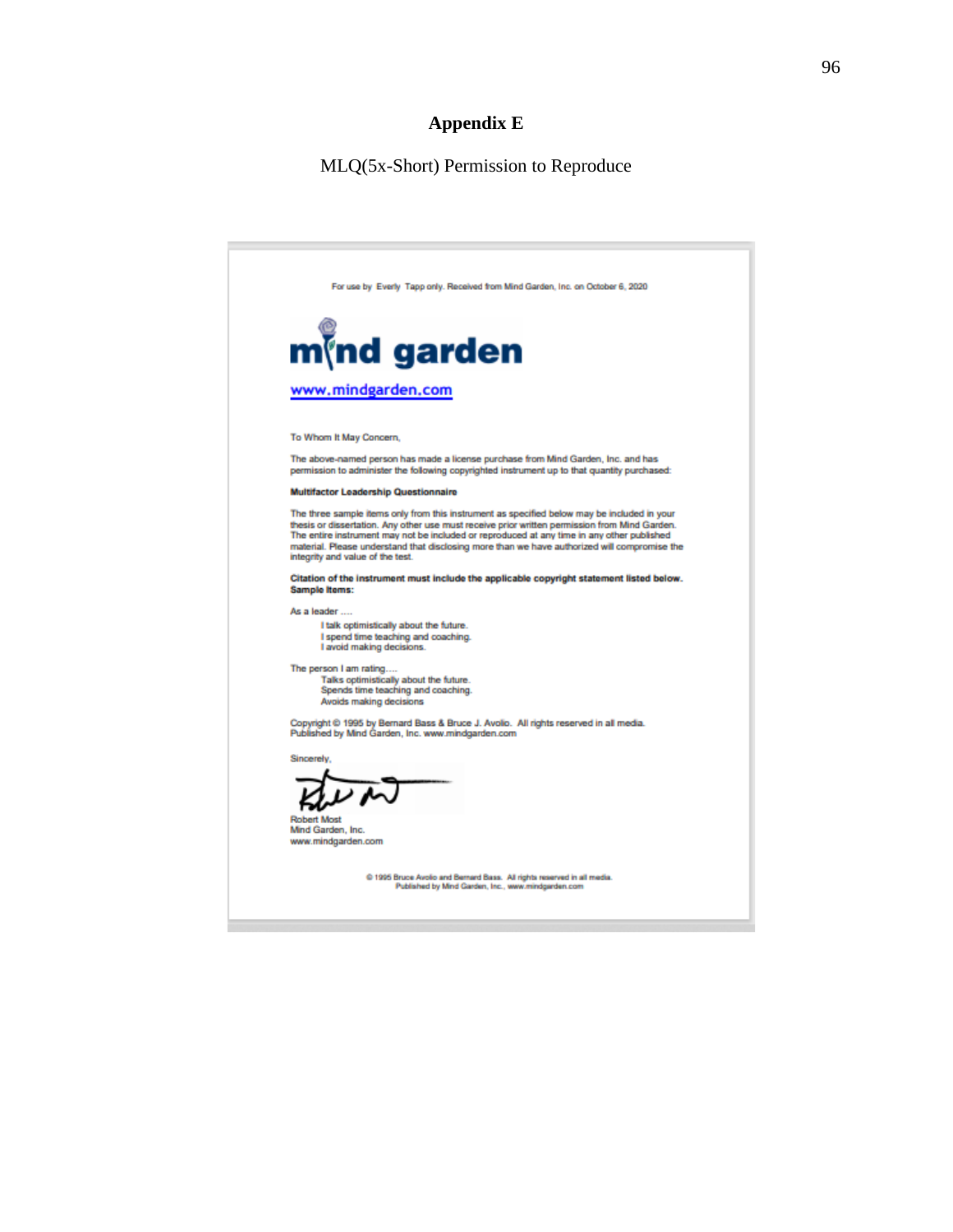# Appendix E

MLQ(5x-Short) Permission to Reproduce

For use by Everly Tapp only. Received from Mind Garden, Inc. on October 6, 2020

mind garden

www.mindgarden.com

To Whom It May Concern,

The above-named person has made a license purchase from Mind Garden, Inc. and has permission to administer the following copyrighted instrument up to that quantity purchased:

**Multifactor Leadership Questionnaire**

The three sample items only from this instrument as specified below may be included in your thesis or dissertation. Any other use must receive prior written permission from Mind Garden. The entire instrument may not be included or reproduced at any time in any other published material. Please understand that disclosing more than we have authorized will compromise the integrity and value of the test.

**Citation of the instrument must include the applicable copyright statement listed below.**
**Sample Items:**

As a leader ....

I talk optimistically about the future.
I spend time teaching and coaching.
I avoid making decisions.

The person I am rating....

Talks optimistically about the future.
Spends time teaching and coaching.
Avoids making decisions

Copyright © 1995 by Bernard Bass & Bruce J. Avolio. All rights reserved in all media.
Published by Mind Garden, Inc. www.mindgarden.com

Sincerely,

Robert Most
Mind Garden, Inc.
www.mindgarden.com

© 1995 Bruce Avolio and Bernard Bass. All rights reserved in all media.
Published by Mind Garden, Inc., www.mindgarden.com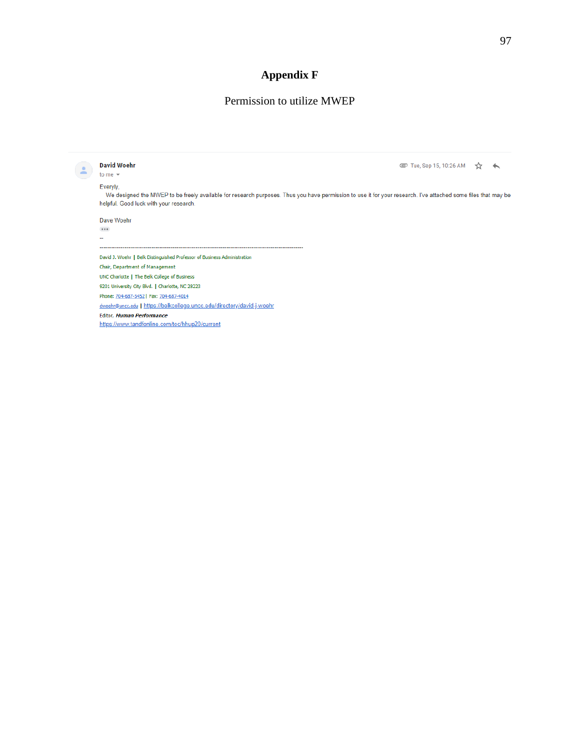# Appendix F

Permission to utilize MWEP

**David Woehr**

to me

Tue, Sep 15, 10:26 AM

Everyly,

We designed the MWEP to be freely available for research purposes. Thus you have permission to use it for your research. I've attached some files that may be helpful. Good luck with your research.

Dave Woehr

--

---

David J. Woehr | Belk Distinguished Professor of Business Administration

Chair, Department of Management

UNC Charlotte | The Belk College of Business

9201 University City Blvd. | Charlotte, NC 28223

Phone: 704-687-5452 | Fax: 704-687-4014

dwoehr@uncc.edu | https://belkcollege.uncc.edu/directory/david-j-woehr

Editor, ***Human Performance***

https://www.tandfonline.com/toc/hhup20/current